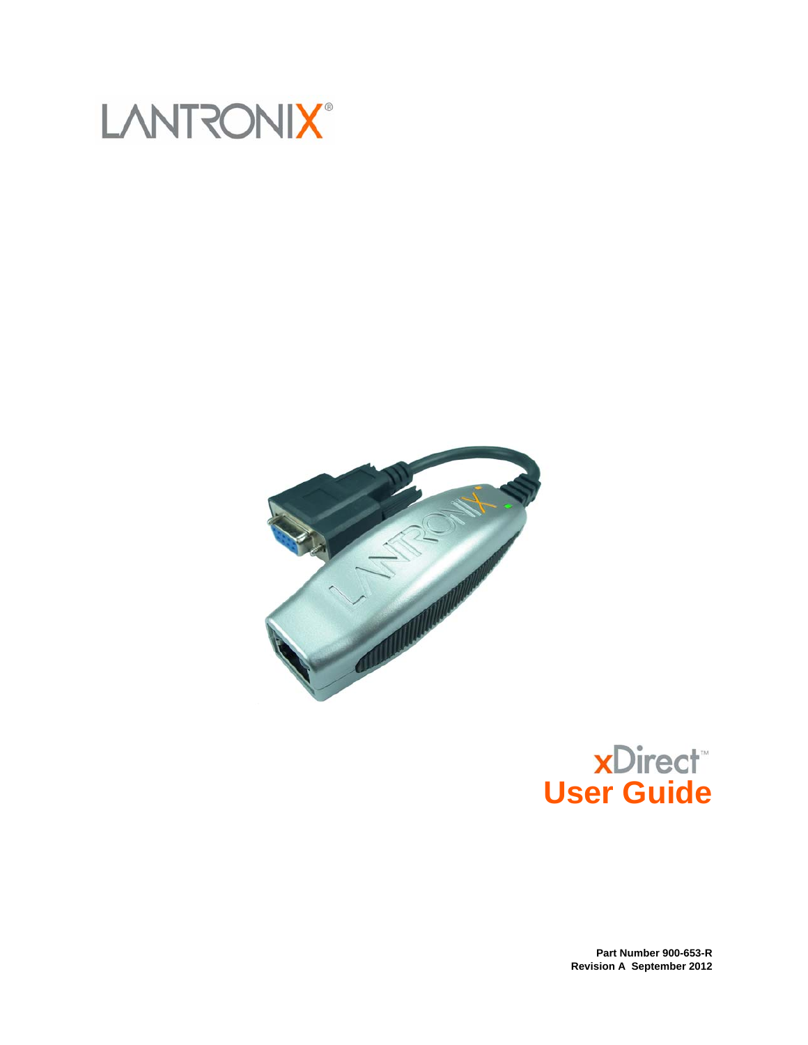LANTRONIX®

# xDirect™ User Guide

**Part Number 900-653-R**
**Revision A September 2012**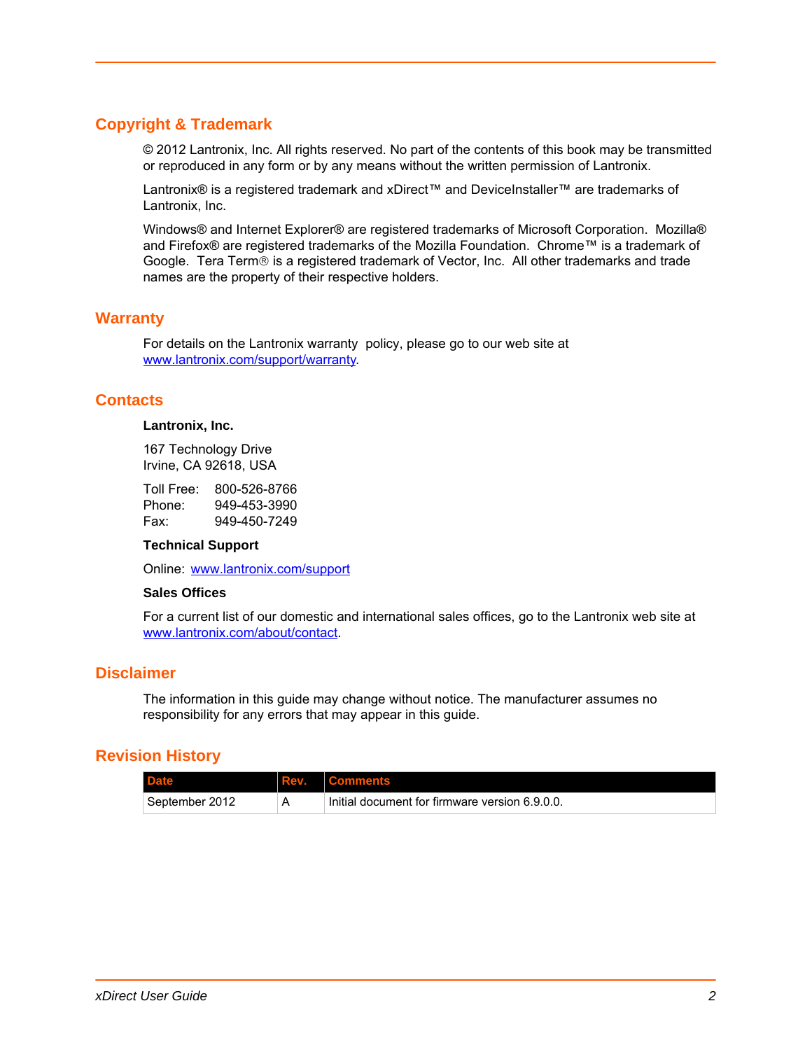## Copyright & Trademark

© 2012 Lantronix, Inc. All rights reserved. No part of the contents of this book may be transmitted or reproduced in any form or by any means without the written permission of Lantronix.

Lantronix® is a registered trademark and xDirect™ and DeviceInstaller™ are trademarks of Lantronix, Inc.

Windows® and Internet Explorer® are registered trademarks of Microsoft Corporation. Mozilla® and Firefox® are registered trademarks of the Mozilla Foundation. Chrome™ is a trademark of Google. Tera Term® is a registered trademark of Vector, Inc. All other trademarks and trade names are the property of their respective holders.

## Warranty

For details on the Lantronix warranty policy, please go to our web site at www.lantronix.com/support/warranty.

## Contacts

**Lantronix, Inc.**

167 Technology Drive
Irvine, CA 92618, USA

Toll Free: 800-526-8766
Phone: 949-453-3990
Fax: 949-450-7249

**Technical Support**

Online: www.lantronix.com/support

**Sales Offices**

For a current list of our domestic and international sales offices, go to the Lantronix web site at www.lantronix.com/about/contact.

## Disclaimer

The information in this guide may change without notice. The manufacturer assumes no responsibility for any errors that may appear in this guide.

## Revision History

| Date | Rev. | Comments |
|---|---|---|
| September 2012 | A | Initial document for firmware version 6.9.0.0. |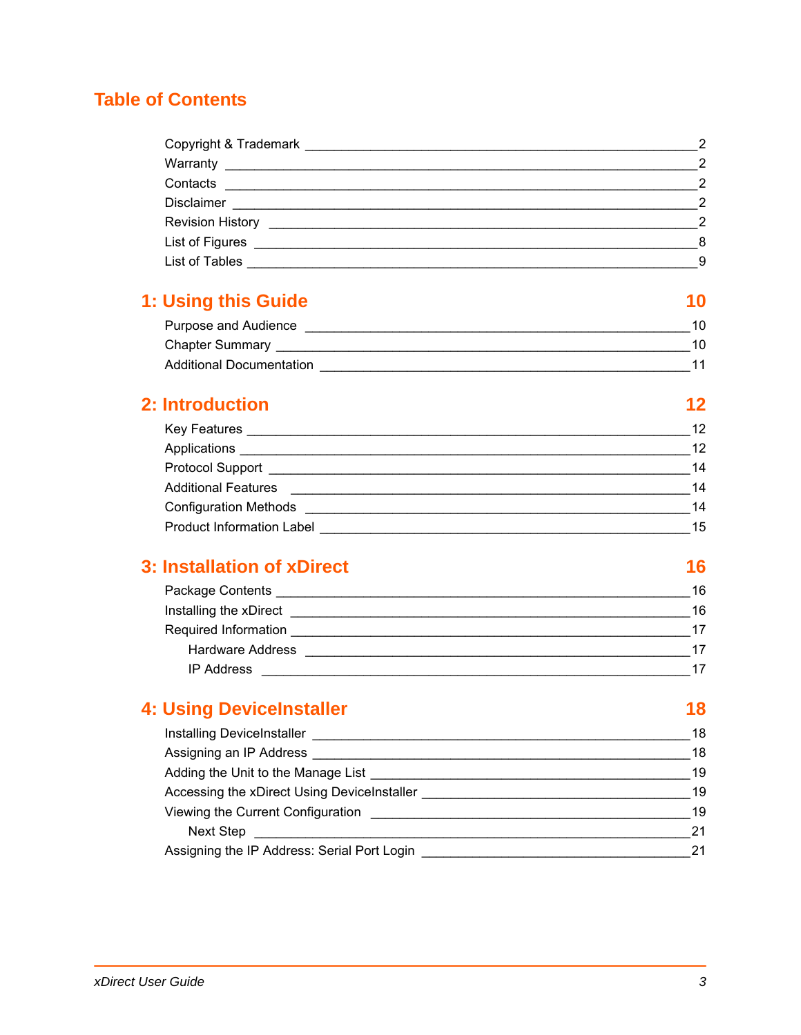# Table of Contents

Copyright & Trademark 2
Warranty 2
Contacts 2
Disclaimer 2
Revision History 2
List of Figures 8
List of Tables 9

## 1: Using this Guide 10

Purpose and Audience 10
Chapter Summary 10
Additional Documentation 11

## 2: Introduction 12

Key Features 12
Applications 12
Protocol Support 14
Additional Features 14
Configuration Methods 14
Product Information Label 15

## 3: Installation of xDirect 16

Package Contents 16
Installing the xDirect 16
Required Information 17
    Hardware Address 17
    IP Address 17

## 4: Using DeviceInstaller 18

Installing DeviceInstaller 18
Assigning an IP Address 18
Adding the Unit to the Manage List 19
Accessing the xDirect Using DeviceInstaller 19
Viewing the Current Configuration 19
    Next Step 21
Assigning the IP Address: Serial Port Login 21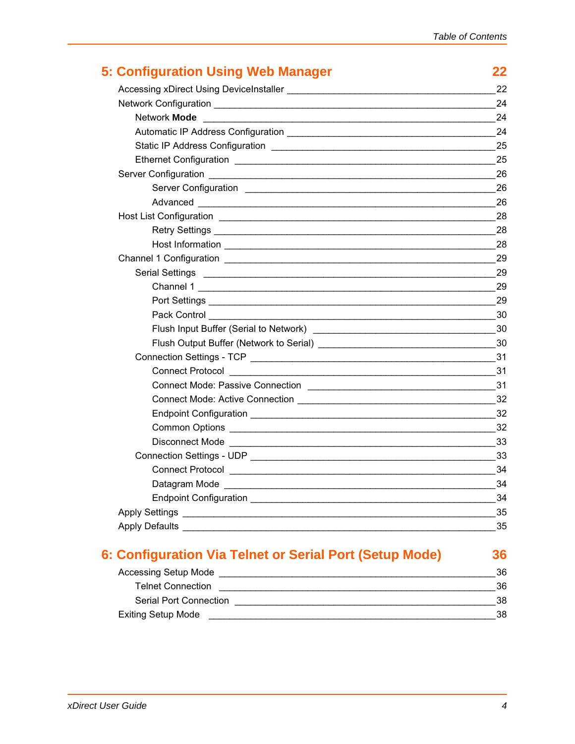## 5: Configuration Using Web Manager 22

Accessing xDirect Using DeviceInstaller _______________________________________22
Network Configuration ____________________________________________________24
    Network **Mode** ______________________________________________________24
    Automatic IP Address Configuration ______________________________________24
    Static IP Address Configuration _________________________________________25
    Ethernet Configuration _______________________________________________25
Server Configuration _____________________________________________________26
        Server Configuration _____________________________________________26
        Advanced _____________________________________________________26
Host List Configuration ___________________________________________________28
        Retry Settings _________________________________________________28
        Host Information ________________________________________________28
Channel 1 Configuration ___________________________________________________29
    Serial Settings ________________________________________________________29
        Channel 1 _____________________________________________________29
        Port Settings ___________________________________________________29
        Pack Control ___________________________________________________30
        Flush Input Buffer (Serial to Network) ______________________________30
        Flush Output Buffer (Network to Serial) _____________________________30
    Connection Settings - TCP ____________________________________________31
        Connect Protocol _______________________________________________31
        Connect Mode: Passive Connection _________________________________31
        Connect Mode: Active Connection __________________________________32
        Endpoint Configuration ____________________________________________32
        Common Options _______________________________________________32
        Disconnect Mode _______________________________________________33
    Connection Settings - UDP ____________________________________________33
        Connect Protocol _______________________________________________34
        Datagram Mode ________________________________________________34
        Endpoint Configuration ____________________________________________34
Apply Settings __________________________________________________________35
Apply Defaults __________________________________________________________35

## 6: Configuration Via Telnet or Serial Port (Setup Mode) 36

Accessing Setup Mode ____________________________________________________36
    Telnet Connection ______________________________________________________36
    Serial Port Connection ___________________________________________________38
Exiting Setup Mode ______________________________________________________38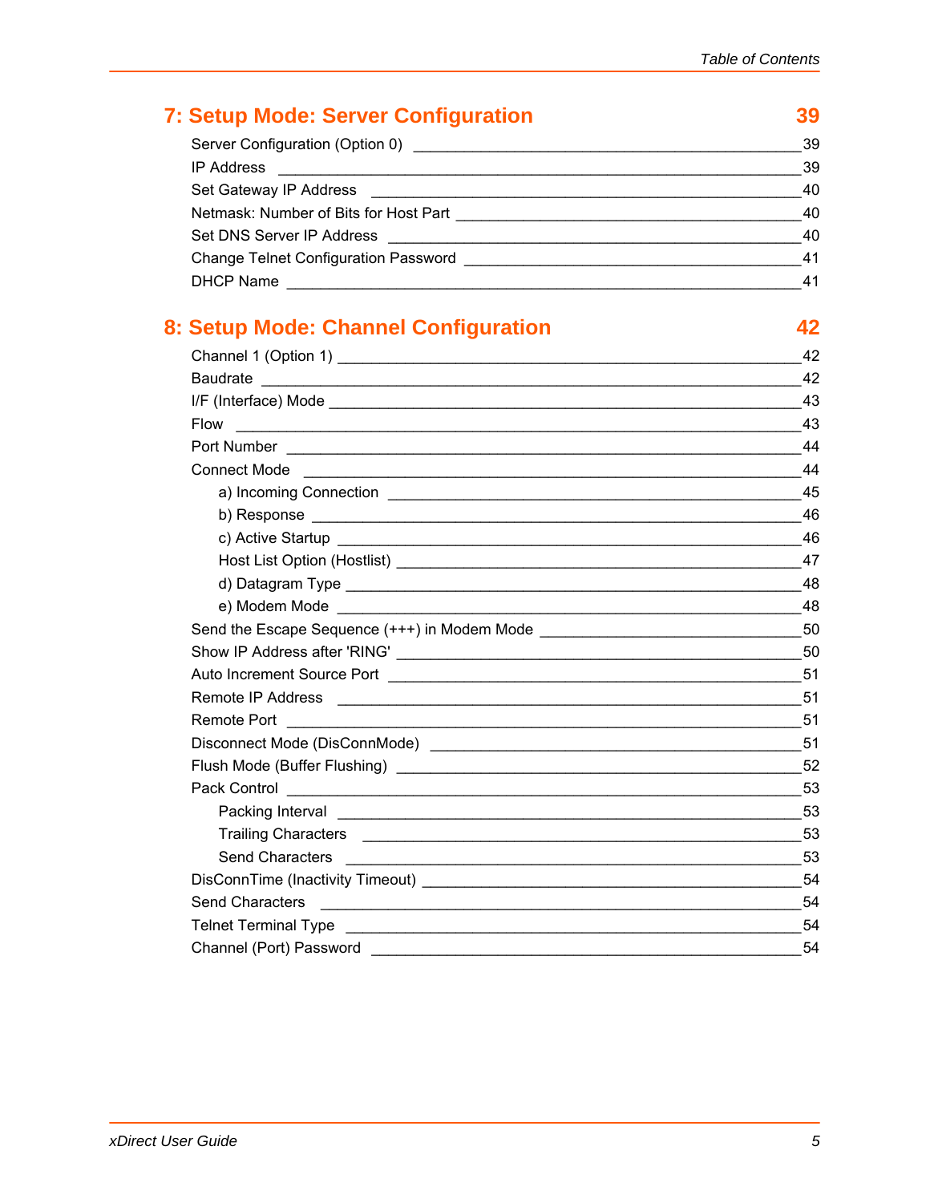## 7: Setup Mode: Server Configuration 39

- Server Configuration (Option 0) ____ 39
- IP Address ____ 39
- Set Gateway IP Address ____ 40
- Netmask: Number of Bits for Host Part ____ 40
- Set DNS Server IP Address ____ 40
- Change Telnet Configuration Password ____ 41
- DHCP Name ____ 41

## 8: Setup Mode: Channel Configuration 42

- Channel 1 (Option 1) ____ 42
- Baudrate ____ 42
- I/F (Interface) Mode ____ 43
- Flow ____ 43
- Port Number ____ 44
- Connect Mode ____ 44
  - a) Incoming Connection ____ 45
  - b) Response ____ 46
  - c) Active Startup ____ 46
  - Host List Option (Hostlist) ____ 47
  - d) Datagram Type ____ 48
  - e) Modem Mode ____ 48
- Send the Escape Sequence (+++) in Modem Mode ____ 50
- Show IP Address after 'RING' ____ 50
- Auto Increment Source Port ____ 51
- Remote IP Address ____ 51
- Remote Port ____ 51
- Disconnect Mode (DisConnMode) ____ 51
- Flush Mode (Buffer Flushing) ____ 52
- Pack Control ____ 53
  - Packing Interval ____ 53
  - Trailing Characters ____ 53
  - Send Characters ____ 53
- DisConnTime (Inactivity Timeout) ____ 54
- Send Characters ____ 54
- Telnet Terminal Type ____ 54
- Channel (Port) Password ____ 54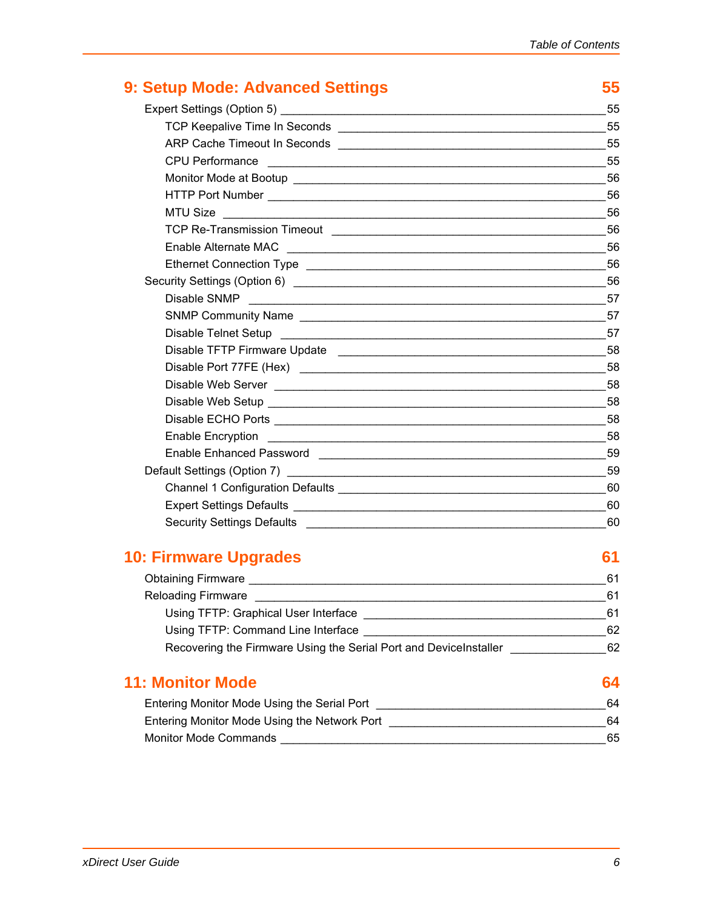## 9: Setup Mode: Advanced Settings 55

Expert Settings (Option 5) _____ 55

- TCP Keepalive Time In Seconds _____ 55
- ARP Cache Timeout In Seconds _____ 55
- CPU Performance _____ 55
- Monitor Mode at Bootup _____ 56
- HTTP Port Number _____ 56
- MTU Size _____ 56
- TCP Re-Transmission Timeout _____ 56
- Enable Alternate MAC _____ 56
- Ethernet Connection Type _____ 56

Security Settings (Option 6) _____ 56

- Disable SNMP _____ 57
- SNMP Community Name _____ 57
- Disable Telnet Setup _____ 57
- Disable TFTP Firmware Update _____ 58
- Disable Port 77FE (Hex) _____ 58
- Disable Web Server _____ 58
- Disable Web Setup _____ 58
- Disable ECHO Ports _____ 58
- Enable Encryption _____ 58
- Enable Enhanced Password _____ 59

Default Settings (Option 7) _____ 59

- Channel 1 Configuration Defaults _____ 60
- Expert Settings Defaults _____ 60
- Security Settings Defaults _____ 60

## 10: Firmware Upgrades 61

Obtaining Firmware _____ 61

Reloading Firmware _____ 61

- Using TFTP: Graphical User Interface _____ 61
- Using TFTP: Command Line Interface _____ 62
- Recovering the Firmware Using the Serial Port and DeviceInstaller _____ 62

## 11: Monitor Mode 64

Entering Monitor Mode Using the Serial Port _____ 64

Entering Monitor Mode Using the Network Port _____ 64

Monitor Mode Commands _____ 65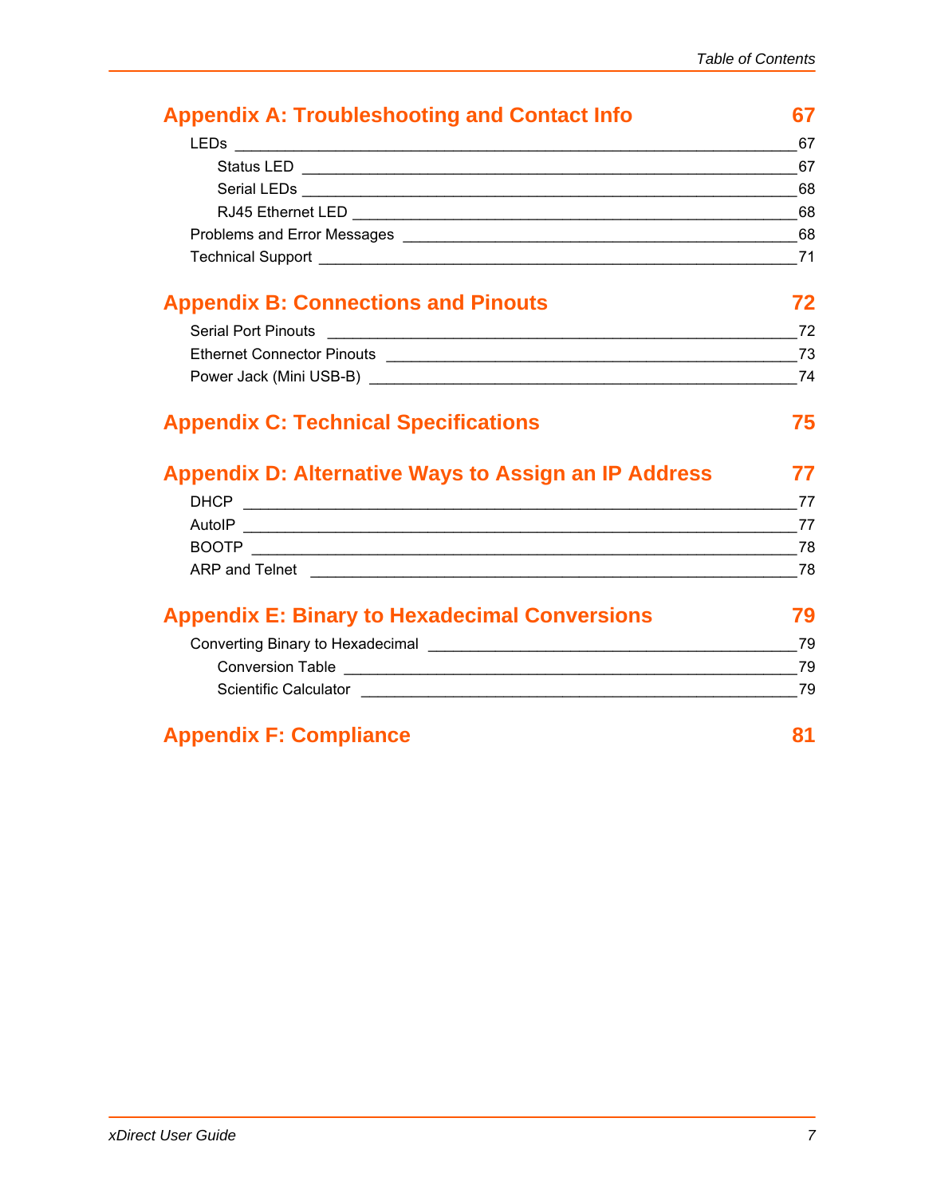## Appendix A: Troubleshooting and Contact Info 67

- LEDs 67
  - Status LED 67
  - Serial LEDs 68
  - RJ45 Ethernet LED 68
- Problems and Error Messages 68
- Technical Support 71

## Appendix B: Connections and Pinouts 72

- Serial Port Pinouts 72
- Ethernet Connector Pinouts 73
- Power Jack (Mini USB-B) 74

## Appendix C: Technical Specifications 75

## Appendix D: Alternative Ways to Assign an IP Address 77

- DHCP 77
- AutoIP 77
- BOOTP 78
- ARP and Telnet 78

## Appendix E: Binary to Hexadecimal Conversions 79

- Converting Binary to Hexadecimal 79
  - Conversion Table 79
  - Scientific Calculator 79

## Appendix F: Compliance 81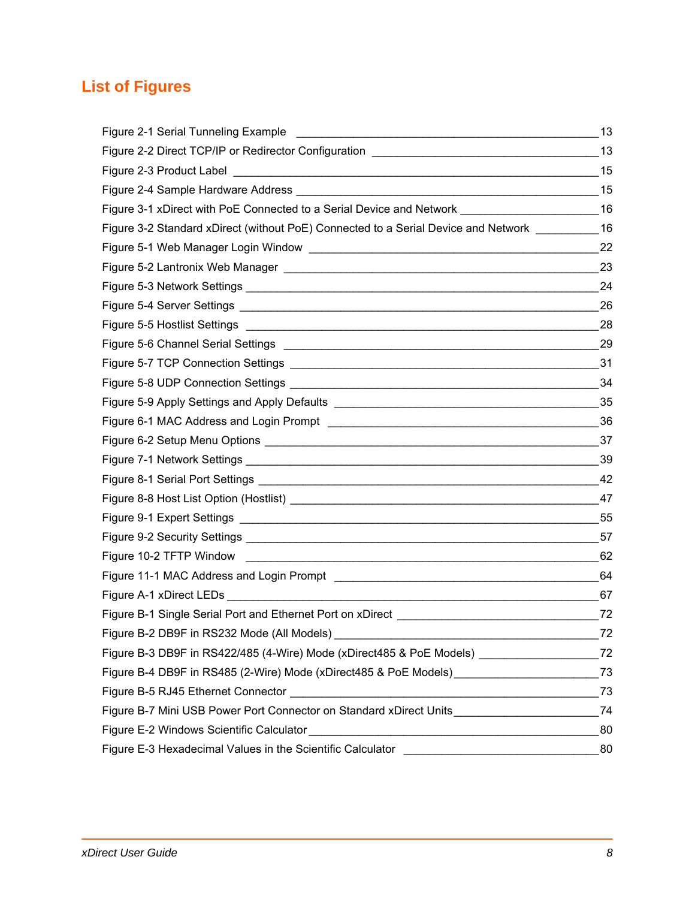# List of Figures

Figure 2-1 Serial Tunneling Example _______________________________________________13
Figure 2-2 Direct TCP/IP or Redirector Configuration ___________________________________13
Figure 2-3 Product Label _________________________________________________________15
Figure 2-4 Sample Hardware Address _______________________________________________15
Figure 3-1 xDirect with PoE Connected to a Serial Device and Network ______________________16
Figure 3-2 Standard xDirect (without PoE) Connected to a Serial Device and Network __________16
Figure 5-1 Web Manager Login Window ______________________________________________22
Figure 5-2 Lantronix Web Manager _________________________________________________23
Figure 5-3 Network Settings _______________________________________________________24
Figure 5-4 Server Settings ________________________________________________________26
Figure 5-5 Hostlist Settings _______________________________________________________28
Figure 5-6 Channel Serial Settings _________________________________________________29
Figure 5-7 TCP Connection Settings ________________________________________________31
Figure 5-8 UDP Connection Settings ________________________________________________34
Figure 5-9 Apply Settings and Apply Defaults _________________________________________35
Figure 6-1 MAC Address and Login Prompt ___________________________________________36
Figure 6-2 Setup Menu Options ____________________________________________________37
Figure 7-1 Network Settings _______________________________________________________39
Figure 8-1 Serial Port Settings _____________________________________________________42
Figure 8-8 Host List Option (Hostlist) ________________________________________________47
Figure 9-1 Expert Settings ________________________________________________________55
Figure 9-2 Security Settings _______________________________________________________57
Figure 10-2 TFTP Window ________________________________________________________62
Figure 11-1 MAC Address and Login Prompt __________________________________________64
Figure A-1 xDirect LEDs __________________________________________________________67
Figure B-1 Single Serial Port and Ethernet Port on xDirect _______________________________72
Figure B-2 DB9F in RS232 Mode (All Models) _________________________________________72
Figure B-3 DB9F in RS422/485 (4-Wire) Mode (xDirect485 & PoE Models) __________________72
Figure B-4 DB9F in RS485 (2-Wire) Mode (xDirect485 & PoE Models)______________________73
Figure B-5 RJ45 Ethernet Connector ________________________________________________73
Figure B-7 Mini USB Power Port Connector on Standard xDirect Units______________________74
Figure E-2 Windows Scientific Calculator ______________________________________________80
Figure E-3 Hexadecimal Values in the Scientific Calculator _______________________________80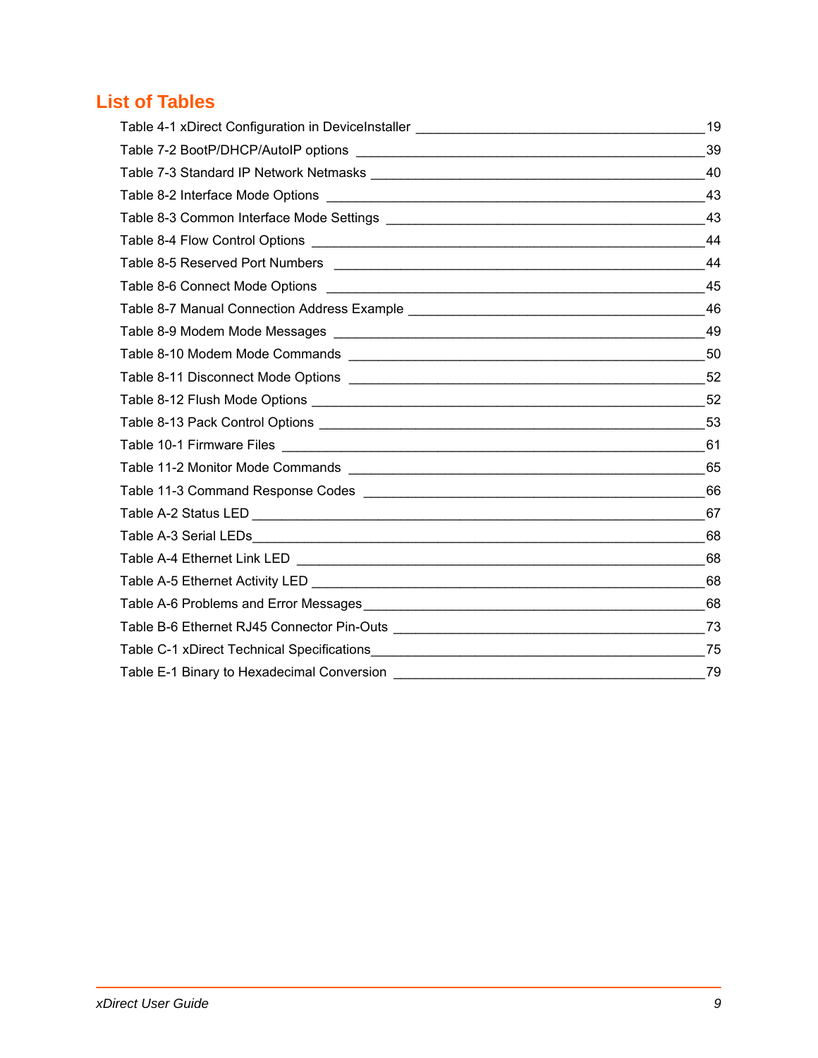## List of Tables

Table 4-1 xDirect Configuration in DeviceInstaller ____ 19
Table 7-2 BootP/DHCP/AutoIP options ____ 39
Table 7-3 Standard IP Network Netmasks ____ 40
Table 8-2 Interface Mode Options ____ 43
Table 8-3 Common Interface Mode Settings ____ 43
Table 8-4 Flow Control Options ____ 44
Table 8-5 Reserved Port Numbers ____ 44
Table 8-6 Connect Mode Options ____ 45
Table 8-7 Manual Connection Address Example ____ 46
Table 8-9 Modem Mode Messages ____ 49
Table 8-10 Modem Mode Commands ____ 50
Table 8-11 Disconnect Mode Options ____ 52
Table 8-12 Flush Mode Options ____ 52
Table 8-13 Pack Control Options ____ 53
Table 10-1 Firmware Files ____ 61
Table 11-2 Monitor Mode Commands ____ 65
Table 11-3 Command Response Codes ____ 66
Table A-2 Status LED ____ 67
Table A-3 Serial LEDs ____ 68
Table A-4 Ethernet Link LED ____ 68
Table A-5 Ethernet Activity LED ____ 68
Table A-6 Problems and Error Messages ____ 68
Table B-6 Ethernet RJ45 Connector Pin-Outs ____ 73
Table C-1 xDirect Technical Specifications ____ 75
Table E-1 Binary to Hexadecimal Conversion ____ 79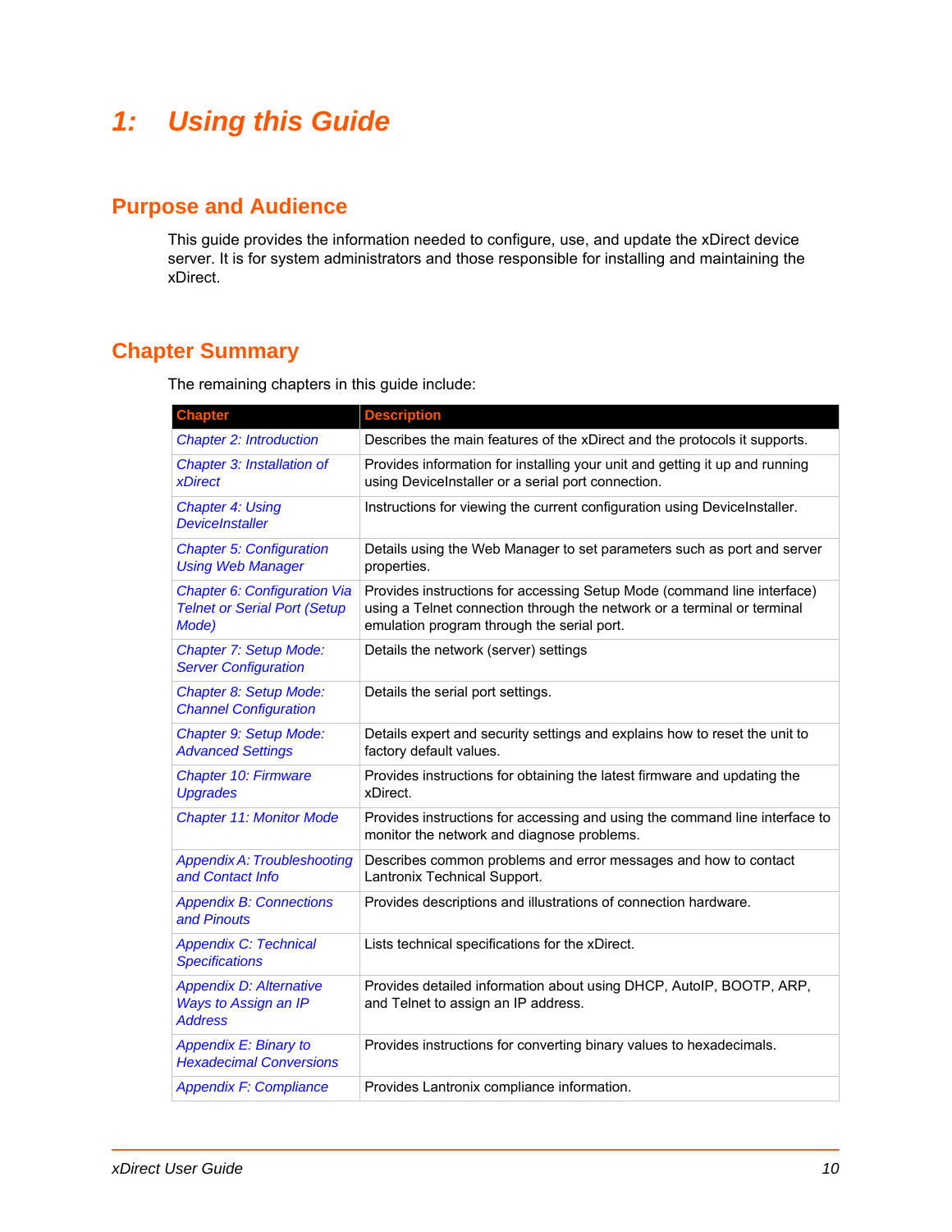# 1: Using this Guide

## Purpose and Audience

This guide provides the information needed to configure, use, and update the xDirect device server. It is for system administrators and those responsible for installing and maintaining the xDirect.

## Chapter Summary

The remaining chapters in this guide include:

| Chapter | Description |
| --- | --- |
| *Chapter 2: Introduction* | Describes the main features of the xDirect and the protocols it supports. |
| *Chapter 3: Installation of xDirect* | Provides information for installing your unit and getting it up and running using DeviceInstaller or a serial port connection. |
| *Chapter 4: Using DeviceInstaller* | Instructions for viewing the current configuration using DeviceInstaller. |
| *Chapter 5: Configuration Using Web Manager* | Details using the Web Manager to set parameters such as port and server properties. |
| *Chapter 6: Configuration Via Telnet or Serial Port (Setup Mode)* | Provides instructions for accessing Setup Mode (command line interface) using a Telnet connection through the network or a terminal or terminal emulation program through the serial port. |
| *Chapter 7: Setup Mode: Server Configuration* | Details the network (server) settings |
| *Chapter 8: Setup Mode: Channel Configuration* | Details the serial port settings. |
| *Chapter 9: Setup Mode: Advanced Settings* | Details expert and security settings and explains how to reset the unit to factory default values. |
| *Chapter 10: Firmware Upgrades* | Provides instructions for obtaining the latest firmware and updating the xDirect. |
| *Chapter 11: Monitor Mode* | Provides instructions for accessing and using the command line interface to monitor the network and diagnose problems. |
| *Appendix A: Troubleshooting and Contact Info* | Describes common problems and error messages and how to contact Lantronix Technical Support. |
| *Appendix B: Connections and Pinouts* | Provides descriptions and illustrations of connection hardware. |
| *Appendix C: Technical Specifications* | Lists technical specifications for the xDirect. |
| *Appendix D: Alternative Ways to Assign an IP Address* | Provides detailed information about using DHCP, AutoIP, BOOTP, ARP, and Telnet to assign an IP address. |
| *Appendix E: Binary to Hexadecimal Conversions* | Provides instructions for converting binary values to hexadecimals. |
| *Appendix F: Compliance* | Provides Lantronix compliance information. |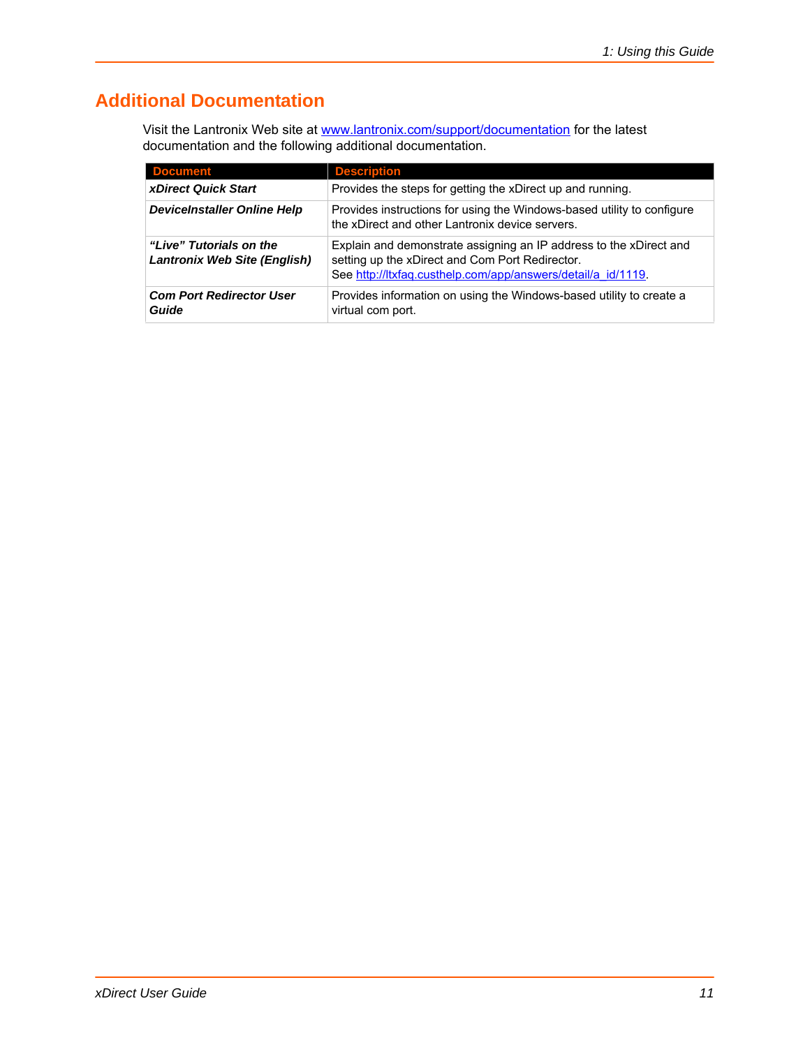## Additional Documentation

Visit the Lantronix Web site at [www.lantronix.com/support/documentation](www.lantronix.com/support/documentation) for the latest documentation and the following additional documentation.

| Document | Description |
|---|---|
| ***xDirect Quick Start*** | Provides the steps for getting the xDirect up and running. |
| ***DeviceInstaller Online Help*** | Provides instructions for using the Windows-based utility to configure the xDirect and other Lantronix device servers. |
| ***"Live" Tutorials on the Lantronix Web Site (English)*** | Explain and demonstrate assigning an IP address to the xDirect and setting up the xDirect and Com Port Redirector. See [http://ltxfaq.custhelp.com/app/answers/detail/a_id/1119](http://ltxfaq.custhelp.com/app/answers/detail/a_id/1119). |
| ***Com Port Redirector User Guide*** | Provides information on using the Windows-based utility to create a virtual com port. |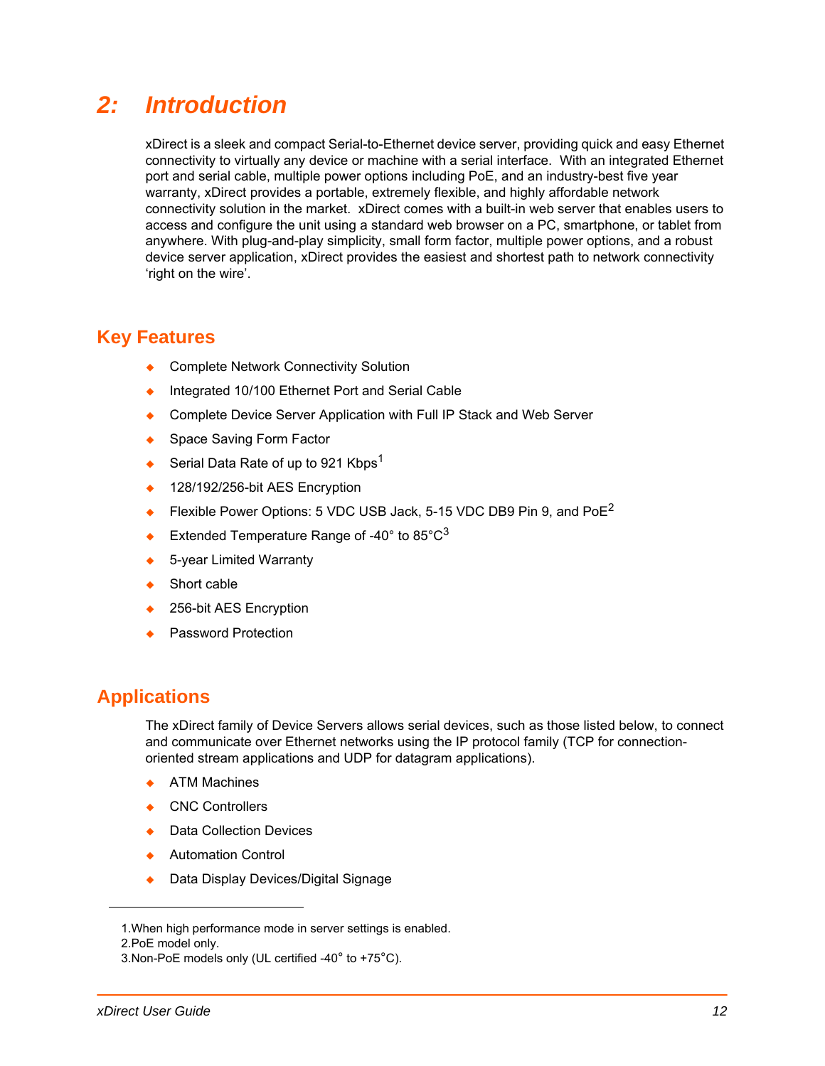# 2: Introduction

xDirect is a sleek and compact Serial-to-Ethernet device server, providing quick and easy Ethernet connectivity to virtually any device or machine with a serial interface. With an integrated Ethernet port and serial cable, multiple power options including PoE, and an industry-best five year warranty, xDirect provides a portable, extremely flexible, and highly affordable network connectivity solution in the market. xDirect comes with a built-in web server that enables users to access and configure the unit using a standard web browser on a PC, smartphone, or tablet from anywhere. With plug-and-play simplicity, small form factor, multiple power options, and a robust device server application, xDirect provides the easiest and shortest path to network connectivity 'right on the wire'.

## Key Features

- Complete Network Connectivity Solution
- Integrated 10/100 Ethernet Port and Serial Cable
- Complete Device Server Application with Full IP Stack and Web Server
- Space Saving Form Factor
- Serial Data Rate of up to 921 Kbps[1]
- 128/192/256-bit AES Encryption
- Flexible Power Options: 5 VDC USB Jack, 5-15 VDC DB9 Pin 9, and PoE[2]
- Extended Temperature Range of -40° to 85°C[3]
- 5-year Limited Warranty
- Short cable
- 256-bit AES Encryption
- Password Protection

## Applications

The xDirect family of Device Servers allows serial devices, such as those listed below, to connect and communicate over Ethernet networks using the IP protocol family (TCP for connection-oriented stream applications and UDP for datagram applications).

- ATM Machines
- CNC Controllers
- Data Collection Devices
- Automation Control
- Data Display Devices/Digital Signage

---

1. When high performance mode in server settings is enabled.
2. PoE model only.
3. Non-PoE models only (UL certified -40° to +75°C).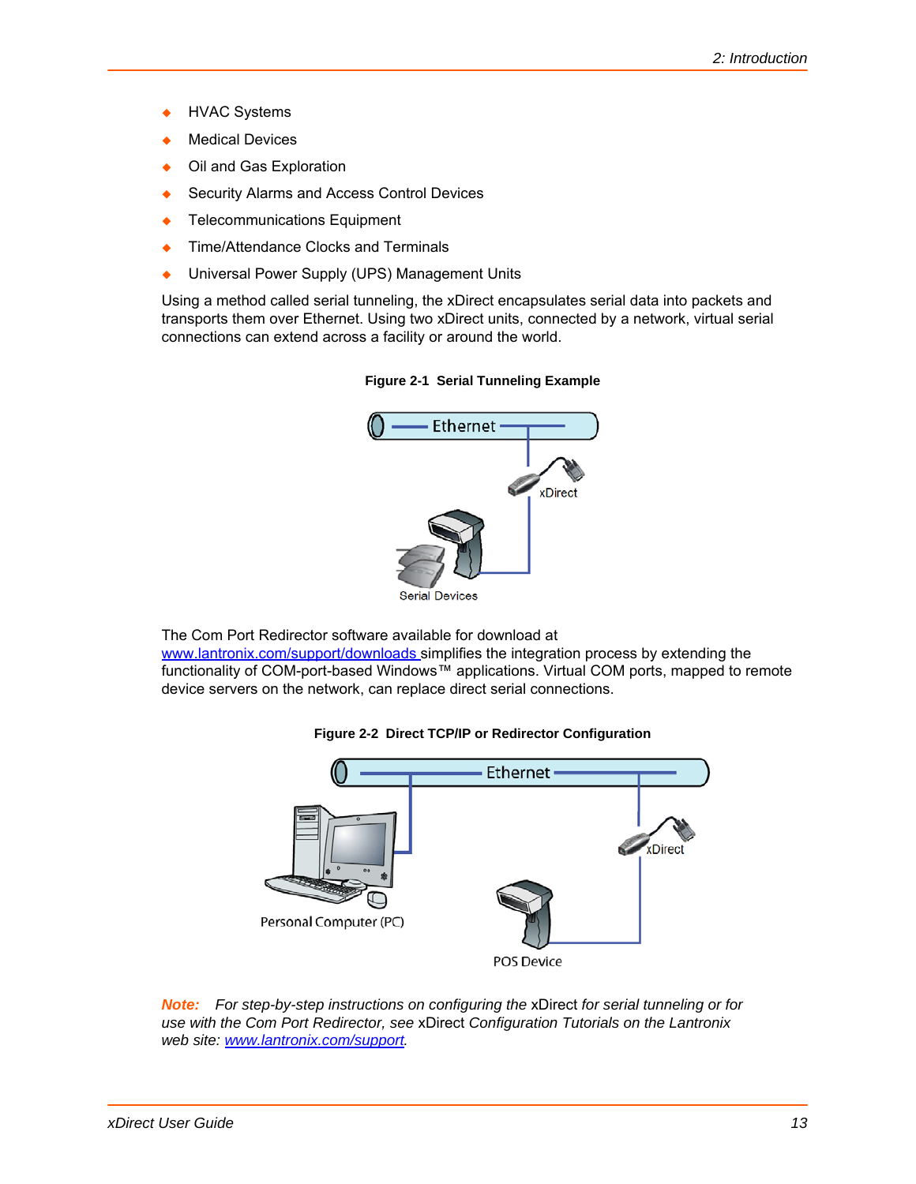- HVAC Systems
- Medical Devices
- Oil and Gas Exploration
- Security Alarms and Access Control Devices
- Telecommunications Equipment
- Time/Attendance Clocks and Terminals
- Universal Power Supply (UPS) Management Units

Using a method called serial tunneling, the xDirect encapsulates serial data into packets and transports them over Ethernet. Using two xDirect units, connected by a network, virtual serial connections can extend across a facility or around the world.

**Figure 2-1 Serial Tunneling Example**

The Com Port Redirector software available for download at [www.lantronix.com/support/downloads](www.lantronix.com/support/downloads) simplifies the integration process by extending the functionality of COM-port-based Windows™ applications. Virtual COM ports, mapped to remote device servers on the network, can replace direct serial connections.

**Figure 2-2 Direct TCP/IP or Redirector Configuration**

***Note:*** *For step-by-step instructions on configuring the* xDirect *for serial tunneling or for use with the Com Port Redirector, see* xDirect *Configuration Tutorials on the Lantronix web site: [www.lantronix.com/support](www.lantronix.com/support).*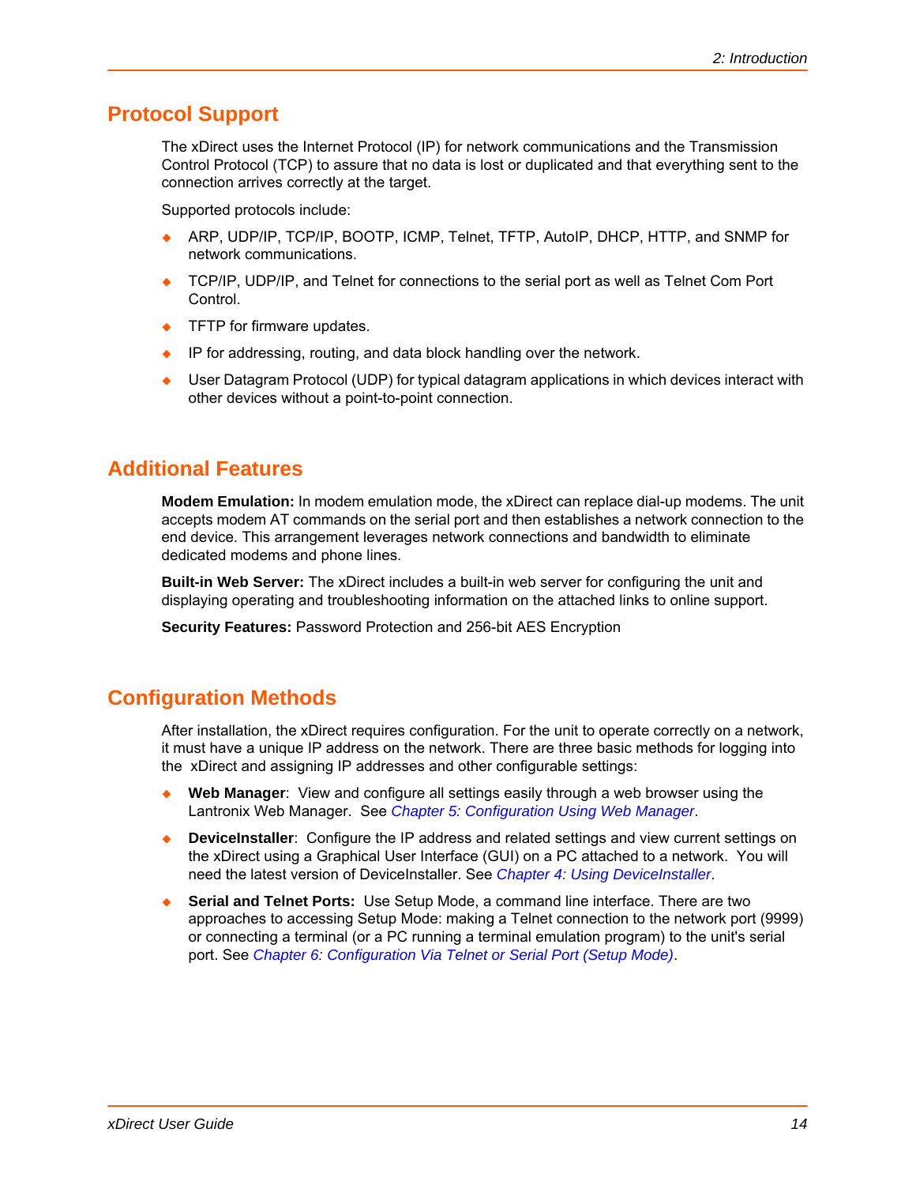## Protocol Support

The xDirect uses the Internet Protocol (IP) for network communications and the Transmission Control Protocol (TCP) to assure that no data is lost or duplicated and that everything sent to the connection arrives correctly at the target.

Supported protocols include:

- ARP, UDP/IP, TCP/IP, BOOTP, ICMP, Telnet, TFTP, AutoIP, DHCP, HTTP, and SNMP for network communications.
- TCP/IP, UDP/IP, and Telnet for connections to the serial port as well as Telnet Com Port Control.
- TFTP for firmware updates.
- IP for addressing, routing, and data block handling over the network.
- User Datagram Protocol (UDP) for typical datagram applications in which devices interact with other devices without a point-to-point connection.

## Additional Features

**Modem Emulation:** In modem emulation mode, the xDirect can replace dial-up modems. The unit accepts modem AT commands on the serial port and then establishes a network connection to the end device. This arrangement leverages network connections and bandwidth to eliminate dedicated modems and phone lines.

**Built-in Web Server:** The xDirect includes a built-in web server for configuring the unit and displaying operating and troubleshooting information on the attached links to online support.

**Security Features:** Password Protection and 256-bit AES Encryption

## Configuration Methods

After installation, the xDirect requires configuration. For the unit to operate correctly on a network, it must have a unique IP address on the network. There are three basic methods for logging into the xDirect and assigning IP addresses and other configurable settings:

- **Web Manager**: View and configure all settings easily through a web browser using the Lantronix Web Manager. See *Chapter 5: Configuration Using Web Manager*.
- **DeviceInstaller**: Configure the IP address and related settings and view current settings on the xDirect using a Graphical User Interface (GUI) on a PC attached to a network. You will need the latest version of DeviceInstaller. See *Chapter 4: Using DeviceInstaller*.
- **Serial and Telnet Ports:** Use Setup Mode, a command line interface. There are two approaches to accessing Setup Mode: making a Telnet connection to the network port (9999) or connecting a terminal (or a PC running a terminal emulation program) to the unit's serial port. See *Chapter 6: Configuration Via Telnet or Serial Port (Setup Mode)*.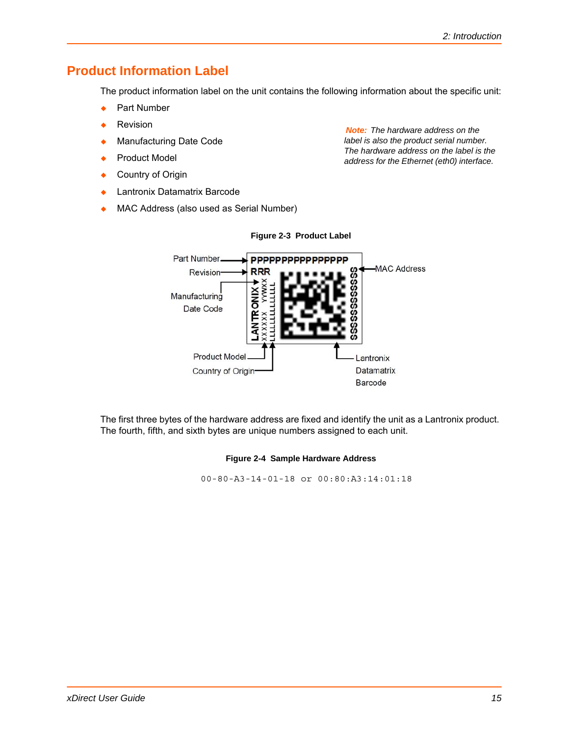## Product Information Label

The product information label on the unit contains the following information about the specific unit:

- Part Number
- Revision
- Manufacturing Date Code
- Product Model
- Country of Origin
- Lantronix Datamatrix Barcode
- MAC Address (also used as Serial Number)

*Note: The hardware address on the label is also the product serial number. The hardware address on the label is the address for the Ethernet (eth0) interface.*

**Figure 2-3 Product Label**

**Figure 2-4 Sample Hardware Address**

The first three bytes of the hardware address are fixed and identify the unit as a Lantronix product. The fourth, fifth, and sixth bytes are unique numbers assigned to each unit.

```
00-80-A3-14-01-18 or 00:80:A3:14:01:18
```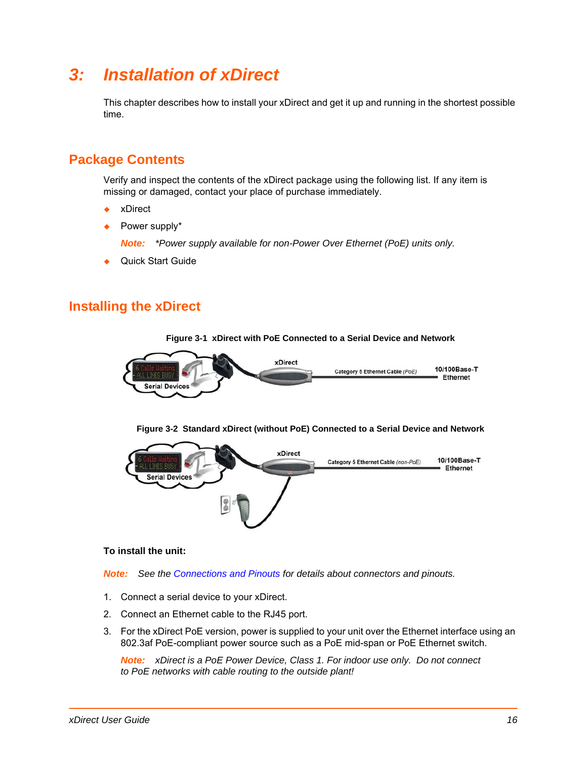# 3: Installation of xDirect

This chapter describes how to install your xDirect and get it up and running in the shortest possible time.

## Package Contents

Verify and inspect the contents of the xDirect package using the following list. If any item is missing or damaged, contact your place of purchase immediately.

- xDirect
- Power supply*

  ***Note:*** *\*Power supply available for non-Power Over Ethernet (PoE) units only.*

- Quick Start Guide

## Installing the xDirect

**Figure 3-1 xDirect with PoE Connected to a Serial Device and Network**

**Figure 3-2 Standard xDirect (without PoE) Connected to a Serial Device and Network**

**To install the unit:**

***Note:*** *See the Connections and Pinouts for details about connectors and pinouts.*

1. Connect a serial device to your xDirect.
2. Connect an Ethernet cable to the RJ45 port.
3. For the xDirect PoE version, power is supplied to your unit over the Ethernet interface using an 802.3af PoE-compliant power source such as a PoE mid-span or PoE Ethernet switch.

   ***Note:*** *xDirect is a PoE Power Device, Class 1. For indoor use only. Do not connect to PoE networks with cable routing to the outside plant!*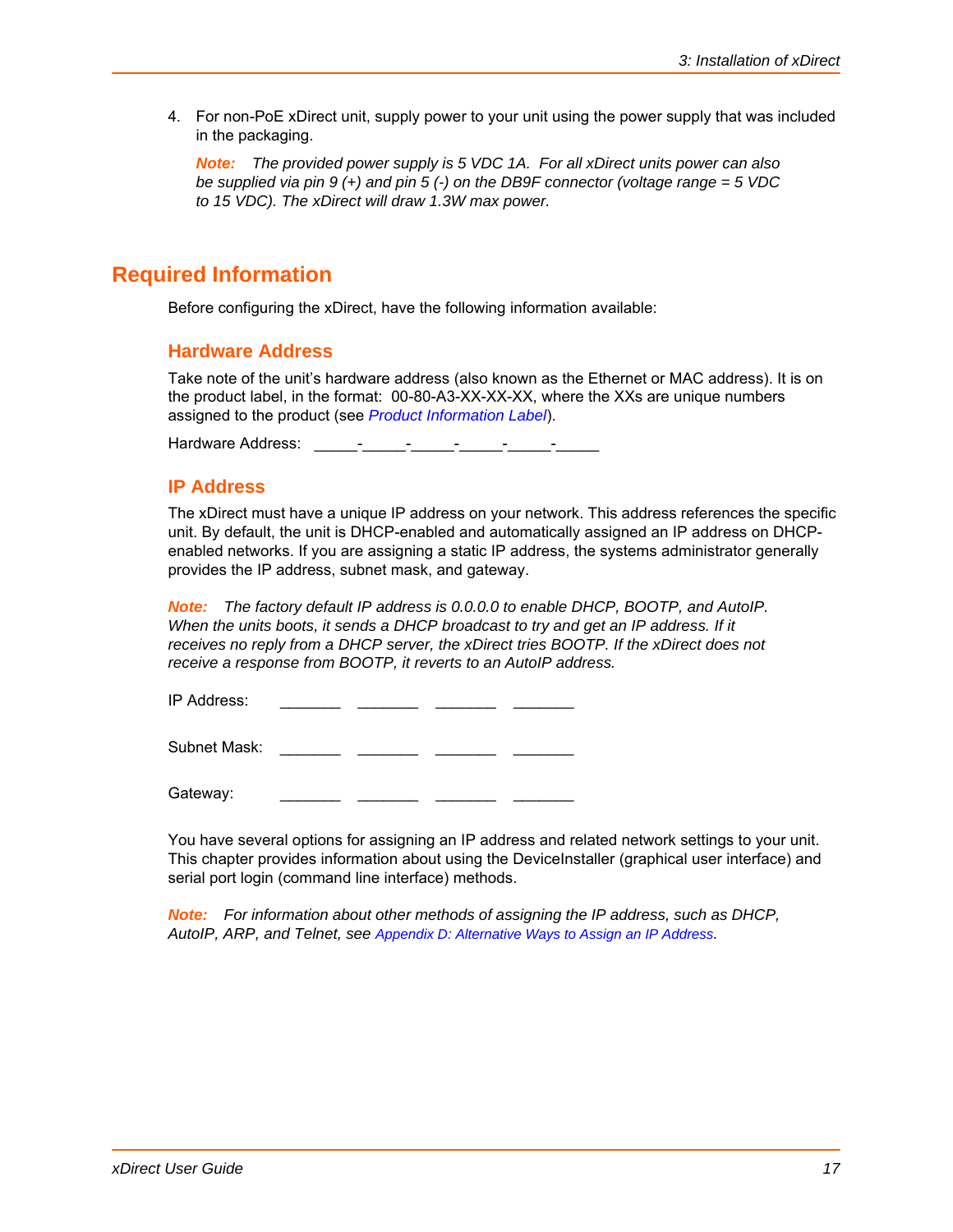4. For non-PoE xDirect unit, supply power to your unit using the power supply that was included in the packaging.

   ***Note:*** *The provided power supply is 5 VDC 1A. For all xDirect units power can also be supplied via pin 9 (+) and pin 5 (-) on the DB9F connector (voltage range = 5 VDC to 15 VDC). The xDirect will draw 1.3W max power.*

## Required Information

Before configuring the xDirect, have the following information available:

### Hardware Address

Take note of the unit's hardware address (also known as the Ethernet or MAC address). It is on the product label, in the format: 00-80-A3-XX-XX-XX, where the XXs are unique numbers assigned to the product (see *Product Information Label*).

Hardware Address: _____-_____-_____-_____-_____-_____

### IP Address

The xDirect must have a unique IP address on your network. This address references the specific unit. By default, the unit is DHCP-enabled and automatically assigned an IP address on DHCP-enabled networks. If you are assigning a static IP address, the systems administrator generally provides the IP address, subnet mask, and gateway.

***Note:*** *The factory default IP address is 0.0.0.0 to enable DHCP, BOOTP, and AutoIP. When the units boots, it sends a DHCP broadcast to try and get an IP address. If it receives no reply from a DHCP server, the xDirect tries BOOTP. If the xDirect does not receive a response from BOOTP, it reverts to an AutoIP address.*

IP Address: _______ _______ _______ _______

Subnet Mask: _______ _______ _______ _______

Gateway: _______ _______ _______ _______

You have several options for assigning an IP address and related network settings to your unit. This chapter provides information about using the DeviceInstaller (graphical user interface) and serial port login (command line interface) methods.

***Note:*** *For information about other methods of assigning the IP address, such as DHCP, AutoIP, ARP, and Telnet, see Appendix D: Alternative Ways to Assign an IP Address.*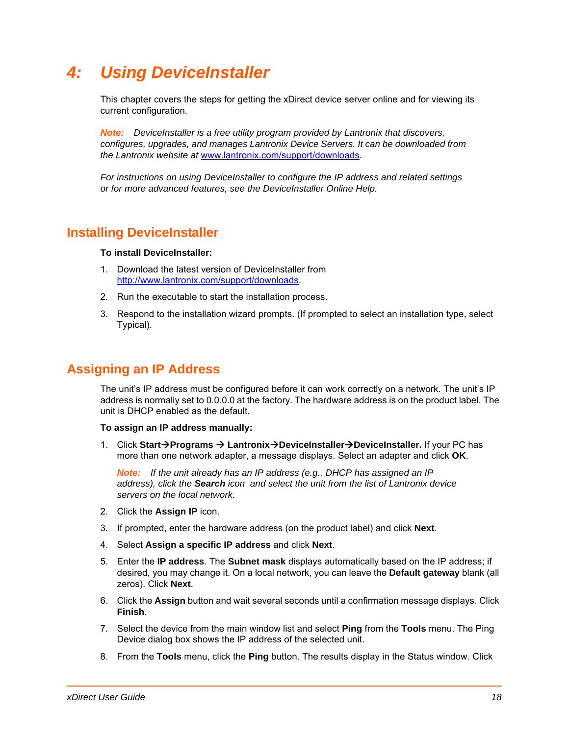# 4: Using DeviceInstaller

This chapter covers the steps for getting the xDirect device server online and for viewing its current configuration.

***Note:*** *DeviceInstaller is a free utility program provided by Lantronix that discovers, configures, upgrades, and manages Lantronix Device Servers. It can be downloaded from the Lantronix website at [www.lantronix.com/support/downloads](www.lantronix.com/support/downloads).*

*For instructions on using DeviceInstaller to configure the IP address and related settings or for more advanced features, see the DeviceInstaller Online Help.*

## Installing DeviceInstaller

**To install DeviceInstaller:**

1. Download the latest version of DeviceInstaller from [http://www.lantronix.com/support/downloads](http://www.lantronix.com/support/downloads).
2. Run the executable to start the installation process.
3. Respond to the installation wizard prompts. (If prompted to select an installation type, select Typical).

## Assigning an IP Address

The unit's IP address must be configured before it can work correctly on a network. The unit's IP address is normally set to 0.0.0.0 at the factory. The hardware address is on the product label. The unit is DHCP enabled as the default.

**To assign an IP address manually:**

1. Click **Start→Programs → Lantronix→DeviceInstaller→DeviceInstaller.** If your PC has more than one network adapter, a message displays. Select an adapter and click **OK**.

   ***Note:*** *If the unit already has an IP address (e.g., DHCP has assigned an IP address), click the **Search** icon and select the unit from the list of Lantronix device servers on the local network.*

2. Click the **Assign IP** icon.
3. If prompted, enter the hardware address (on the product label) and click **Next**.
4. Select **Assign a specific IP address** and click **Next**.
5. Enter the **IP address**. The **Subnet mask** displays automatically based on the IP address; if desired, you may change it. On a local network, you can leave the **Default gateway** blank (all zeros). Click **Next**.
6. Click the **Assign** button and wait several seconds until a confirmation message displays. Click **Finish**.
7. Select the device from the main window list and select **Ping** from the **Tools** menu. The Ping Device dialog box shows the IP address of the selected unit.
8. From the **Tools** menu, click the **Ping** button. The results display in the Status window. Click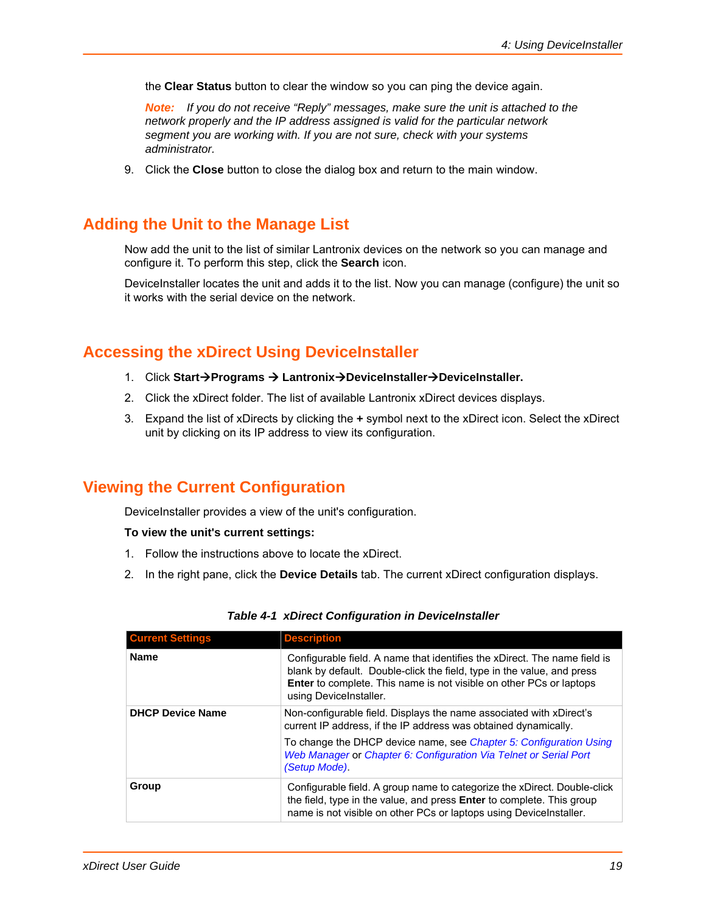the **Clear Status** button to clear the window so you can ping the device again.

***Note:*** *If you do not receive "Reply" messages, make sure the unit is attached to the network properly and the IP address assigned is valid for the particular network segment you are working with. If you are not sure, check with your systems administrator.*

9. Click the **Close** button to close the dialog box and return to the main window.

## Adding the Unit to the Manage List

Now add the unit to the list of similar Lantronix devices on the network so you can manage and configure it. To perform this step, click the **Search** icon.

DeviceInstaller locates the unit and adds it to the list. Now you can manage (configure) the unit so it works with the serial device on the network.

## Accessing the xDirect Using DeviceInstaller

1. Click **Start→Programs → Lantronix→DeviceInstaller→DeviceInstaller.**
2. Click the xDirect folder. The list of available Lantronix xDirect devices displays.
3. Expand the list of xDirects by clicking the **+** symbol next to the xDirect icon. Select the xDirect unit by clicking on its IP address to view its configuration.

## Viewing the Current Configuration

DeviceInstaller provides a view of the unit's configuration.

**To view the unit's current settings:**

1. Follow the instructions above to locate the xDirect.
2. In the right pane, click the **Device Details** tab. The current xDirect configuration displays.

***Table 4-1 xDirect Configuration in DeviceInstaller***

| Current Settings | Description |
|---|---|
| **Name** | Configurable field. A name that identifies the xDirect. The name field is blank by default. Double-click the field, type in the value, and press **Enter** to complete. This name is not visible on other PCs or laptops using DeviceInstaller. |
| **DHCP Device Name** | Non-configurable field. Displays the name associated with xDirect's current IP address, if the IP address was obtained dynamically.<br><br>To change the DHCP device name, see *Chapter 5: Configuration Using Web Manager* or *Chapter 6: Configuration Via Telnet or Serial Port (Setup Mode)*. |
| **Group** | Configurable field. A group name to categorize the xDirect. Double-click the field, type in the value, and press **Enter** to complete. This group name is not visible on other PCs or laptops using DeviceInstaller. |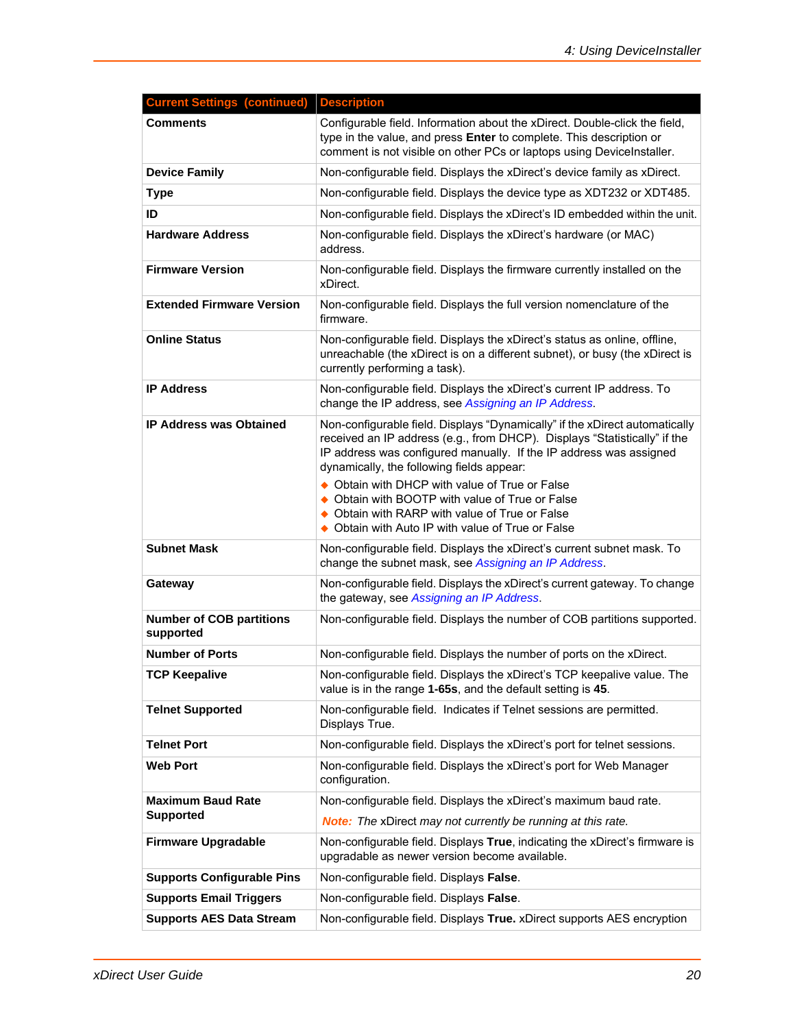| Current Settings (continued) | Description |
|---|---|
| **Comments** | Configurable field. Information about the xDirect. Double-click the field, type in the value, and press **Enter** to complete. This description or comment is not visible on other PCs or laptops using DeviceInstaller. |
| **Device Family** | Non-configurable field. Displays the xDirect's device family as xDirect. |
| **Type** | Non-configurable field. Displays the device type as XDT232 or XDT485. |
| **ID** | Non-configurable field. Displays the xDirect's ID embedded within the unit. |
| **Hardware Address** | Non-configurable field. Displays the xDirect's hardware (or MAC) address. |
| **Firmware Version** | Non-configurable field. Displays the firmware currently installed on the xDirect. |
| **Extended Firmware Version** | Non-configurable field. Displays the full version nomenclature of the firmware. |
| **Online Status** | Non-configurable field. Displays the xDirect's status as online, offline, unreachable (the xDirect is on a different subnet), or busy (the xDirect is currently performing a task). |
| **IP Address** | Non-configurable field. Displays the xDirect's current IP address. To change the IP address, see *Assigning an IP Address*. |
| **IP Address was Obtained** | Non-configurable field. Displays "Dynamically" if the xDirect automatically received an IP address (e.g., from DHCP). Displays "Statistically" if the IP address was configured manually. If the IP address was assigned dynamically, the following fields appear:<br>◆ Obtain with DHCP with value of True or False<br>◆ Obtain with BOOTP with value of True or False<br>◆ Obtain with RARP with value of True or False<br>◆ Obtain with Auto IP with value of True or False |
| **Subnet Mask** | Non-configurable field. Displays the xDirect's current subnet mask. To change the subnet mask, see *Assigning an IP Address*. |
| **Gateway** | Non-configurable field. Displays the xDirect's current gateway. To change the gateway, see *Assigning an IP Address*. |
| **Number of COB partitions supported** | Non-configurable field. Displays the number of COB partitions supported. |
| **Number of Ports** | Non-configurable field. Displays the number of ports on the xDirect. |
| **TCP Keepalive** | Non-configurable field. Displays the xDirect's TCP keepalive value. The value is in the range **1-65s**, and the default setting is **45**. |
| **Telnet Supported** | Non-configurable field. Indicates if Telnet sessions are permitted. Displays True. |
| **Telnet Port** | Non-configurable field. Displays the xDirect's port for telnet sessions. |
| **Web Port** | Non-configurable field. Displays the xDirect's port for Web Manager configuration. |
| **Maximum Baud Rate Supported** | Non-configurable field. Displays the xDirect's maximum baud rate.<br>***Note:*** *The* xDirect *may not currently be running at this rate.* |
| **Firmware Upgradable** | Non-configurable field. Displays **True**, indicating the xDirect's firmware is upgradable as newer version become available. |
| **Supports Configurable Pins** | Non-configurable field. Displays **False**. |
| **Supports Email Triggers** | Non-configurable field. Displays **False**. |
| **Supports AES Data Stream** | Non-configurable field. Displays **True.** xDirect supports AES encryption |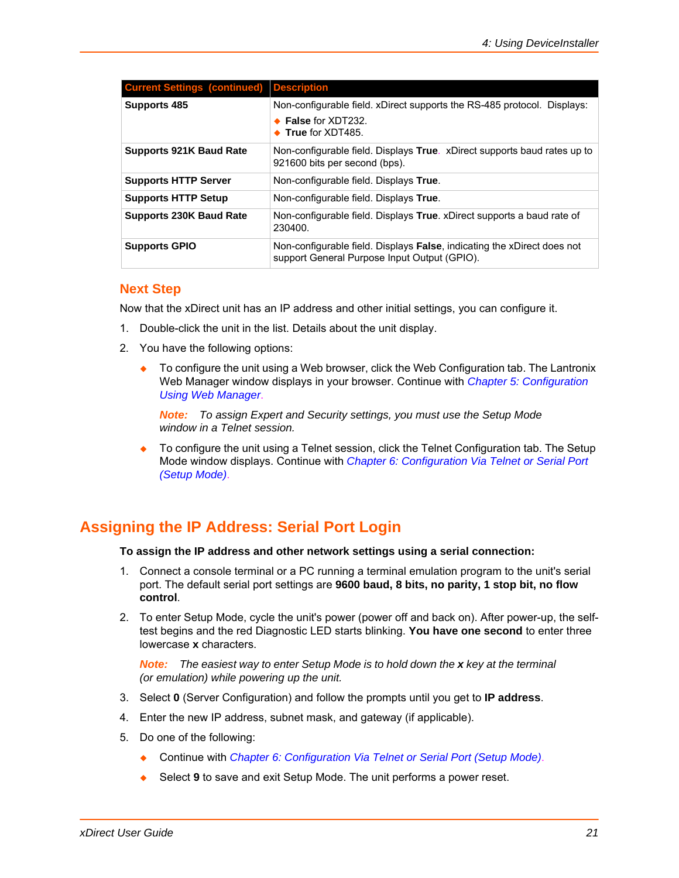| Current Settings (continued) | Description |
|---|---|
| **Supports 485** | Non-configurable field. xDirect supports the RS-485 protocol. Displays:<br>◆ **False** for XDT232.<br>◆ **True** for XDT485. |
| **Supports 921K Baud Rate** | Non-configurable field. Displays **True**. xDirect supports baud rates up to 921600 bits per second (bps). |
| **Supports HTTP Server** | Non-configurable field. Displays **True**. |
| **Supports HTTP Setup** | Non-configurable field. Displays **True**. |
| **Supports 230K Baud Rate** | Non-configurable field. Displays **True**. xDirect supports a baud rate of 230400. |
| **Supports GPIO** | Non-configurable field. Displays **False**, indicating the xDirect does not support General Purpose Input Output (GPIO). |

### Next Step

Now that the xDirect unit has an IP address and other initial settings, you can configure it.

1. Double-click the unit in the list. Details about the unit display.
2. You have the following options:
   - To configure the unit using a Web browser, click the Web Configuration tab. The Lantronix Web Manager window displays in your browser. Continue with *Chapter 5: Configuration Using Web Manager*.

     ***Note:*** *To assign Expert and Security settings, you must use the Setup Mode window in a Telnet session.*

   - To configure the unit using a Telnet session, click the Telnet Configuration tab. The Setup Mode window displays. Continue with *Chapter 6: Configuration Via Telnet or Serial Port (Setup Mode)*.

## Assigning the IP Address: Serial Port Login

**To assign the IP address and other network settings using a serial connection:**

1. Connect a console terminal or a PC running a terminal emulation program to the unit's serial port. The default serial port settings are **9600 baud, 8 bits, no parity, 1 stop bit, no flow control**.
2. To enter Setup Mode, cycle the unit's power (power off and back on). After power-up, the self-test begins and the red Diagnostic LED starts blinking. **You have one second** to enter three lowercase **x** characters.

   ***Note:*** *The easiest way to enter Setup Mode is to hold down the **x** key at the terminal (or emulation) while powering up the unit.*

3. Select **0** (Server Configuration) and follow the prompts until you get to **IP address**.
4. Enter the new IP address, subnet mask, and gateway (if applicable).
5. Do one of the following:
   - Continue with *Chapter 6: Configuration Via Telnet or Serial Port (Setup Mode)*.
   - Select **9** to save and exit Setup Mode. The unit performs a power reset.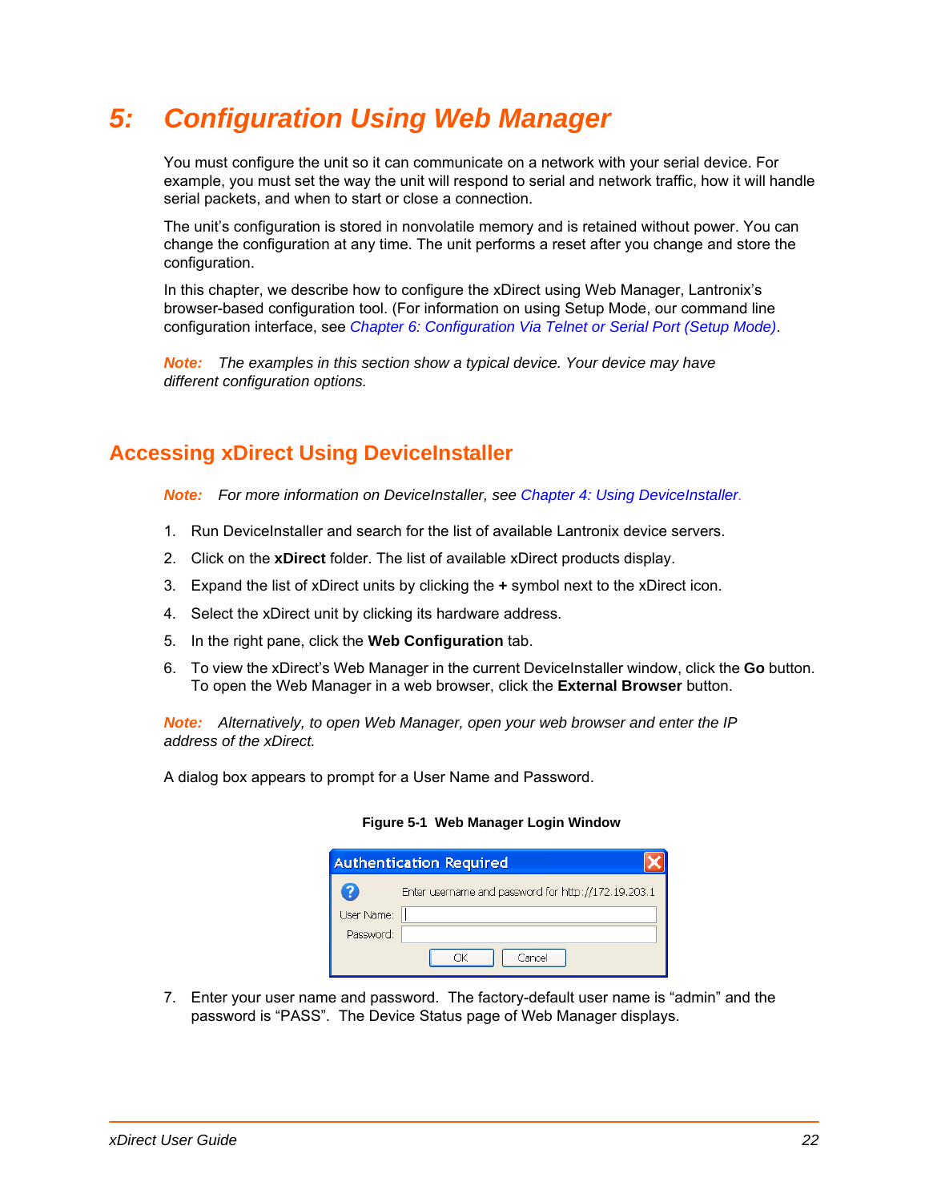# 5: Configuration Using Web Manager

You must configure the unit so it can communicate on a network with your serial device. For example, you must set the way the unit will respond to serial and network traffic, how it will handle serial packets, and when to start or close a connection.

The unit's configuration is stored in nonvolatile memory and is retained without power. You can change the configuration at any time. The unit performs a reset after you change and store the configuration.

In this chapter, we describe how to configure the xDirect using Web Manager, Lantronix's browser-based configuration tool. (For information on using Setup Mode, our command line configuration interface, see *Chapter 6: Configuration Via Telnet or Serial Port (Setup Mode)*.

***Note:*** *The examples in this section show a typical device. Your device may have different configuration options.*

## Accessing xDirect Using DeviceInstaller

***Note:*** *For more information on DeviceInstaller, see Chapter 4: Using DeviceInstaller.*

1. Run DeviceInstaller and search for the list of available Lantronix device servers.
2. Click on the **xDirect** folder. The list of available xDirect products display.
3. Expand the list of xDirect units by clicking the **+** symbol next to the xDirect icon.
4. Select the xDirect unit by clicking its hardware address.
5. In the right pane, click the **Web Configuration** tab.
6. To view the xDirect's Web Manager in the current DeviceInstaller window, click the **Go** button. To open the Web Manager in a web browser, click the **External Browser** button.

***Note:*** *Alternatively, to open Web Manager, open your web browser and enter the IP address of the xDirect.*

A dialog box appears to prompt for a User Name and Password.

**Figure 5-1 Web Manager Login Window**

Authentication Required

Enter username and password for http://172.19.203.1

User Name:

Password:

OK Cancel

7. Enter your user name and password. The factory-default user name is "admin" and the password is "PASS". The Device Status page of Web Manager displays.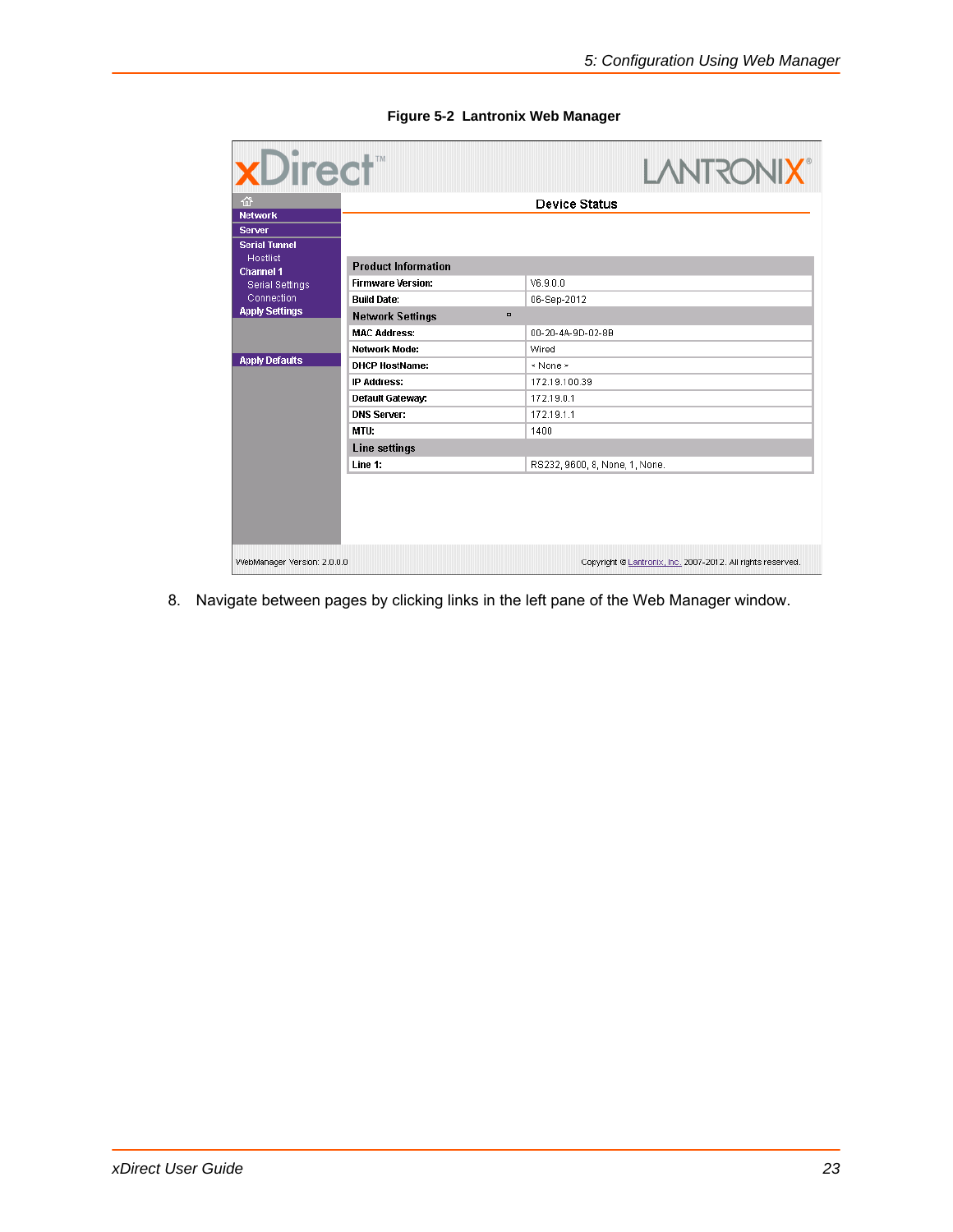**Figure 5-2 Lantronix Web Manager**

| xDirect™ | LANTRONIX® |
|---|---|
| Network | **Device Status** |
| Server | |
| Serial Tunnel | |
| Hostlist | |
| Channel 1 | |
| Serial Settings | |
| Connection | |
| Apply Settings | |
| Apply Defaults | |

| Product Information | |
|---|---|
| Firmware Version: | V6.9.0.0 |
| Build Date: | 06-Sep-2012 |
| **Network Settings** | |
| MAC Address: | 00-20-4A-9D-02-8B |
| Network Mode: | Wired |
| DHCP HostName: | < None > |
| IP Address: | 172.19.100.39 |
| Default Gateway: | 172.19.0.1 |
| DNS Server: | 172.19.1.1 |
| MTU: | 1400 |
| **Line settings** | |
| Line 1: | RS232, 9600, 8, None, 1, None. |

WebManager Version: 2.0.0.0 — Copyright © Lantronix, Inc. 2007-2012. All rights reserved.

8. Navigate between pages by clicking links in the left pane of the Web Manager window.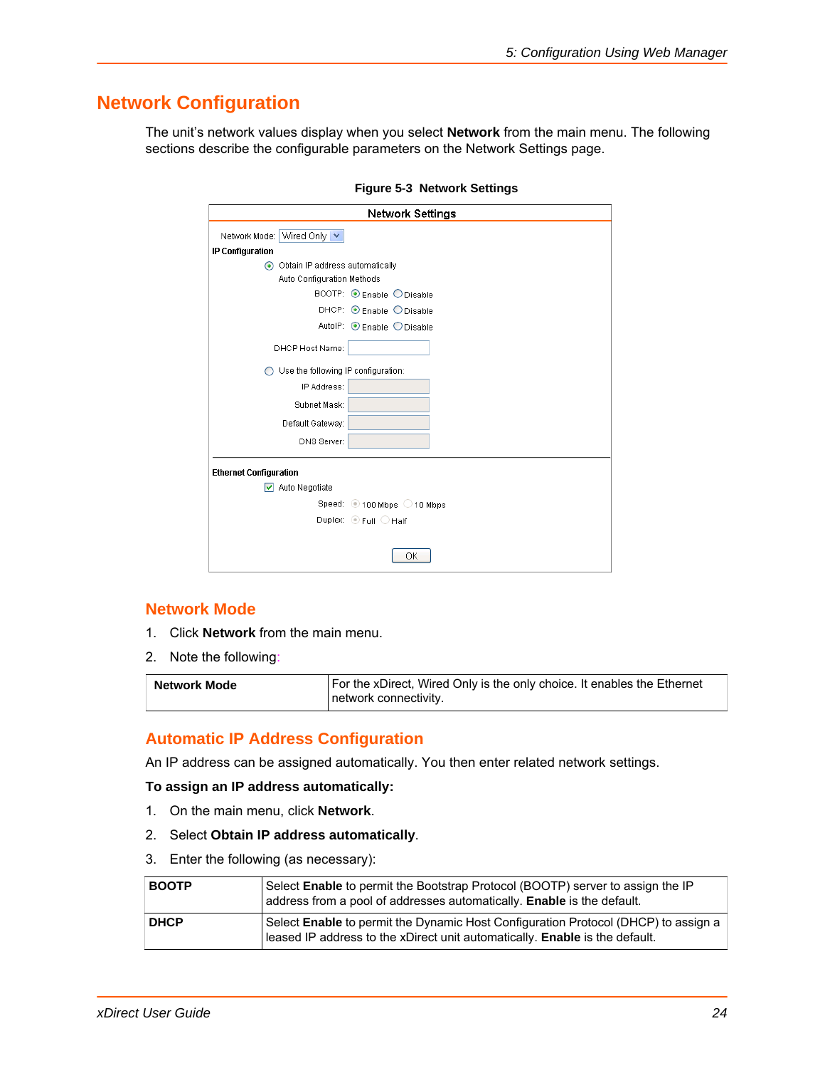# Network Configuration

The unit's network values display when you select **Network** from the main menu. The following sections describe the configurable parameters on the Network Settings page.

**Figure 5-3 Network Settings**

## Network Mode

1. Click **Network** from the main menu.
2. Note the following:

| **Network Mode** | For the xDirect, Wired Only is the only choice. It enables the Ethernet network connectivity. |
|---|---|

## Automatic IP Address Configuration

An IP address can be assigned automatically. You then enter related network settings.

**To assign an IP address automatically:**

1. On the main menu, click **Network**.
2. Select **Obtain IP address automatically**.
3. Enter the following (as necessary):

| **BOOTP** | Select **Enable** to permit the Bootstrap Protocol (BOOTP) server to assign the IP address from a pool of addresses automatically. **Enable** is the default. |
|---|---|
| **DHCP** | Select **Enable** to permit the Dynamic Host Configuration Protocol (DHCP) to assign a leased IP address to the xDirect unit automatically. **Enable** is the default. |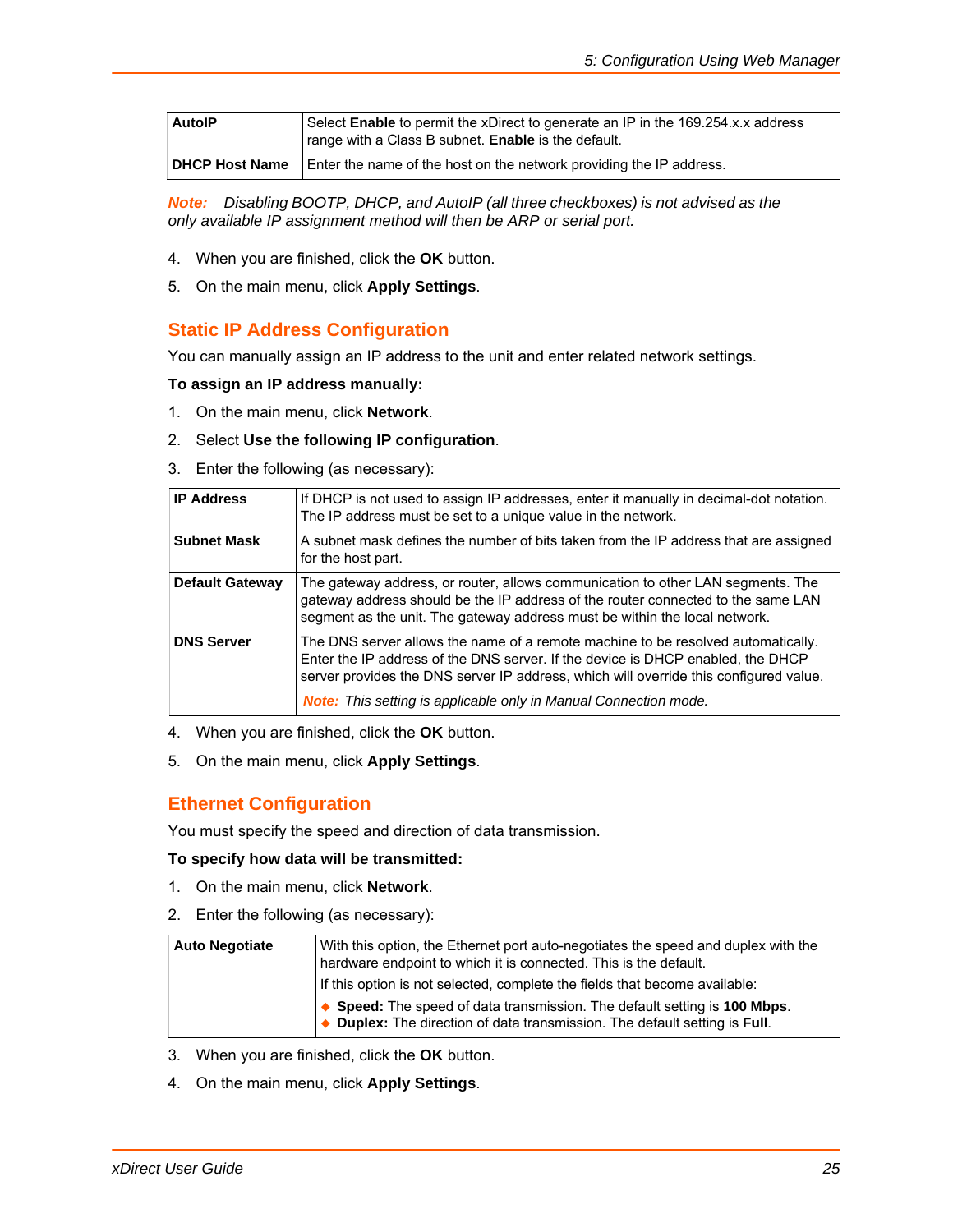| AutoIP | Select **Enable** to permit the xDirect to generate an IP in the 169.254.x.x address range with a Class B subnet. **Enable** is the default. |
|---|---|
| **DHCP Host Name** | Enter the name of the host on the network providing the IP address. |

***Note:*** *Disabling BOOTP, DHCP, and AutoIP (all three checkboxes) is not advised as the only available IP assignment method will then be ARP or serial port.*

4. When you are finished, click the **OK** button.
5. On the main menu, click **Apply Settings**.

## Static IP Address Configuration

You can manually assign an IP address to the unit and enter related network settings.

**To assign an IP address manually:**

1. On the main menu, click **Network**.
2. Select **Use the following IP configuration**.
3. Enter the following (as necessary):

| IP Address | If DHCP is not used to assign IP addresses, enter it manually in decimal-dot notation. The IP address must be set to a unique value in the network. |
|---|---|
| **Subnet Mask** | A subnet mask defines the number of bits taken from the IP address that are assigned for the host part. |
| **Default Gateway** | The gateway address, or router, allows communication to other LAN segments. The gateway address should be the IP address of the router connected to the same LAN segment as the unit. The gateway address must be within the local network. |
| **DNS Server** | The DNS server allows the name of a remote machine to be resolved automatically. Enter the IP address of the DNS server. If the device is DHCP enabled, the DHCP server provides the DNS server IP address, which will override this configured value. ***Note:*** *This setting is applicable only in Manual Connection mode.* |

4. When you are finished, click the **OK** button.
5. On the main menu, click **Apply Settings**.

## Ethernet Configuration

You must specify the speed and direction of data transmission.

**To specify how data will be transmitted:**

1. On the main menu, click **Network**.
2. Enter the following (as necessary):

| Auto Negotiate | With this option, the Ethernet port auto-negotiates the speed and duplex with the hardware endpoint to which it is connected. This is the default. If this option is not selected, complete the fields that become available: ◆ **Speed:** The speed of data transmission. The default setting is **100 Mbps**. ◆ **Duplex:** The direction of data transmission. The default setting is **Full**. |
|---|---|

3. When you are finished, click the **OK** button.
4. On the main menu, click **Apply Settings**.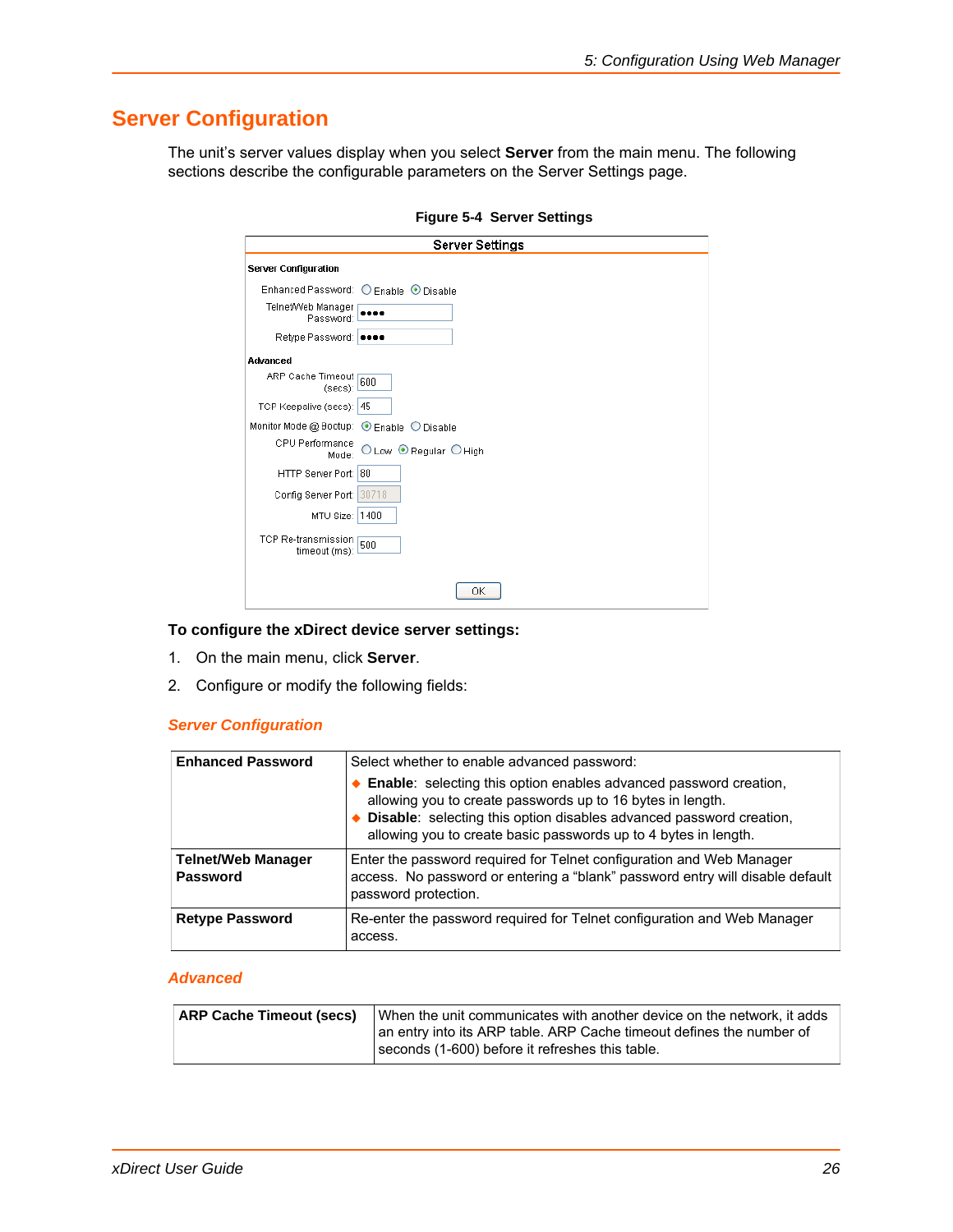# Server Configuration

The unit's server values display when you select **Server** from the main menu. The following sections describe the configurable parameters on the Server Settings page.

**Figure 5-4 Server Settings**

**To configure the xDirect device server settings:**

1. On the main menu, click **Server**.
2. Configure or modify the following fields:

### *Server Configuration*

| | |
|---|---|
| **Enhanced Password** | Select whether to enable advanced password:<br>◆ **Enable**: selecting this option enables advanced password creation, allowing you to create passwords up to 16 bytes in length.<br>◆ **Disable**: selecting this option disables advanced password creation, allowing you to create basic passwords up to 4 bytes in length. |
| **Telnet/Web Manager Password** | Enter the password required for Telnet configuration and Web Manager access. No password or entering a "blank" password entry will disable default password protection. |
| **Retype Password** | Re-enter the password required for Telnet configuration and Web Manager access. |

### *Advanced*

| | |
|---|---|
| **ARP Cache Timeout (secs)** | When the unit communicates with another device on the network, it adds an entry into its ARP table. ARP Cache timeout defines the number of seconds (1-600) before it refreshes this table. |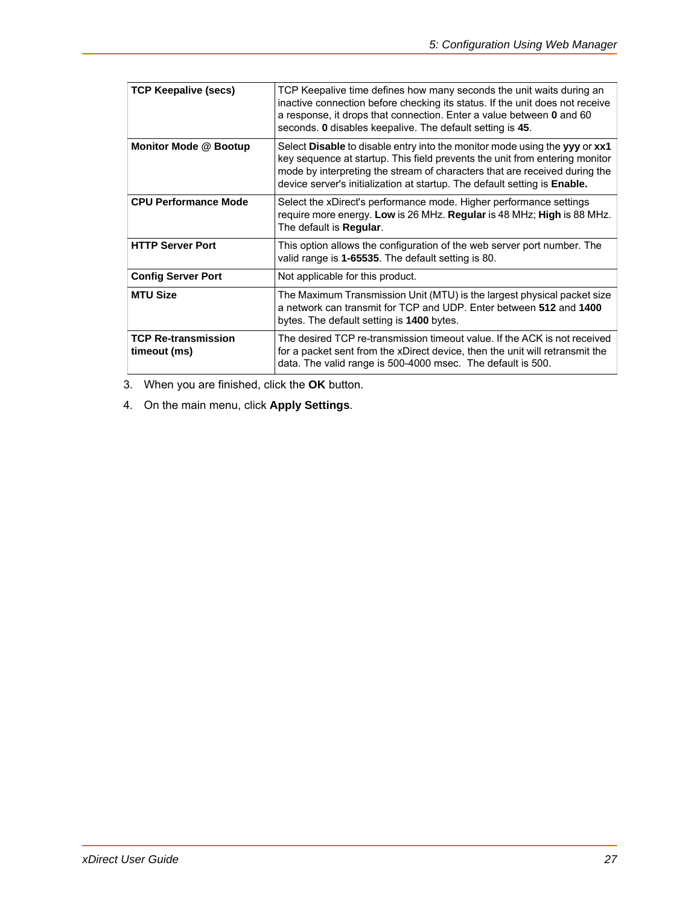| | |
|---|---|
| **TCP Keepalive (secs)** | TCP Keepalive time defines how many seconds the unit waits during an inactive connection before checking its status. If the unit does not receive a response, it drops that connection. Enter a value between **0** and 60 seconds. **0** disables keepalive. The default setting is **45**. |
| **Monitor Mode @ Bootup** | Select **Disable** to disable entry into the monitor mode using the **yyy** or **xx1** key sequence at startup. This field prevents the unit from entering monitor mode by interpreting the stream of characters that are received during the device server's initialization at startup. The default setting is **Enable.** |
| **CPU Performance Mode** | Select the xDirect's performance mode. Higher performance settings require more energy. **Low** is 26 MHz. **Regular** is 48 MHz; **High** is 88 MHz. The default is **Regular**. |
| **HTTP Server Port** | This option allows the configuration of the web server port number. The valid range is **1-65535**. The default setting is 80. |
| **Config Server Port** | Not applicable for this product. |
| **MTU Size** | The Maximum Transmission Unit (MTU) is the largest physical packet size a network can transmit for TCP and UDP. Enter between **512** and **1400** bytes. The default setting is **1400** bytes. |
| **TCP Re-transmission timeout (ms)** | The desired TCP re-transmission timeout value. If the ACK is not received for a packet sent from the xDirect device, then the unit will retransmit the data. The valid range is 500-4000 msec. The default is 500. |

3. When you are finished, click the **OK** button.
4. On the main menu, click **Apply Settings**.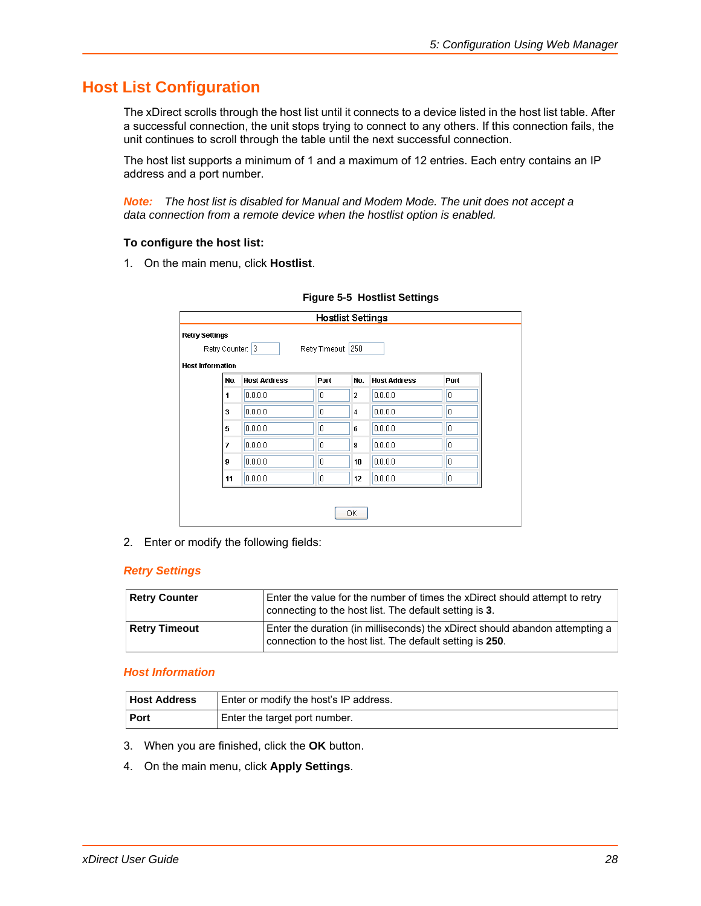## Host List Configuration

The xDirect scrolls through the host list until it connects to a device listed in the host list table. After a successful connection, the unit stops trying to connect to any others. If this connection fails, the unit continues to scroll through the table until the next successful connection.

The host list supports a minimum of 1 and a maximum of 12 entries. Each entry contains an IP address and a port number.

***Note:*** *The host list is disabled for Manual and Modem Mode. The unit does not accept a data connection from a remote device when the hostlist option is enabled.*

**To configure the host list:**

1. On the main menu, click **Hostlist**.

**Figure 5-5 Hostlist Settings**

Hostlist Settings

Retry Settings

Retry Counter: 3 Retry Timeout 250

Host Information

| No. | Host Address | Port | No. | Host Address | Port |
|---|---|---|---|---|---|
| 1 | 0.0.0.0 | 0 | 2 | 0.0.0.0 | 0 |
| 3 | 0.0.0.0 | 0 | 4 | 0.0.0.0 | 0 |
| 5 | 0.0.0.0 | 0 | 6 | 0.0.0.0 | 0 |
| 7 | 0.0.0.0 | 0 | 8 | 0.0.0.0 | 0 |
| 9 | 0.0.0.0 | 0 | 10 | 0.0.0.0 | 0 |
| 11 | 0.0.0.0 | 0 | 12 | 0.0.0.0 | 0 |

OK

2. Enter or modify the following fields:

### *Retry Settings*

| | |
|---|---|
| **Retry Counter** | Enter the value for the number of times the xDirect should attempt to retry connecting to the host list. The default setting is **3**. |
| **Retry Timeout** | Enter the duration (in milliseconds) the xDirect should abandon attempting a connection to the host list. The default setting is **250**. |

### *Host Information*

| | |
|---|---|
| **Host Address** | Enter or modify the host's IP address. |
| **Port** | Enter the target port number. |

3. When you are finished, click the **OK** button.
4. On the main menu, click **Apply Settings**.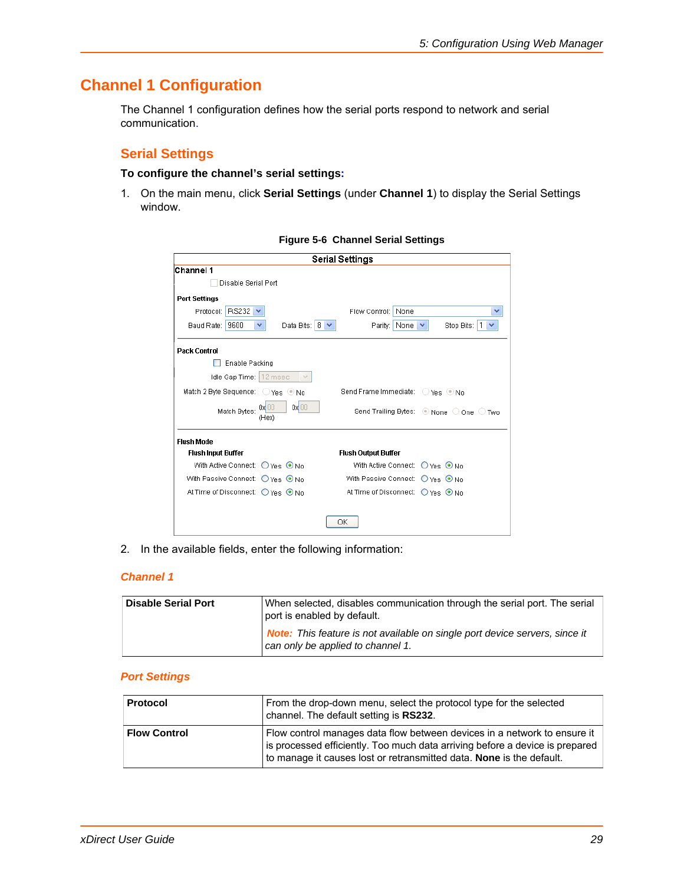# Channel 1 Configuration

The Channel 1 configuration defines how the serial ports respond to network and serial communication.

## Serial Settings

**To configure the channel's serial settings:**

1. On the main menu, click **Serial Settings** (under **Channel 1**) to display the Serial Settings window.

**Figure 5-6 Channel Serial Settings**

2. In the available fields, enter the following information:

### *Channel 1*

| Disable Serial Port | When selected, disables communication through the serial port. The serial port is enabled by default.<br>***Note:*** *This feature is not available on single port device servers, since it can only be applied to channel 1.* |
|---|---|

### *Port Settings*

| Protocol | From the drop-down menu, select the protocol type for the selected channel. The default setting is **RS232**. |
|---|---|
| **Flow Control** | Flow control manages data flow between devices in a network to ensure it is processed efficiently. Too much data arriving before a device is prepared to manage it causes lost or retransmitted data. **None** is the default. |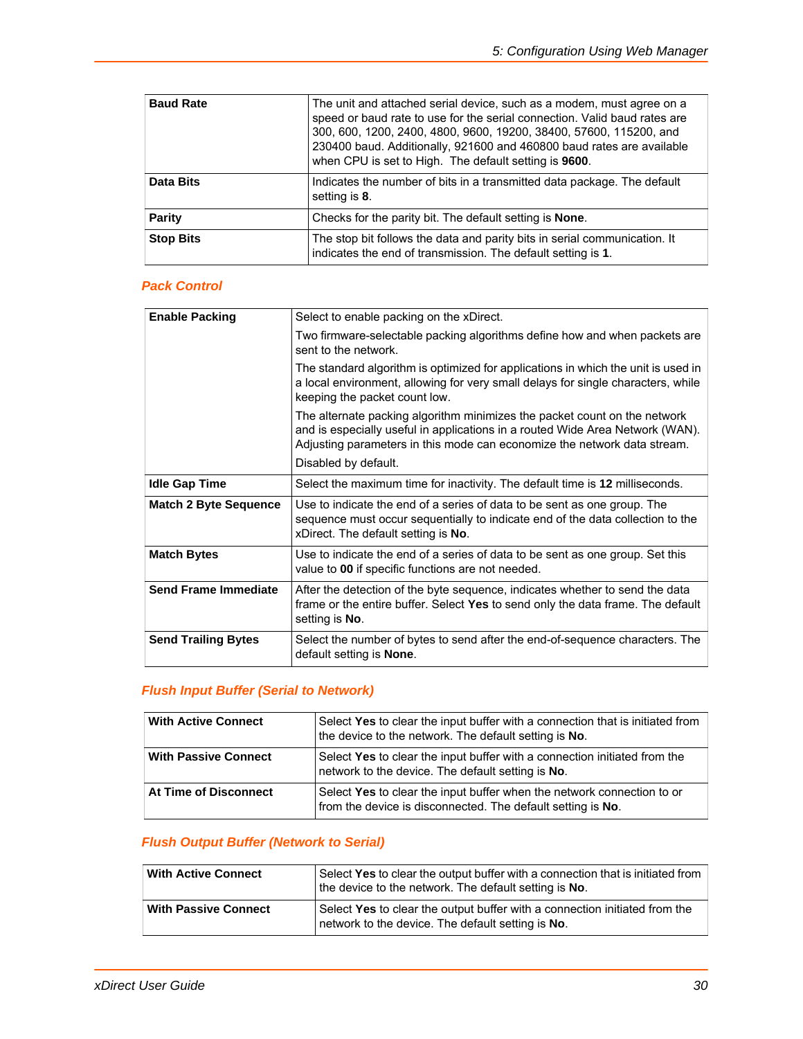| | |
|---|---|
| **Baud Rate** | The unit and attached serial device, such as a modem, must agree on a speed or baud rate to use for the serial connection. Valid baud rates are 300, 600, 1200, 2400, 4800, 9600, 19200, 38400, 57600, 115200, and 230400 baud. Additionally, 921600 and 460800 baud rates are available when CPU is set to High. The default setting is **9600**. |
| **Data Bits** | Indicates the number of bits in a transmitted data package. The default setting is **8**. |
| **Parity** | Checks for the parity bit. The default setting is **None**. |
| **Stop Bits** | The stop bit follows the data and parity bits in serial communication. It indicates the end of transmission. The default setting is **1**. |

### *Pack Control*

| | |
|---|---|
| **Enable Packing** | Select to enable packing on the xDirect.<br><br>Two firmware-selectable packing algorithms define how and when packets are sent to the network.<br><br>The standard algorithm is optimized for applications in which the unit is used in a local environment, allowing for very small delays for single characters, while keeping the packet count low.<br><br>The alternate packing algorithm minimizes the packet count on the network and is especially useful in applications in a routed Wide Area Network (WAN). Adjusting parameters in this mode can economize the network data stream.<br><br>Disabled by default. |
| **Idle Gap Time** | Select the maximum time for inactivity. The default time is **12** milliseconds. |
| **Match 2 Byte Sequence** | Use to indicate the end of a series of data to be sent as one group. The sequence must occur sequentially to indicate end of the data collection to the xDirect. The default setting is **No**. |
| **Match Bytes** | Use to indicate the end of a series of data to be sent as one group. Set this value to **00** if specific functions are not needed. |
| **Send Frame Immediate** | After the detection of the byte sequence, indicates whether to send the data frame or the entire buffer. Select **Yes** to send only the data frame. The default setting is **No**. |
| **Send Trailing Bytes** | Select the number of bytes to send after the end-of-sequence characters. The default setting is **None**. |

### *Flush Input Buffer (Serial to Network)*

| | |
|---|---|
| **With Active Connect** | Select **Yes** to clear the input buffer with a connection that is initiated from the device to the network. The default setting is **No**. |
| **With Passive Connect** | Select **Yes** to clear the input buffer with a connection initiated from the network to the device. The default setting is **No**. |
| **At Time of Disconnect** | Select **Yes** to clear the input buffer when the network connection to or from the device is disconnected. The default setting is **No**. |

### *Flush Output Buffer (Network to Serial)*

| | |
|---|---|
| **With Active Connect** | Select **Yes** to clear the output buffer with a connection that is initiated from the device to the network. The default setting is **No**. |
| **With Passive Connect** | Select **Yes** to clear the output buffer with a connection initiated from the network to the device. The default setting is **No**. |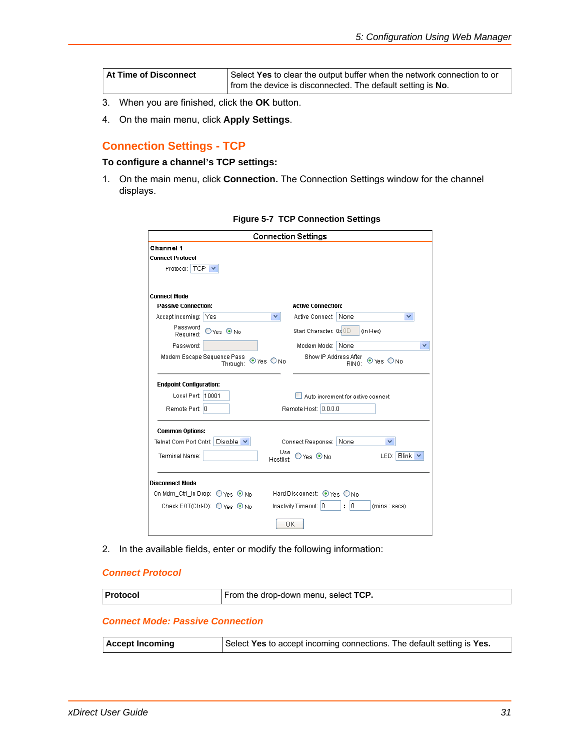| At Time of Disconnect | Select **Yes** to clear the output buffer when the network connection to or from the device is disconnected. The default setting is **No**. |
|---|---|

3. When you are finished, click the **OK** button.
4. On the main menu, click **Apply Settings**.

## Connection Settings - TCP

**To configure a channel's TCP settings:**

1. On the main menu, click **Connection.** The Connection Settings window for the channel displays.

**Figure 5-7 TCP Connection Settings**

2. In the available fields, enter or modify the following information:

### *Connect Protocol*

| Protocol | From the drop-down menu, select **TCP.** |
|---|---|

### *Connect Mode: Passive Connection*

| Accept Incoming | Select **Yes** to accept incoming connections. The default setting is **Yes.** |
|---|---|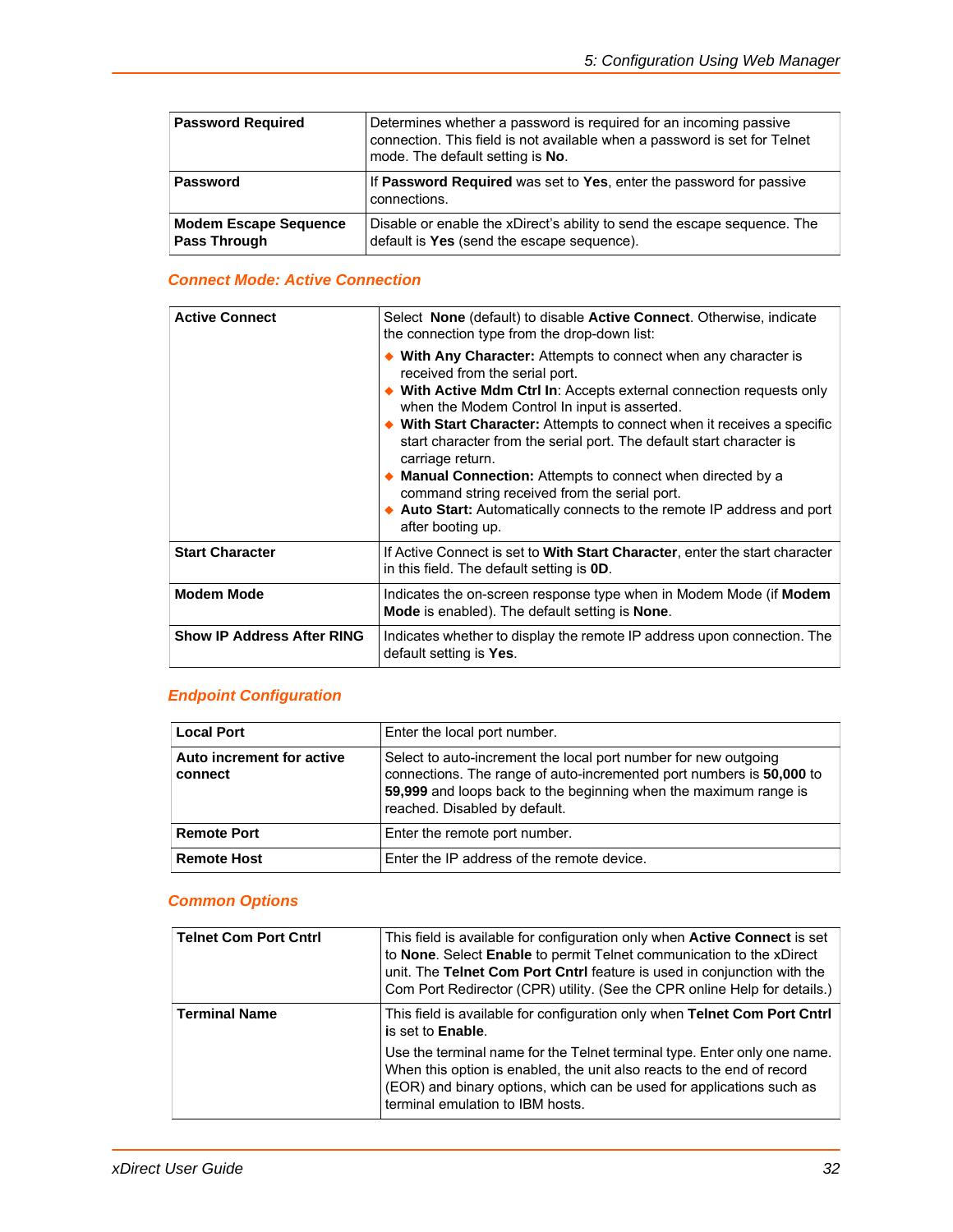| | |
|---|---|
| **Password Required** | Determines whether a password is required for an incoming passive connection. This field is not available when a password is set for Telnet mode. The default setting is **No**. |
| **Password** | If **Password Required** was set to **Yes**, enter the password for passive connections. |
| **Modem Escape Sequence Pass Through** | Disable or enable the xDirect's ability to send the escape sequence. The default is **Yes** (send the escape sequence). |

### Connect Mode: Active Connection

| | |
|---|---|
| **Active Connect** | Select **None** (default) to disable **Active Connect**. Otherwise, indicate the connection type from the drop-down list:<br>◆ **With Any Character:** Attempts to connect when any character is received from the serial port.<br>◆ **With Active Mdm Ctrl In**: Accepts external connection requests only when the Modem Control In input is asserted.<br>◆ **With Start Character:** Attempts to connect when it receives a specific start character from the serial port. The default start character is carriage return.<br>◆ **Manual Connection:** Attempts to connect when directed by a command string received from the serial port.<br>◆ **Auto Start:** Automatically connects to the remote IP address and port after booting up. |
| **Start Character** | If Active Connect is set to **With Start Character**, enter the start character in this field. The default setting is **0D**. |
| **Modem Mode** | Indicates the on-screen response type when in Modem Mode (if **Modem Mode** is enabled). The default setting is **None**. |
| **Show IP Address After RING** | Indicates whether to display the remote IP address upon connection. The default setting is **Yes**. |

### Endpoint Configuration

| | |
|---|---|
| **Local Port** | Enter the local port number. |
| **Auto increment for active connect** | Select to auto-increment the local port number for new outgoing connections. The range of auto-incremented port numbers is **50,000** to **59,999** and loops back to the beginning when the maximum range is reached. Disabled by default. |
| **Remote Port** | Enter the remote port number. |
| **Remote Host** | Enter the IP address of the remote device. |

### Common Options

| | |
|---|---|
| **Telnet Com Port Cntrl** | This field is available for configuration only when **Active Connect** is set to **None**. Select **Enable** to permit Telnet communication to the xDirect unit. The **Telnet Com Port Cntrl** feature is used in conjunction with the Com Port Redirector (CPR) utility. (See the CPR online Help for details.) |
| **Terminal Name** | This field is available for configuration only when **Telnet Com Port Cntrl** is set to **Enable**.<br>Use the terminal name for the Telnet terminal type. Enter only one name. When this option is enabled, the unit also reacts to the end of record (EOR) and binary options, which can be used for applications such as terminal emulation to IBM hosts. |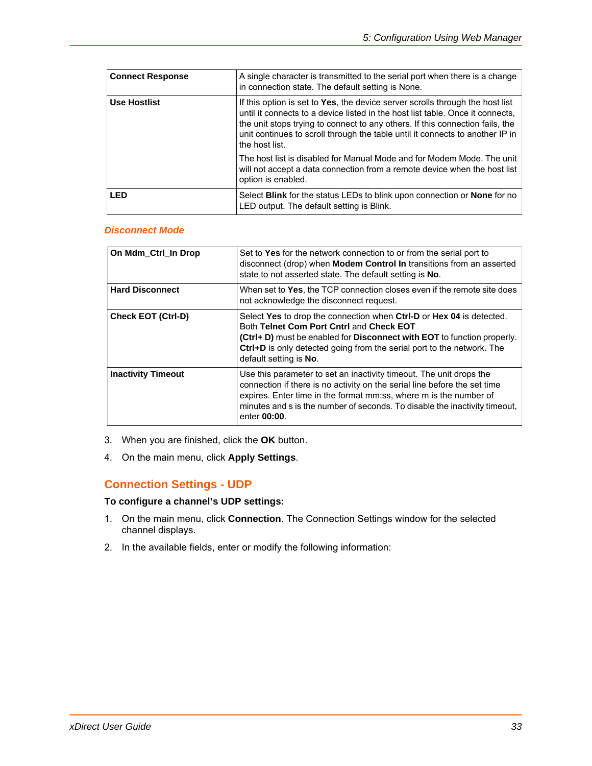| Connect Response | A single character is transmitted to the serial port when there is a change in connection state. The default setting is None. |
|---|---|
| **Use Hostlist** | If this option is set to **Yes**, the device server scrolls through the host list until it connects to a device listed in the host list table. Once it connects, the unit stops trying to connect to any others. If this connection fails, the unit continues to scroll through the table until it connects to another IP in the host list.<br><br>The host list is disabled for Manual Mode and for Modem Mode. The unit will not accept a data connection from a remote device when the host list option is enabled. |
| **LED** | Select **Blink** for the status LEDs to blink upon connection or **None** for no LED output. The default setting is Blink. |

### Disconnect Mode

| On Mdm_Ctrl_In Drop | Set to **Yes** for the network connection to or from the serial port to disconnect (drop) when **Modem Control In** transitions from an asserted state to not asserted state. The default setting is **No**. |
|---|---|
| **Hard Disconnect** | When set to **Yes**, the TCP connection closes even if the remote site does not acknowledge the disconnect request. |
| **Check EOT (Ctrl-D)** | Select **Yes** to drop the connection when **Ctrl-D** or **Hex 04** is detected. Both **Telnet Com Port Cntrl** and **Check EOT (Ctrl+ D)** must be enabled for **Disconnect with EOT** to function properly. **Ctrl+D** is only detected going from the serial port to the network. The default setting is **No**. |
| **Inactivity Timeout** | Use this parameter to set an inactivity timeout. The unit drops the connection if there is no activity on the serial line before the set time expires. Enter time in the format mm:ss, where m is the number of minutes and s is the number of seconds. To disable the inactivity timeout, enter **00:00**. |

3. When you are finished, click the **OK** button.
4. On the main menu, click **Apply Settings**.

## Connection Settings - UDP

**To configure a channel's UDP settings:**

1. On the main menu, click **Connection**. The Connection Settings window for the selected channel displays.
2. In the available fields, enter or modify the following information: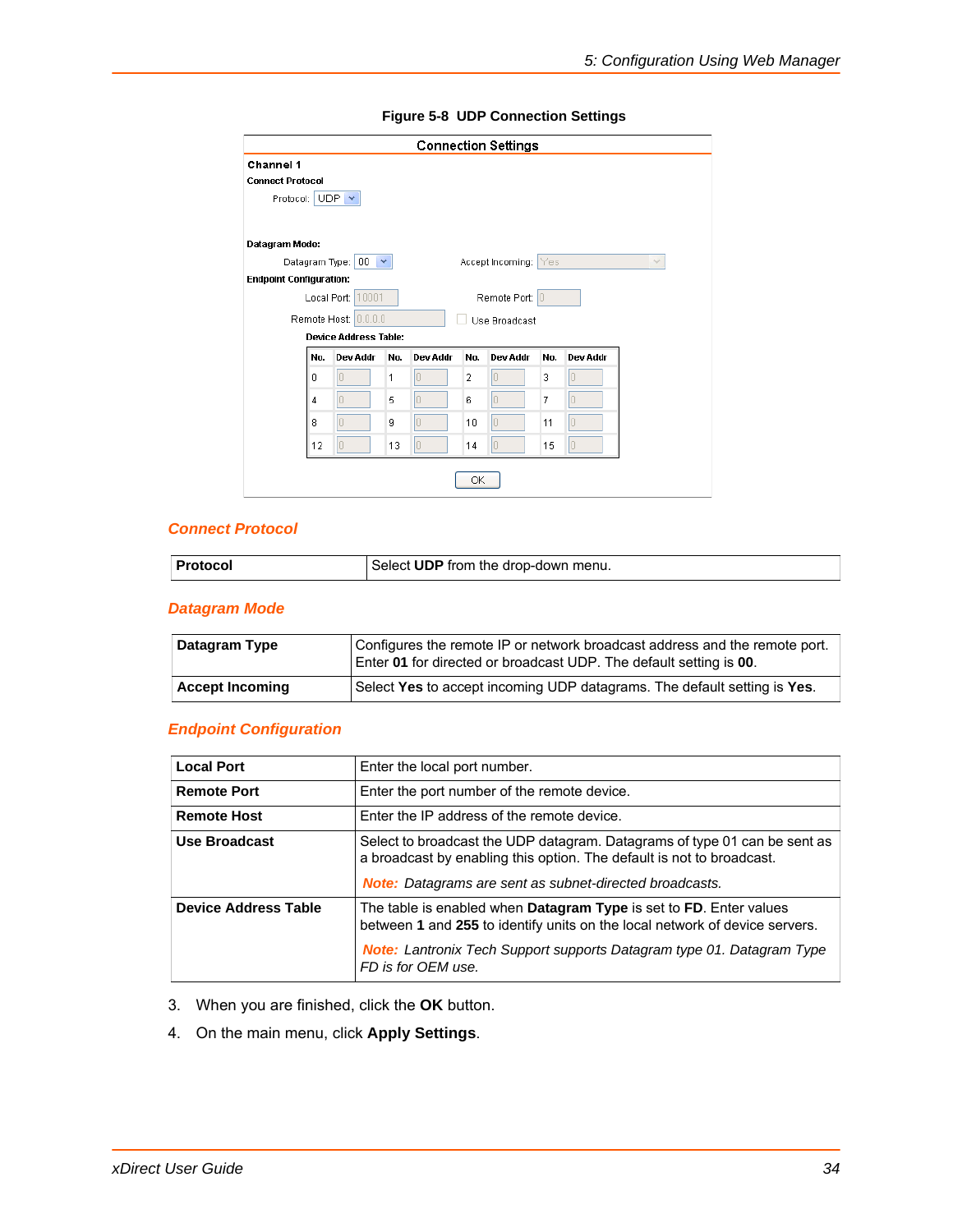**Figure 5-8 UDP Connection Settings**

| Connection Settings | | | |
|---|---|---|---|
| **Channel 1** | | | |
| **Connect Protocol** | | | |
| Protocol: UDP | | | |
| **Datagram Mode:** | | | |
| Datagram Type: 00 | | Accept Incoming: Yes | |
| **Endpoint Configuration:** | | | |
| Local Port: 10001 | | Remote Port: 0 | |
| Remote Host: 0.0.0.0 | | Use Broadcast | |

**Device Address Table:**

| No. | Dev Addr | No. | Dev Addr | No. | Dev Addr | No. | Dev Addr |
|---|---|---|---|---|---|---|---|
| 0 | 0 | 1 | 0 | 2 | 0 | 3 | 0 |
| 4 | 0 | 5 | 0 | 6 | 0 | 7 | 0 |
| 8 | 0 | 9 | 0 | 10 | 0 | 11 | 0 |
| 12 | 0 | 13 | 0 | 14 | 0 | 15 | 0 |

OK

### Connect Protocol

| | |
|---|---|
| **Protocol** | Select **UDP** from the drop-down menu. |

### Datagram Mode

| | |
|---|---|
| **Datagram Type** | Configures the remote IP or network broadcast address and the remote port. Enter **01** for directed or broadcast UDP. The default setting is **00**. |
| **Accept Incoming** | Select **Yes** to accept incoming UDP datagrams. The default setting is **Yes**. |

### Endpoint Configuration

| | |
|---|---|
| **Local Port** | Enter the local port number. |
| **Remote Port** | Enter the port number of the remote device. |
| **Remote Host** | Enter the IP address of the remote device. |
| **Use Broadcast** | Select to broadcast the UDP datagram. Datagrams of type 01 can be sent as a broadcast by enabling this option. The default is not to broadcast.<br><br>***Note:*** *Datagrams are sent as subnet-directed broadcasts.* |
| **Device Address Table** | The table is enabled when **Datagram Type** is set to **FD**. Enter values between **1** and **255** to identify units on the local network of device servers.<br><br>***Note:*** *Lantronix Tech Support supports Datagram type 01. Datagram Type FD is for OEM use.* |

3. When you are finished, click the **OK** button.
4. On the main menu, click **Apply Settings**.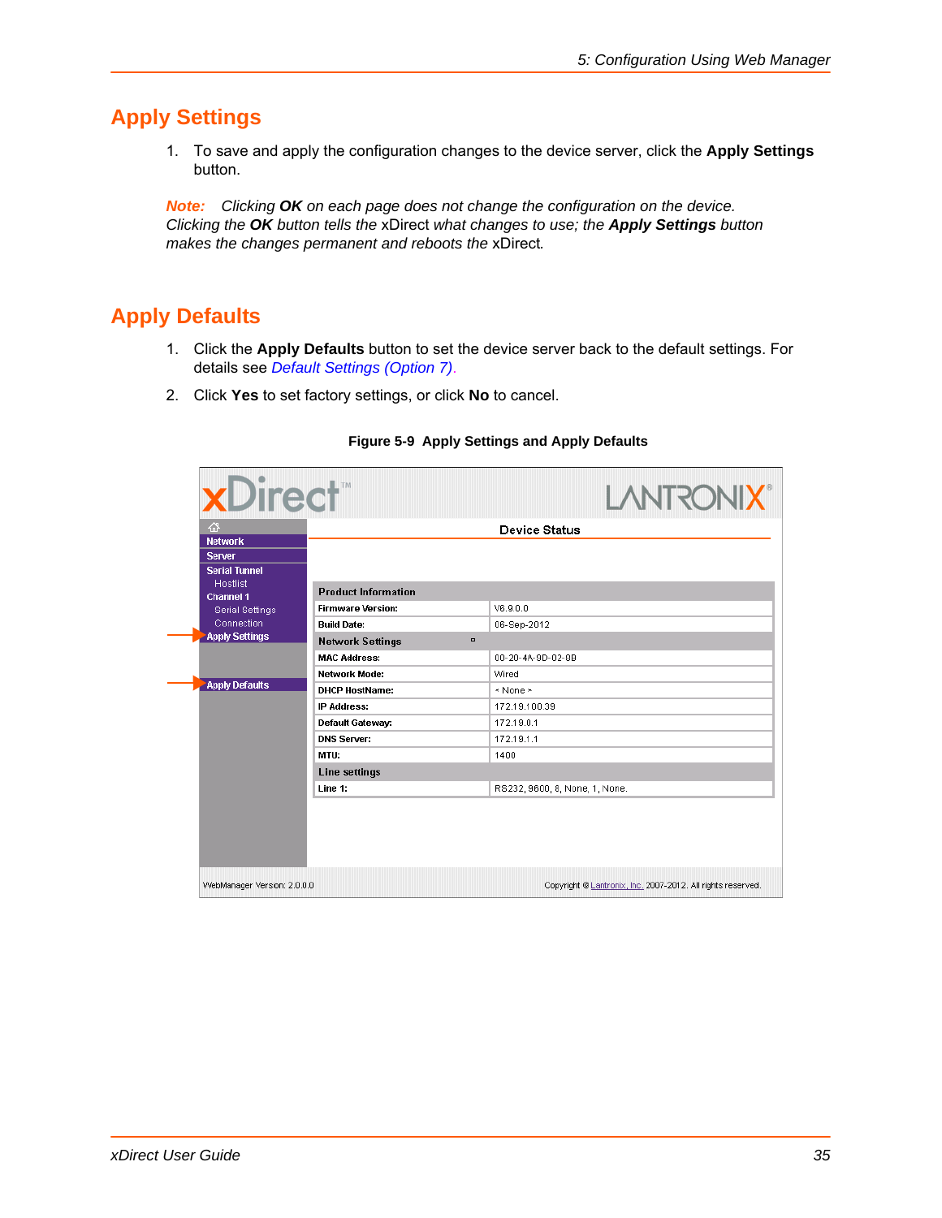## Apply Settings

1. To save and apply the configuration changes to the device server, click the **Apply Settings** button.

***Note:*** *Clicking **OK** on each page does not change the configuration on the device. Clicking the **OK** button tells the* xDirect *what changes to use; the **Apply Settings** button makes the changes permanent and reboots the* xDirect*.*

## Apply Defaults

1. Click the **Apply Defaults** button to set the device server back to the default settings. For details see *Default Settings (Option 7).*
2. Click **Yes** to set factory settings, or click **No** to cancel.

**Figure 5-9 Apply Settings and Apply Defaults**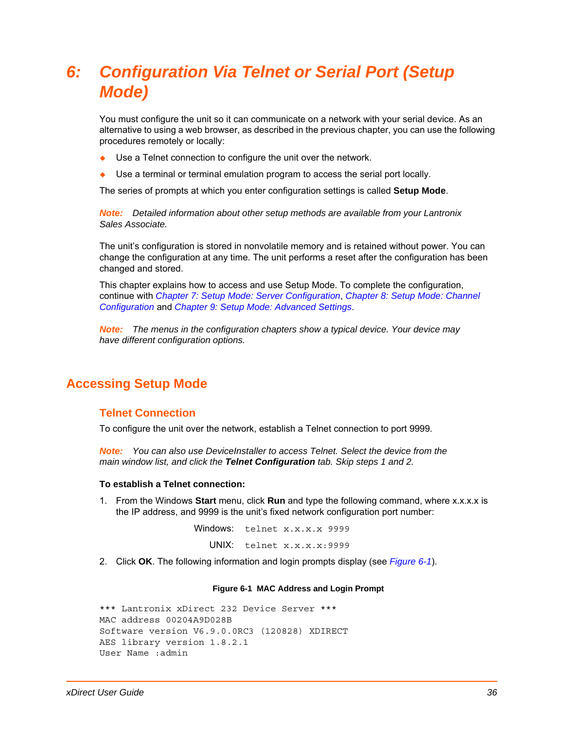# 6: Configuration Via Telnet or Serial Port (Setup Mode)

You must configure the unit so it can communicate on a network with your serial device. As an alternative to using a web browser, as described in the previous chapter, you can use the following procedures remotely or locally:

- Use a Telnet connection to configure the unit over the network.
- Use a terminal or terminal emulation program to access the serial port locally.

The series of prompts at which you enter configuration settings is called **Setup Mode**.

***Note:*** *Detailed information about other setup methods are available from your Lantronix Sales Associate.*

The unit's configuration is stored in nonvolatile memory and is retained without power. You can change the configuration at any time. The unit performs a reset after the configuration has been changed and stored.

This chapter explains how to access and use Setup Mode. To complete the configuration, continue with *Chapter 7: Setup Mode: Server Configuration*, *Chapter 8: Setup Mode: Channel Configuration* and *Chapter 9: Setup Mode: Advanced Settings*.

***Note:*** *The menus in the configuration chapters show a typical device. Your device may have different configuration options.*

## Accessing Setup Mode

### Telnet Connection

To configure the unit over the network, establish a Telnet connection to port 9999.

***Note:*** *You can also use DeviceInstaller to access Telnet. Select the device from the main window list, and click the **Telnet Configuration** tab. Skip steps 1 and 2.*

**To establish a Telnet connection:**

1. From the Windows **Start** menu, click **Run** and type the following command, where x.x.x.x is the IP address, and 9999 is the unit's fixed network configuration port number:

   Windows: `telnet x.x.x.x 9999`

   UNIX: `telnet x.x.x.x:9999`

2. Click **OK**. The following information and login prompts display (see *Figure 6-1*).

**Figure 6-1 MAC Address and Login Prompt**

```
*** Lantronix xDirect 232 Device Server ***
MAC address 00204A9D028B
Software version V6.9.0.0RC3 (120828) XDIRECT
AES library version 1.8.2.1
User Name :admin
```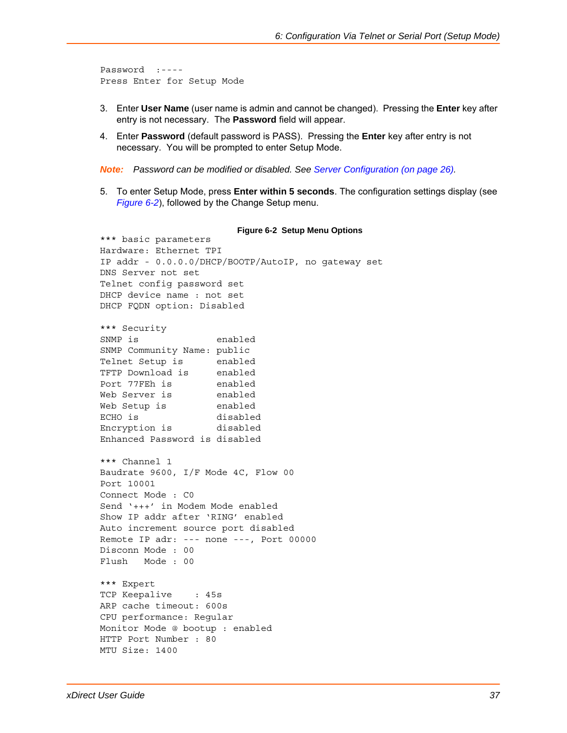```
Password  :----
Press Enter for Setup Mode
```

3. Enter **User Name** (user name is admin and cannot be changed). Pressing the **Enter** key after entry is not necessary. The **Password** field will appear.

4. Enter **Password** (default password is PASS). Pressing the **Enter** key after entry is not necessary. You will be prompted to enter Setup Mode.

***Note:*** *Password can be modified or disabled. See Server Configuration (on page 26).*

5. To enter Setup Mode, press **Enter within 5 seconds**. The configuration settings display (see *Figure 6-2*), followed by the Change Setup menu.

**Figure 6-2 Setup Menu Options**

```
*** basic parameters
Hardware: Ethernet TPI
IP addr - 0.0.0.0/DHCP/BOOTP/AutoIP, no gateway set
DNS Server not set
Telnet config password set
DHCP device name : not set
DHCP FQDN option: Disabled

*** Security
SNMP is              enabled
SNMP Community Name: public
Telnet Setup is      enabled
TFTP Download is     enabled
Port 77FEh is        enabled
Web Server is        enabled
Web Setup is         enabled
ECHO is              disabled
Encryption is        disabled
Enhanced Password is disabled

*** Channel 1
Baudrate 9600, I/F Mode 4C, Flow 00
Port 10001
Connect Mode : C0
Send '+++' in Modem Mode enabled
Show IP addr after 'RING' enabled
Auto increment source port disabled
Remote IP adr: --- none ---, Port 00000
Disconn Mode : 00
Flush   Mode : 00

*** Expert
TCP Keepalive    : 45s
ARP cache timeout: 600s
CPU performance: Regular
Monitor Mode @ bootup : enabled
HTTP Port Number : 80
MTU Size: 1400
```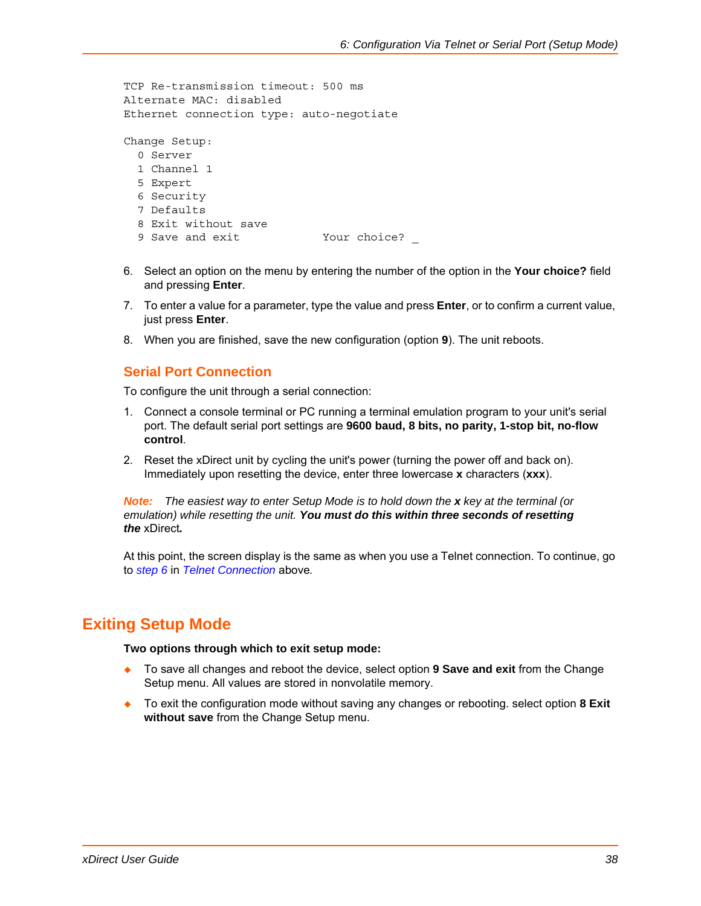```
TCP Re-transmission timeout: 500 ms
Alternate MAC: disabled
Ethernet connection type: auto-negotiate

Change Setup:
  0 Server
  1 Channel 1
  5 Expert
  6 Security
  7 Defaults
  8 Exit without save
  9 Save and exit            Your choice? _
```

6. Select an option on the menu by entering the number of the option in the **Your choice?** field and pressing **Enter**.
7. To enter a value for a parameter, type the value and press **Enter**, or to confirm a current value, just press **Enter**.
8. When you are finished, save the new configuration (option **9**). The unit reboots.

### Serial Port Connection

To configure the unit through a serial connection:

1. Connect a console terminal or PC running a terminal emulation program to your unit's serial port. The default serial port settings are **9600 baud, 8 bits, no parity, 1-stop bit, no-flow control**.
2. Reset the xDirect unit by cycling the unit's power (turning the power off and back on). Immediately upon resetting the device, enter three lowercase **x** characters (**xxx**).

***Note:*** *The easiest way to enter Setup Mode is to hold down the* ***x*** *key at the terminal (or emulation) while resetting the unit.* ***You must do this within three seconds of resetting the*** xDirect***.***

At this point, the screen display is the same as when you use a Telnet connection. To continue, go to *step 6* in *Telnet Connection* above.

## Exiting Setup Mode

**Two options through which to exit setup mode:**

- To save all changes and reboot the device, select option **9 Save and exit** from the Change Setup menu. All values are stored in nonvolatile memory.
- To exit the configuration mode without saving any changes or rebooting. select option **8 Exit without save** from the Change Setup menu.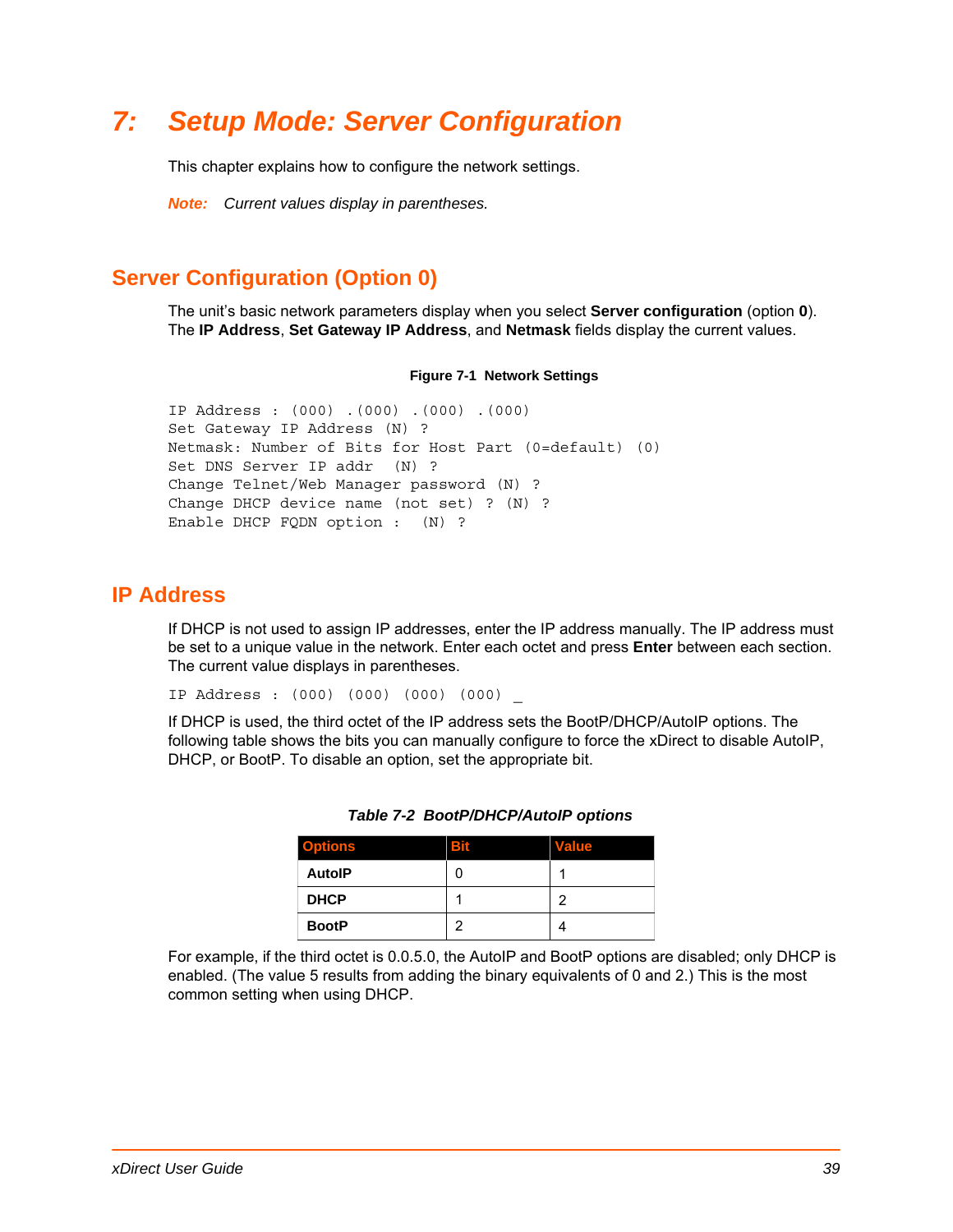# 7: Setup Mode: Server Configuration

This chapter explains how to configure the network settings.

***Note:*** *Current values display in parentheses.*

## Server Configuration (Option 0)

The unit's basic network parameters display when you select **Server configuration** (option **0**). The **IP Address**, **Set Gateway IP Address**, and **Netmask** fields display the current values.

**Figure 7-1 Network Settings**

```
IP Address : (000) .(000) .(000) .(000)
Set Gateway IP Address (N) ?
Netmask: Number of Bits for Host Part (0=default) (0)
Set DNS Server IP addr  (N) ?
Change Telnet/Web Manager password (N) ?
Change DHCP device name (not set) ? (N) ?
Enable DHCP FQDN option :  (N) ?
```

## IP Address

If DHCP is not used to assign IP addresses, enter the IP address manually. The IP address must be set to a unique value in the network. Enter each octet and press **Enter** between each section. The current value displays in parentheses.

```
IP Address : (000) (000) (000) (000) _
```

If DHCP is used, the third octet of the IP address sets the BootP/DHCP/AutoIP options. The following table shows the bits you can manually configure to force the xDirect to disable AutoIP, DHCP, or BootP. To disable an option, set the appropriate bit.

***Table 7-2 BootP/DHCP/AutoIP options***

| Options | Bit | Value |
|---|---|---|
| **AutoIP** | 0 | 1 |
| **DHCP** | 1 | 2 |
| **BootP** | 2 | 4 |

For example, if the third octet is 0.0.5.0, the AutoIP and BootP options are disabled; only DHCP is enabled. (The value 5 results from adding the binary equivalents of 0 and 2.) This is the most common setting when using DHCP.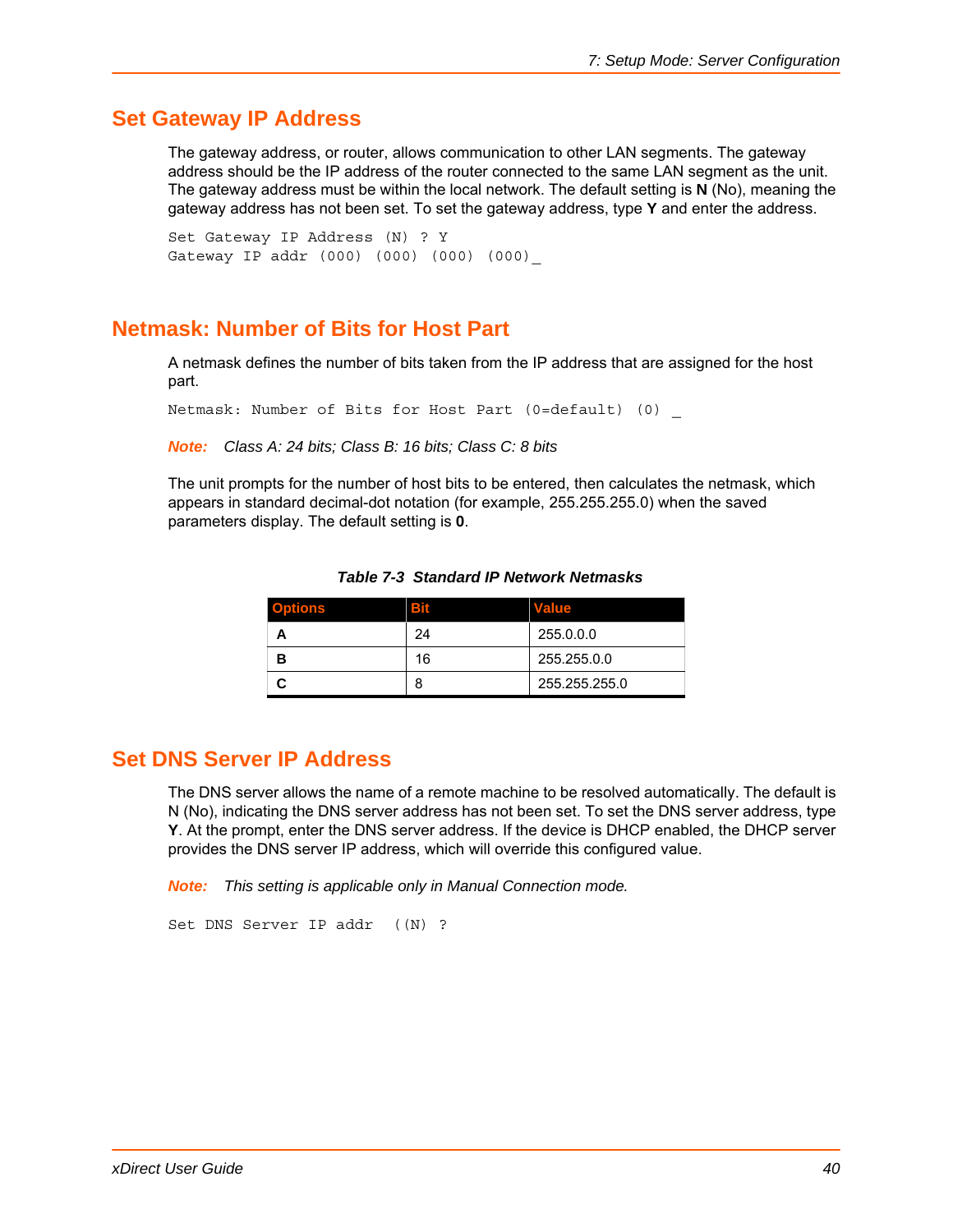## Set Gateway IP Address

The gateway address, or router, allows communication to other LAN segments. The gateway address should be the IP address of the router connected to the same LAN segment as the unit. The gateway address must be within the local network. The default setting is **N** (No), meaning the gateway address has not been set. To set the gateway address, type **Y** and enter the address.

```
Set Gateway IP Address (N) ? Y
Gateway IP addr (000) (000) (000) (000)_
```

## Netmask: Number of Bits for Host Part

A netmask defines the number of bits taken from the IP address that are assigned for the host part.

```
Netmask: Number of Bits for Host Part (0=default) (0) _
```

***Note:*** *Class A: 24 bits; Class B: 16 bits; Class C: 8 bits*

The unit prompts for the number of host bits to be entered, then calculates the netmask, which appears in standard decimal-dot notation (for example, 255.255.255.0) when the saved parameters display. The default setting is **0**.

***Table 7-3 Standard IP Network Netmasks***

| Options | Bit | Value |
|---|---|---|
| **A** | 24 | 255.0.0.0 |
| **B** | 16 | 255.255.0.0 |
| **C** | 8 | 255.255.255.0 |

## Set DNS Server IP Address

The DNS server allows the name of a remote machine to be resolved automatically. The default is N (No), indicating the DNS server address has not been set. To set the DNS server address, type **Y**. At the prompt, enter the DNS server address. If the device is DHCP enabled, the DHCP server provides the DNS server IP address, which will override this configured value.

***Note:*** *This setting is applicable only in Manual Connection mode.*

```
Set DNS Server IP addr  ((N) ?
```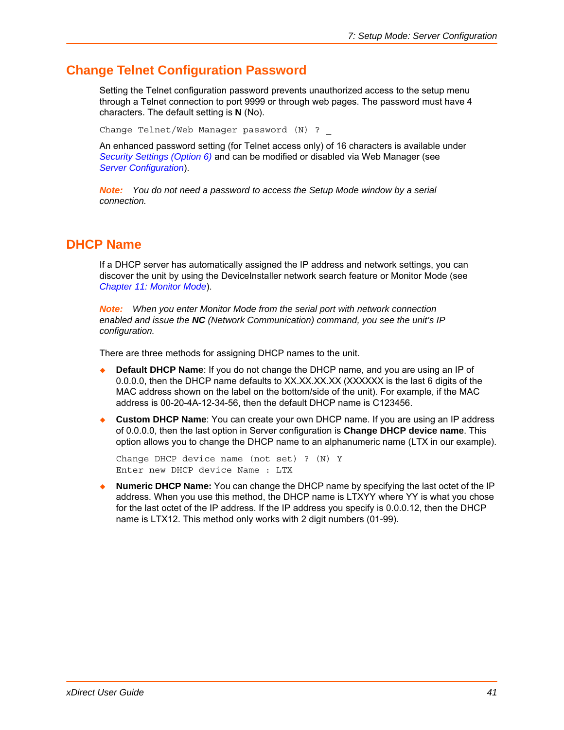## Change Telnet Configuration Password

Setting the Telnet configuration password prevents unauthorized access to the setup menu through a Telnet connection to port 9999 or through web pages. The password must have 4 characters. The default setting is **N** (No).

```
Change Telnet/Web Manager password (N) ? _
```

An enhanced password setting (for Telnet access only) of 16 characters is available under *Security Settings (Option 6)* and can be modified or disabled via Web Manager (see *Server Configuration*).

***Note:*** *You do not need a password to access the Setup Mode window by a serial connection.*

## DHCP Name

If a DHCP server has automatically assigned the IP address and network settings, you can discover the unit by using the DeviceInstaller network search feature or Monitor Mode (see *Chapter 11: Monitor Mode*).

***Note:*** *When you enter Monitor Mode from the serial port with network connection enabled and issue the **NC** (Network Communication) command, you see the unit's IP configuration.*

There are three methods for assigning DHCP names to the unit.

- **Default DHCP Name**: If you do not change the DHCP name, and you are using an IP of 0.0.0.0, then the DHCP name defaults to XX.XX.XX.XX (XXXXXX is the last 6 digits of the MAC address shown on the label on the bottom/side of the unit). For example, if the MAC address is 00-20-4A-12-34-56, then the default DHCP name is C123456.
- **Custom DHCP Name**: You can create your own DHCP name. If you are using an IP address of 0.0.0.0, then the last option in Server configuration is **Change DHCP device name**. This option allows you to change the DHCP name to an alphanumeric name (LTX in our example).

  ```
  Change DHCP device name (not set) ? (N) Y
  Enter new DHCP device Name : LTX
  ```

- **Numeric DHCP Name:** You can change the DHCP name by specifying the last octet of the IP address. When you use this method, the DHCP name is LTXYY where YY is what you chose for the last octet of the IP address. If the IP address you specify is 0.0.0.12, then the DHCP name is LTX12. This method only works with 2 digit numbers (01-99).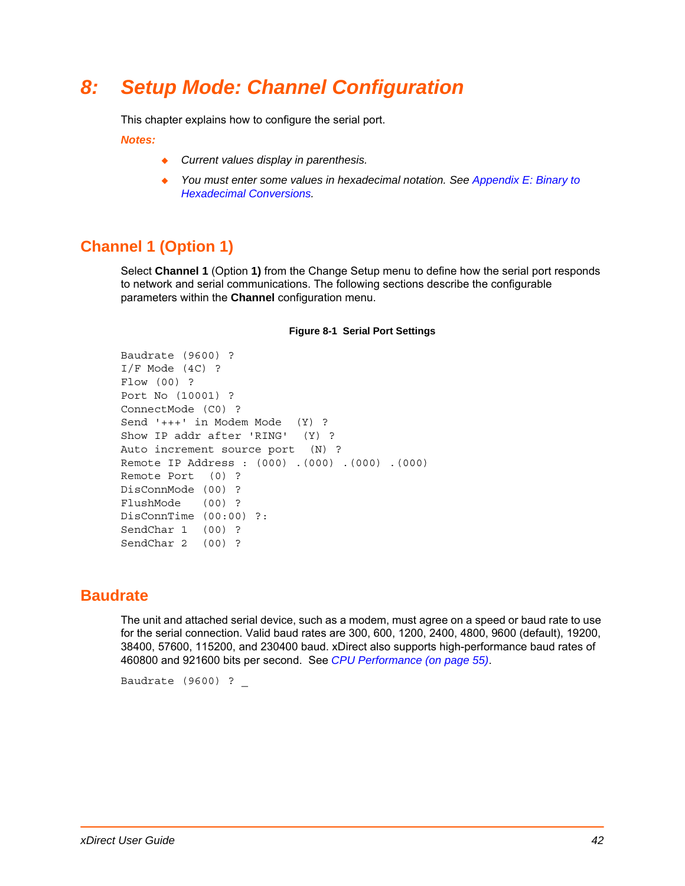# 8: Setup Mode: Channel Configuration

This chapter explains how to configure the serial port.

***Notes:***

- *Current values display in parenthesis.*
- *You must enter some values in hexadecimal notation. See Appendix E: Binary to Hexadecimal Conversions.*

## Channel 1 (Option 1)

Select **Channel 1** (Option **1)** from the Change Setup menu to define how the serial port responds to network and serial communications. The following sections describe the configurable parameters within the **Channel** configuration menu.

**Figure 8-1 Serial Port Settings**

```
Baudrate (9600) ?
I/F Mode (4C) ?
Flow (00) ?
Port No (10001) ?
ConnectMode (C0) ?
Send '+++' in Modem Mode  (Y) ?
Show IP addr after 'RING'  (Y) ?
Auto increment source port  (N) ?
Remote IP Address : (000) .(000) .(000) .(000)
Remote Port  (0) ?
DisConnMode (00) ?
FlushMode   (00) ?
DisConnTime (00:00) ?:
SendChar 1  (00) ?
SendChar 2  (00) ?
```

## Baudrate

The unit and attached serial device, such as a modem, must agree on a speed or baud rate to use for the serial connection. Valid baud rates are 300, 600, 1200, 2400, 4800, 9600 (default), 19200, 38400, 57600, 115200, and 230400 baud. xDirect also supports high-performance baud rates of 460800 and 921600 bits per second. See *CPU Performance (on page 55)*.

```
Baudrate (9600) ? _
```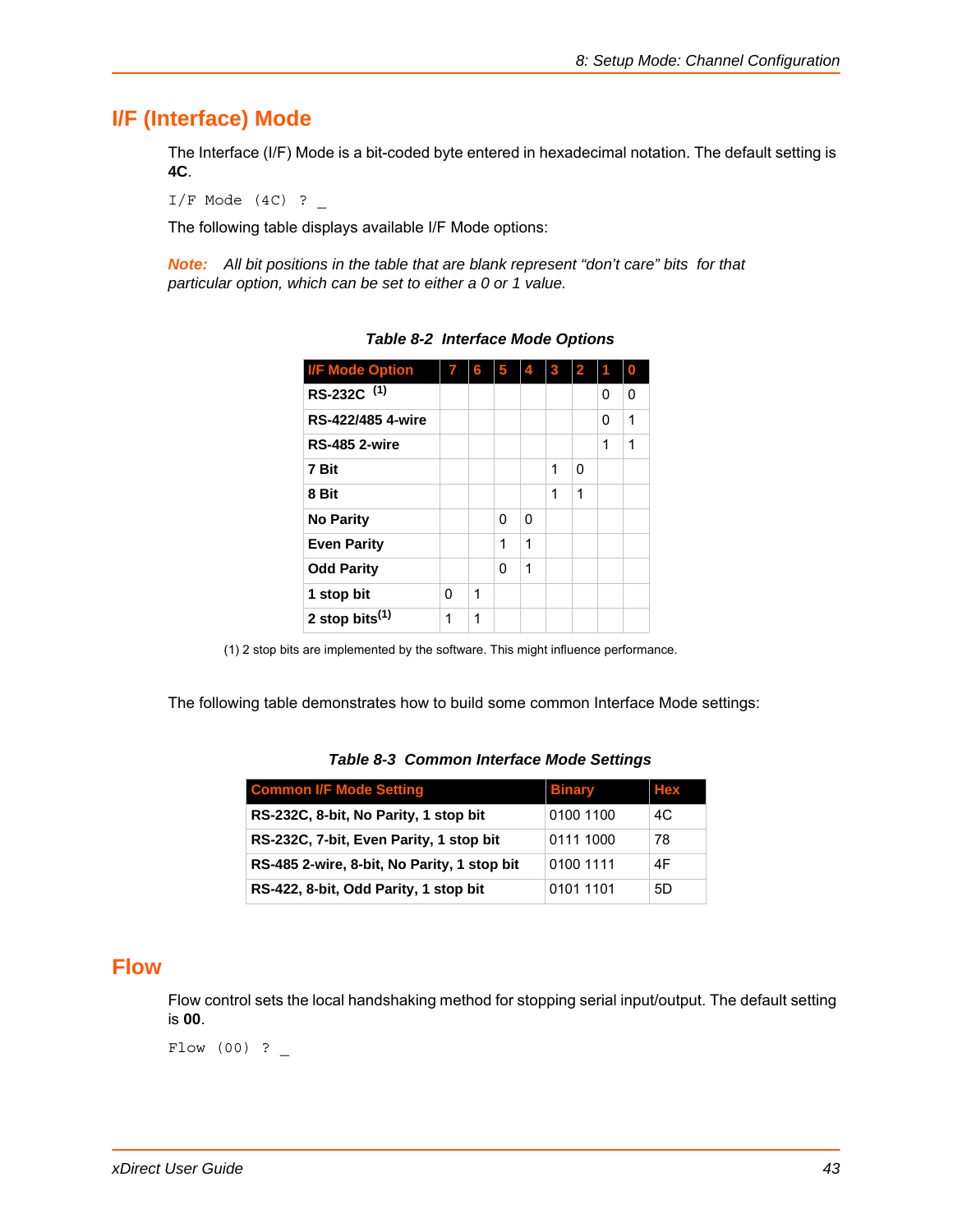## I/F (Interface) Mode

The Interface (I/F) Mode is a bit-coded byte entered in hexadecimal notation. The default setting is **4C**.

```
I/F Mode (4C) ? _
```

The following table displays available I/F Mode options:

***Note:*** *All bit positions in the table that are blank represent "don't care" bits for that particular option, which can be set to either a 0 or 1 value.*

***Table 8-2 Interface Mode Options***

| I/F Mode Option | 7 | 6 | 5 | 4 | 3 | 2 | 1 | 0 |
|---|---|---|---|---|---|---|---|---|
| **RS-232C** (1) | | | | | | | 0 | 0 |
| **RS-422/485 4-wire** | | | | | | | 0 | 1 |
| **RS-485 2-wire** | | | | | | | 1 | 1 |
| **7 Bit** | | | | | 1 | 0 | | |
| **8 Bit** | | | | | 1 | 1 | | |
| **No Parity** | | | 0 | 0 | | | | |
| **Even Parity** | | | 1 | 1 | | | | |
| **Odd Parity** | | | 0 | 1 | | | | |
| **1 stop bit** | 0 | 1 | | | | | | |
| **2 stop bits**(1) | 1 | 1 | | | | | | |

(1) 2 stop bits are implemented by the software. This might influence performance.

The following table demonstrates how to build some common Interface Mode settings:

***Table 8-3 Common Interface Mode Settings***

| Common I/F Mode Setting | Binary | Hex |
|---|---|---|
| **RS-232C, 8-bit, No Parity, 1 stop bit** | 0100 1100 | 4C |
| **RS-232C, 7-bit, Even Parity, 1 stop bit** | 0111 1000 | 78 |
| **RS-485 2-wire, 8-bit, No Parity, 1 stop bit** | 0100 1111 | 4F |
| **RS-422, 8-bit, Odd Parity, 1 stop bit** | 0101 1101 | 5D |

## Flow

Flow control sets the local handshaking method for stopping serial input/output. The default setting is **00**.

```
Flow (00) ? _
```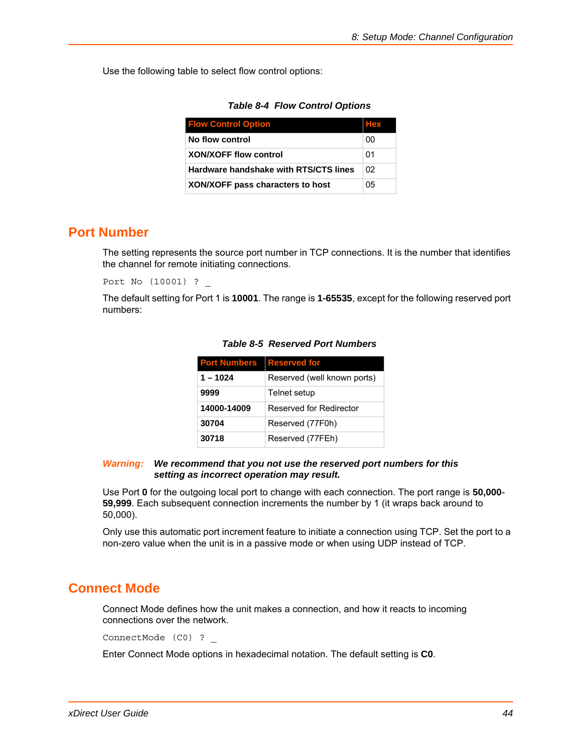Use the following table to select flow control options:

***Table 8-4 Flow Control Options***

| Flow Control Option | Hex |
|---|---|
| **No flow control** | 00 |
| **XON/XOFF flow control** | 01 |
| **Hardware handshake with RTS/CTS lines** | 02 |
| **XON/XOFF pass characters to host** | 05 |

## Port Number

The setting represents the source port number in TCP connections. It is the number that identifies the channel for remote initiating connections.

```
Port No (10001) ? _
```

The default setting for Port 1 is **10001**. The range is **1-65535**, except for the following reserved port numbers:

***Table 8-5 Reserved Port Numbers***

| Port Numbers | Reserved for |
|---|---|
| **1 – 1024** | Reserved (well known ports) |
| **9999** | Telnet setup |
| **14000-14009** | Reserved for Redirector |
| **30704** | Reserved (77F0h) |
| **30718** | Reserved (77FEh) |

***Warning:*** ***We recommend that you not use the reserved port numbers for this setting as incorrect operation may result.***

Use Port **0** for the outgoing local port to change with each connection. The port range is **50,000-59,999**. Each subsequent connection increments the number by 1 (it wraps back around to 50,000).

Only use this automatic port increment feature to initiate a connection using TCP. Set the port to a non-zero value when the unit is in a passive mode or when using UDP instead of TCP.

## Connect Mode

Connect Mode defines how the unit makes a connection, and how it reacts to incoming connections over the network.

```
ConnectMode (C0) ? _
```

Enter Connect Mode options in hexadecimal notation. The default setting is **C0**.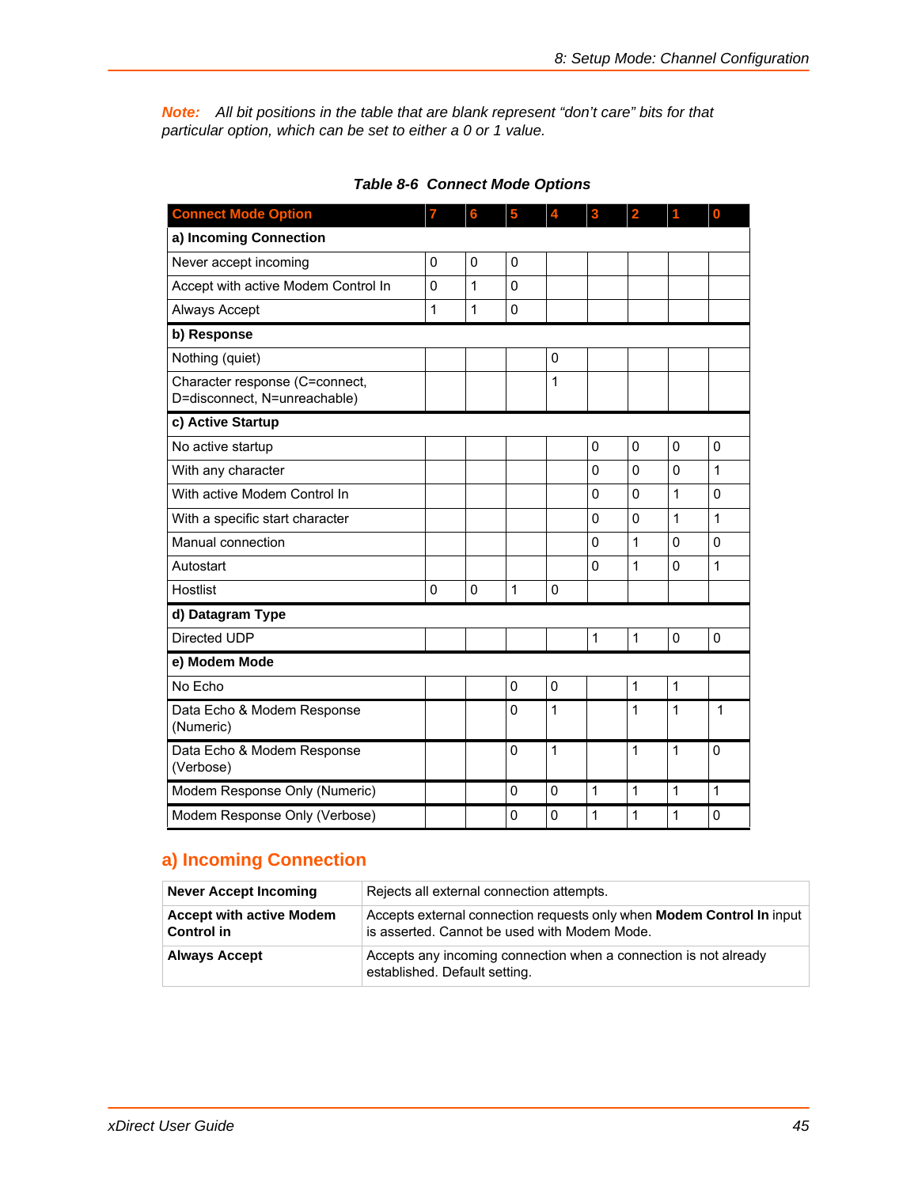**Note:** *All bit positions in the table that are blank represent "don't care" bits for that particular option, which can be set to either a 0 or 1 value.*

**Table 8-6 Connect Mode Options**

| Connect Mode Option | 7 | 6 | 5 | 4 | 3 | 2 | 1 | 0 |
|---|---|---|---|---|---|---|---|---|
| **a) Incoming Connection** | | | | | | | | |
| Never accept incoming | 0 | 0 | 0 | | | | | |
| Accept with active Modem Control In | 0 | 1 | 0 | | | | | |
| Always Accept | 1 | 1 | 0 | | | | | |
| **b) Response** | | | | | | | | |
| Nothing (quiet) | | | | 0 | | | | |
| Character response (C=connect, D=disconnect, N=unreachable) | | | | 1 | | | | |
| **c) Active Startup** | | | | | | | | |
| No active startup | | | | | 0 | 0 | 0 | 0 |
| With any character | | | | | 0 | 0 | 0 | 1 |
| With active Modem Control In | | | | | 0 | 0 | 1 | 0 |
| With a specific start character | | | | | 0 | 0 | 1 | 1 |
| Manual connection | | | | | 0 | 1 | 0 | 0 |
| Autostart | | | | | 0 | 1 | 0 | 1 |
| Hostlist | 0 | 0 | 1 | 0 | | | | |
| **d) Datagram Type** | | | | | | | | |
| Directed UDP | | | | | 1 | 1 | 0 | 0 |
| **e) Modem Mode** | | | | | | | | |
| No Echo | | | 0 | 0 | | 1 | 1 | |
| Data Echo & Modem Response (Numeric) | | | 0 | 1 | | 1 | 1 | 1 |
| Data Echo & Modem Response (Verbose) | | | 0 | 1 | | 1 | 1 | 0 |
| Modem Response Only (Numeric) | | | 0 | 0 | 1 | 1 | 1 | 1 |
| Modem Response Only (Verbose) | | | 0 | 0 | 1 | 1 | 1 | 0 |

## a) Incoming Connection

| | |
|---|---|
| **Never Accept Incoming** | Rejects all external connection attempts. |
| **Accept with active Modem Control in** | Accepts external connection requests only when **Modem Control In** input is asserted. Cannot be used with Modem Mode. |
| **Always Accept** | Accepts any incoming connection when a connection is not already established. Default setting. |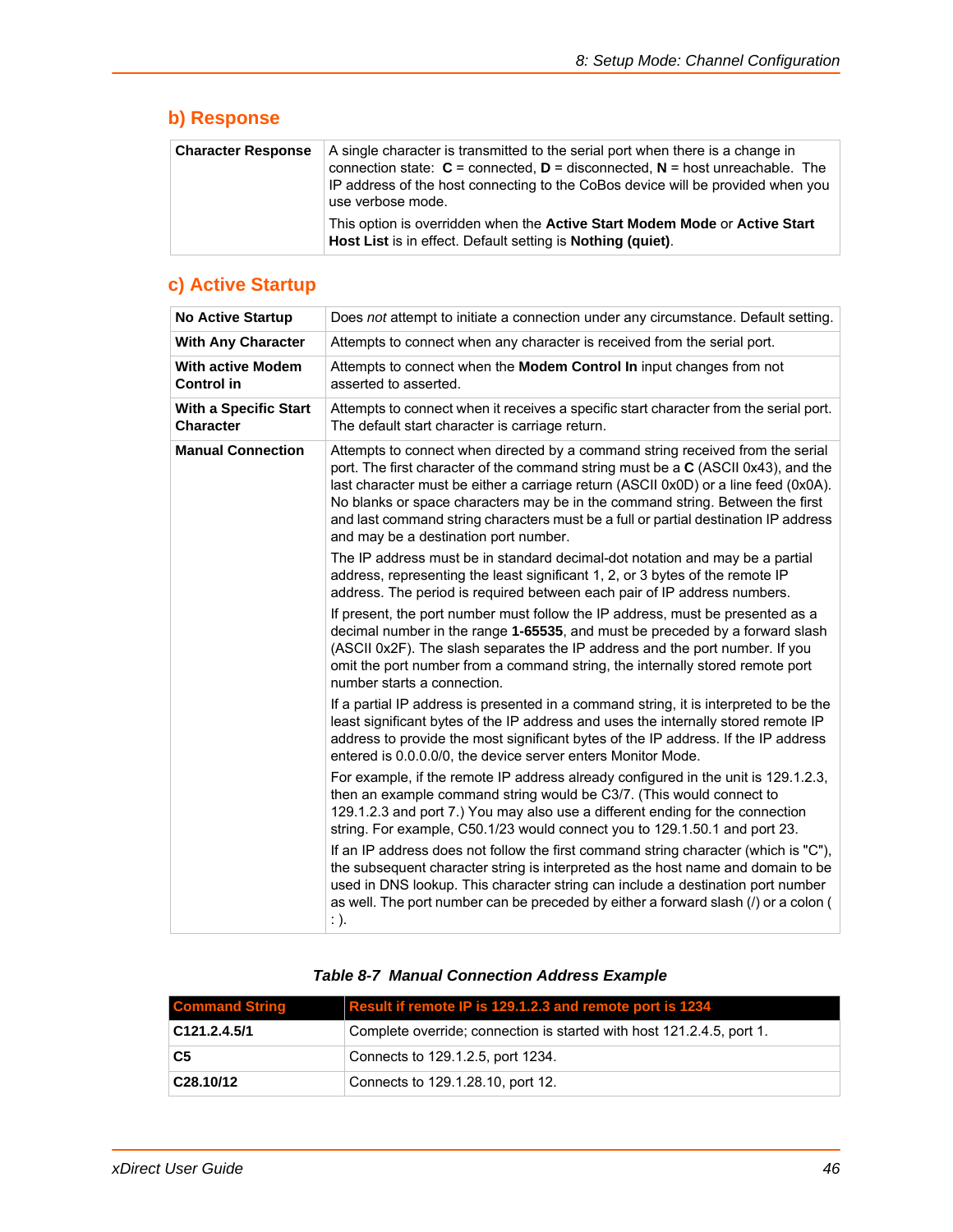## b) Response

| | |
|---|---|
| **Character Response** | A single character is transmitted to the serial port when there is a change in connection state: **C** = connected, **D** = disconnected, **N** = host unreachable. The IP address of the host connecting to the CoBos device will be provided when you use verbose mode.<br><br>This option is overridden when the **Active Start Modem Mode** or **Active Start Host List** is in effect. Default setting is **Nothing (quiet)**. |

## c) Active Startup

| | |
|---|---|
| **No Active Startup** | Does *not* attempt to initiate a connection under any circumstance. Default setting. |
| **With Any Character** | Attempts to connect when any character is received from the serial port. |
| **With active Modem Control in** | Attempts to connect when the **Modem Control In** input changes from not asserted to asserted. |
| **With a Specific Start Character** | Attempts to connect when it receives a specific start character from the serial port. The default start character is carriage return. |
| **Manual Connection** | Attempts to connect when directed by a command string received from the serial port. The first character of the command string must be a **C** (ASCII 0x43), and the last character must be either a carriage return (ASCII 0x0D) or a line feed (0x0A). No blanks or space characters may be in the command string. Between the first and last command string characters must be a full or partial destination IP address and may be a destination port number.<br><br>The IP address must be in standard decimal-dot notation and may be a partial address, representing the least significant 1, 2, or 3 bytes of the remote IP address. The period is required between each pair of IP address numbers.<br><br>If present, the port number must follow the IP address, must be presented as a decimal number in the range **1-65535**, and must be preceded by a forward slash (ASCII 0x2F). The slash separates the IP address and the port number. If you omit the port number from a command string, the internally stored remote port number starts a connection.<br><br>If a partial IP address is presented in a command string, it is interpreted to be the least significant bytes of the IP address and uses the internally stored remote IP address to provide the most significant bytes of the IP address. If the IP address entered is 0.0.0.0/0, the device server enters Monitor Mode.<br><br>For example, if the remote IP address already configured in the unit is 129.1.2.3, then an example command string would be C3/7. (This would connect to 129.1.2.3 and port 7.) You may also use a different ending for the connection string. For example, C50.1/23 would connect you to 129.1.50.1 and port 23.<br><br>If an IP address does not follow the first command string character (which is "C"), the subsequent character string is interpreted as the host name and domain to be used in DNS lookup. This character string can include a destination port number as well. The port number can be preceded by either a forward slash (/) or a colon ( : ). |

***Table 8-7 Manual Connection Address Example***

| Command String | Result if remote IP is 129.1.2.3 and remote port is 1234 |
|---|---|
| **C121.2.4.5/1** | Complete override; connection is started with host 121.2.4.5, port 1. |
| **C5** | Connects to 129.1.2.5, port 1234. |
| **C28.10/12** | Connects to 129.1.28.10, port 12. |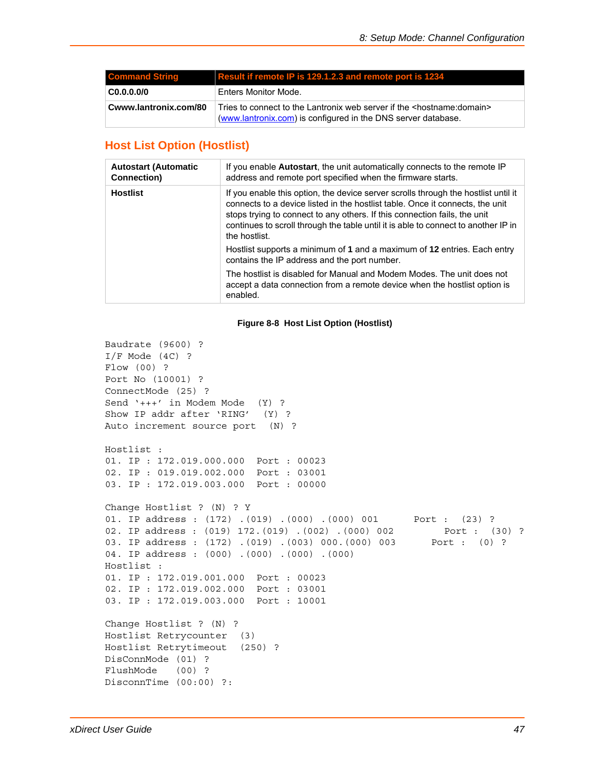| Command String | Result if remote IP is 129.1.2.3 and remote port is 1234 |
|---|---|
| **C0.0.0.0/0** | Enters Monitor Mode. |
| **Cwww.lantronix.com/80** | Tries to connect to the Lantronix web server if the <hostname:domain> (www.lantronix.com) is configured in the DNS server database. |

## Host List Option (Hostlist)

| | |
|---|---|
| **Autostart (Automatic Connection)** | If you enable **Autostart**, the unit automatically connects to the remote IP address and remote port specified when the firmware starts. |
| **Hostlist** | If you enable this option, the device server scrolls through the hostlist until it connects to a device listed in the hostlist table. Once it connects, the unit stops trying to connect to any others. If this connection fails, the unit continues to scroll through the table until it is able to connect to another IP in the hostlist.<br><br>Hostlist supports a minimum of **1** and a maximum of **12** entries. Each entry contains the IP address and the port number.<br><br>The hostlist is disabled for Manual and Modem Modes. The unit does not accept a data connection from a remote device when the hostlist option is enabled. |

**Figure 8-8 Host List Option (Hostlist)**

```
Baudrate (9600) ?
I/F Mode (4C) ?
Flow (00) ?
Port No (10001) ?
ConnectMode (25) ?
Send '+++' in Modem Mode  (Y) ?
Show IP addr after 'RING'  (Y) ?
Auto increment source port  (N) ?

Hostlist :
01. IP : 172.019.000.000  Port : 00023
02. IP : 019.019.002.000  Port : 03001
03. IP : 172.019.003.000  Port : 00000

Change Hostlist ? (N) ? Y
01. IP address : (172) .(019) .(000) .(000) 001      Port :  (23) ?
02. IP address : (019) 172.(019) .(002) .(000) 002       Port :  (30) ?
03. IP address : (172) .(019) .(003) 000.(000) 003      Port :  (0) ?
04. IP address : (000) .(000) .(000) .(000)
Hostlist :
01. IP : 172.019.001.000  Port : 00023
02. IP : 172.019.002.000  Port : 03001
03. IP : 172.019.003.000  Port : 10001

Change Hostlist ? (N) ?
Hostlist Retrycounter  (3)
Hostlist Retrytimeout  (250) ?
DisConnMode (01) ?
FlushMode   (00) ?
DisconnTime (00:00) ?:
```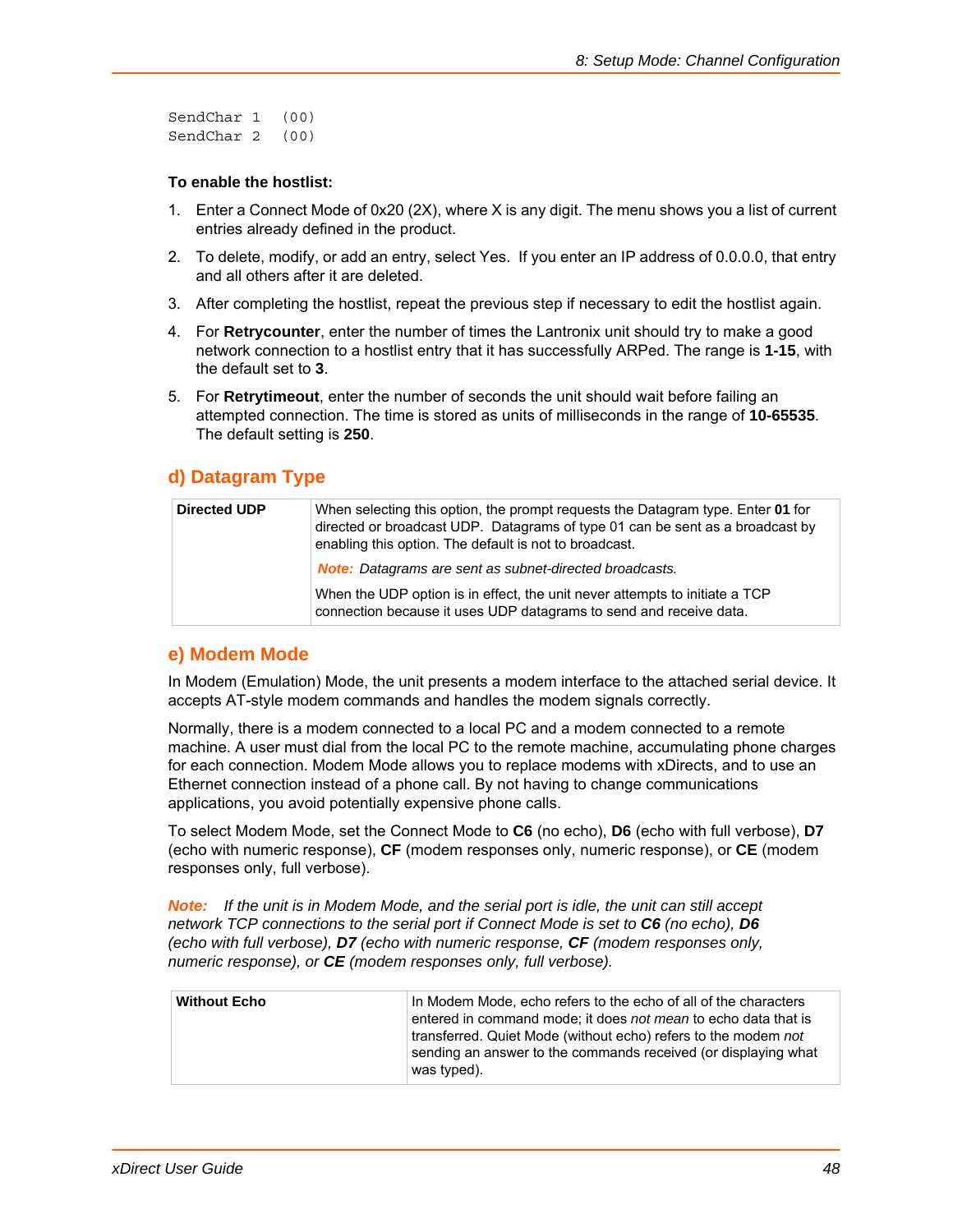```
SendChar 1  (00)
SendChar 2  (00)
```

**To enable the hostlist:**

1. Enter a Connect Mode of 0x20 (2X), where X is any digit. The menu shows you a list of current entries already defined in the product.
2. To delete, modify, or add an entry, select Yes. If you enter an IP address of 0.0.0.0, that entry and all others after it are deleted.
3. After completing the hostlist, repeat the previous step if necessary to edit the hostlist again.
4. For **Retrycounter**, enter the number of times the Lantronix unit should try to make a good network connection to a hostlist entry that it has successfully ARPed. The range is **1-15**, with the default set to **3**.
5. For **Retrytimeout**, enter the number of seconds the unit should wait before failing an attempted connection. The time is stored as units of milliseconds in the range of **10-65535**. The default setting is **250**.

## d) Datagram Type

| | |
|---|---|
| **Directed UDP** | When selecting this option, the prompt requests the Datagram type. Enter **01** for directed or broadcast UDP. Datagrams of type 01 can be sent as a broadcast by enabling this option. The default is not to broadcast.<br>***Note:*** *Datagrams are sent as subnet-directed broadcasts.*<br>When the UDP option is in effect, the unit never attempts to initiate a TCP connection because it uses UDP datagrams to send and receive data. |

## e) Modem Mode

In Modem (Emulation) Mode, the unit presents a modem interface to the attached serial device. It accepts AT-style modem commands and handles the modem signals correctly.

Normally, there is a modem connected to a local PC and a modem connected to a remote machine. A user must dial from the local PC to the remote machine, accumulating phone charges for each connection. Modem Mode allows you to replace modems with xDirects, and to use an Ethernet connection instead of a phone call. By not having to change communications applications, you avoid potentially expensive phone calls.

To select Modem Mode, set the Connect Mode to **C6** (no echo), **D6** (echo with full verbose), **D7** (echo with numeric response), **CF** (modem responses only, numeric response), or **CE** (modem responses only, full verbose).

***Note:*** *If the unit is in Modem Mode, and the serial port is idle, the unit can still accept network TCP connections to the serial port if Connect Mode is set to **C6** (no echo), **D6** (echo with full verbose), **D7** (echo with numeric response), **CF** (modem responses only, numeric response), or **CE** (modem responses only, full verbose).*

| | |
|---|---|
| **Without Echo** | In Modem Mode, echo refers to the echo of all of the characters entered in command mode; it does *not mean* to echo data that is transferred. Quiet Mode (without echo) refers to the modem *not* sending an answer to the commands received (or displaying what was typed). |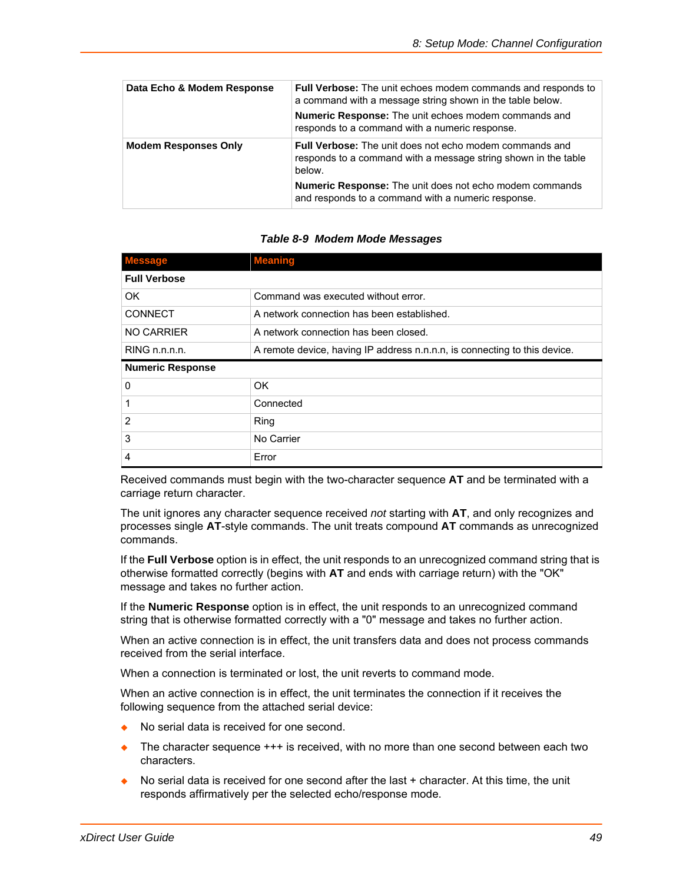| | |
|---|---|
| **Data Echo & Modem Response** | **Full Verbose:** The unit echoes modem commands and responds to a command with a message string shown in the table below.<br>**Numeric Response:** The unit echoes modem commands and responds to a command with a numeric response. |
| **Modem Responses Only** | **Full Verbose:** The unit does not echo modem commands and responds to a command with a message string shown in the table below.<br>**Numeric Response:** The unit does not echo modem commands and responds to a command with a numeric response. |

***Table 8-9 Modem Mode Messages***

| Message | Meaning |
|---|---|
| **Full Verbose** | |
| OK | Command was executed without error. |
| CONNECT | A network connection has been established. |
| NO CARRIER | A network connection has been closed. |
| RING n.n.n.n. | A remote device, having IP address n.n.n.n, is connecting to this device. |
| **Numeric Response** | |
| 0 | OK |
| 1 | Connected |
| 2 | Ring |
| 3 | No Carrier |
| 4 | Error |

Received commands must begin with the two-character sequence **AT** and be terminated with a carriage return character.

The unit ignores any character sequence received *not* starting with **AT**, and only recognizes and processes single **AT**-style commands. The unit treats compound **AT** commands as unrecognized commands.

If the **Full Verbose** option is in effect, the unit responds to an unrecognized command string that is otherwise formatted correctly (begins with **AT** and ends with carriage return) with the "OK" message and takes no further action.

If the **Numeric Response** option is in effect, the unit responds to an unrecognized command string that is otherwise formatted correctly with a "0" message and takes no further action.

When an active connection is in effect, the unit transfers data and does not process commands received from the serial interface.

When a connection is terminated or lost, the unit reverts to command mode.

When an active connection is in effect, the unit terminates the connection if it receives the following sequence from the attached serial device:

- No serial data is received for one second.
- The character sequence +++ is received, with no more than one second between each two characters.
- No serial data is received for one second after the last + character. At this time, the unit responds affirmatively per the selected echo/response mode.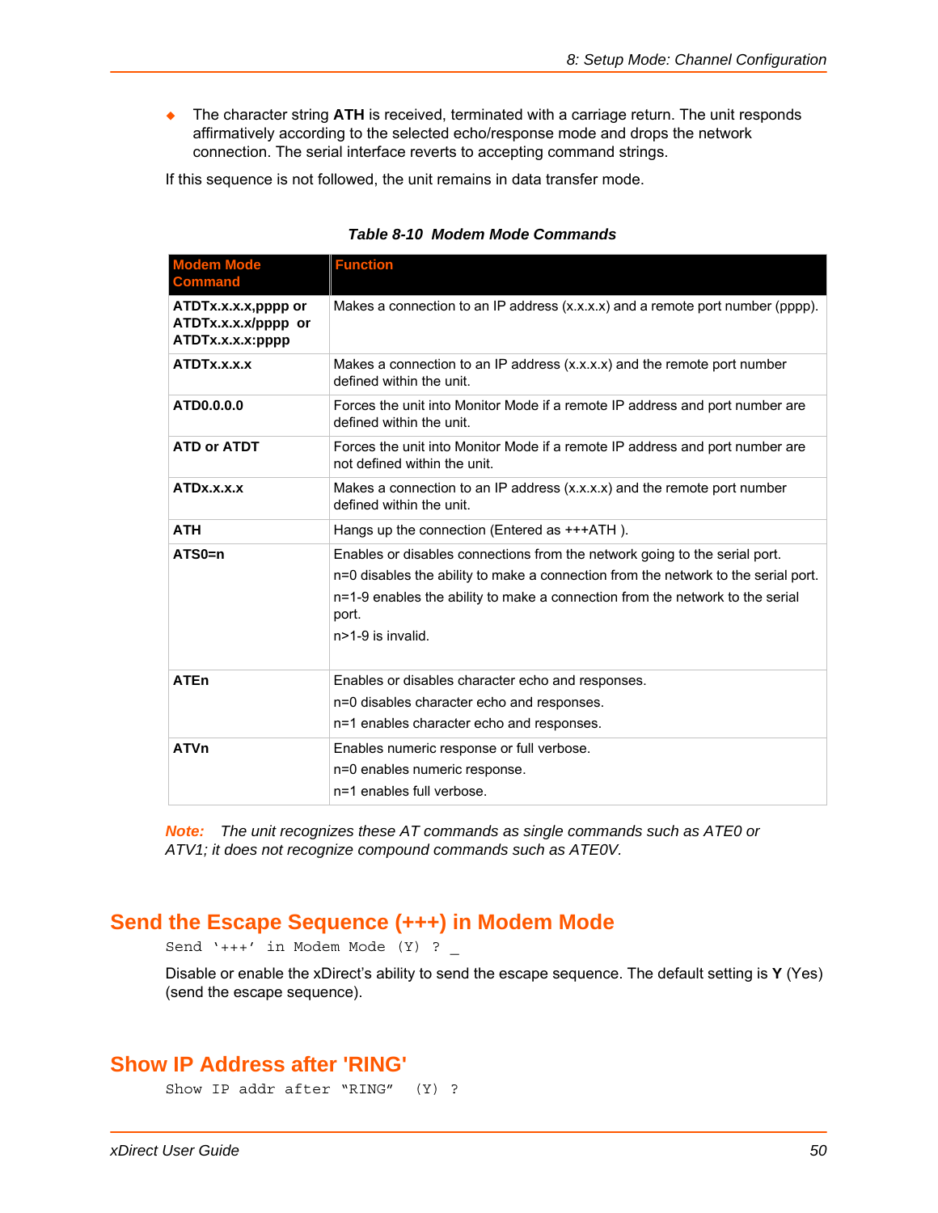- The character string **ATH** is received, terminated with a carriage return. The unit responds affirmatively according to the selected echo/response mode and drops the network connection. The serial interface reverts to accepting command strings.

If this sequence is not followed, the unit remains in data transfer mode.

***Table 8-10 Modem Mode Commands***

| Modem Mode Command | Function |
|---|---|
| **ATDTx.x.x.x,pppp or ATDTx.x.x.x/pppp or ATDTx.x.x.x:pppp** | Makes a connection to an IP address (x.x.x.x) and a remote port number (pppp). |
| **ATDTx.x.x.x** | Makes a connection to an IP address (x.x.x.x) and the remote port number defined within the unit. |
| **ATD0.0.0.0** | Forces the unit into Monitor Mode if a remote IP address and port number are defined within the unit. |
| **ATD or ATDT** | Forces the unit into Monitor Mode if a remote IP address and port number are not defined within the unit. |
| **ATDx.x.x.x** | Makes a connection to an IP address (x.x.x.x) and the remote port number defined within the unit. |
| **ATH** | Hangs up the connection (Entered as +++ATH ). |
| **ATS0=n** | Enables or disables connections from the network going to the serial port.<br>n=0 disables the ability to make a connection from the network to the serial port.<br>n=1-9 enables the ability to make a connection from the network to the serial port.<br>n>1-9 is invalid. |
| **ATEn** | Enables or disables character echo and responses.<br>n=0 disables character echo and responses.<br>n=1 enables character echo and responses. |
| **ATVn** | Enables numeric response or full verbose.<br>n=0 enables numeric response.<br>n=1 enables full verbose. |

***Note:*** *The unit recognizes these AT commands as single commands such as ATE0 or ATV1; it does not recognize compound commands such as ATE0V.*

## Send the Escape Sequence (+++) in Modem Mode

```
Send '+++' in Modem Mode (Y) ? _
```

Disable or enable the xDirect's ability to send the escape sequence. The default setting is **Y** (Yes) (send the escape sequence).

## Show IP Address after 'RING'

```
Show IP addr after "RING"  (Y) ?
```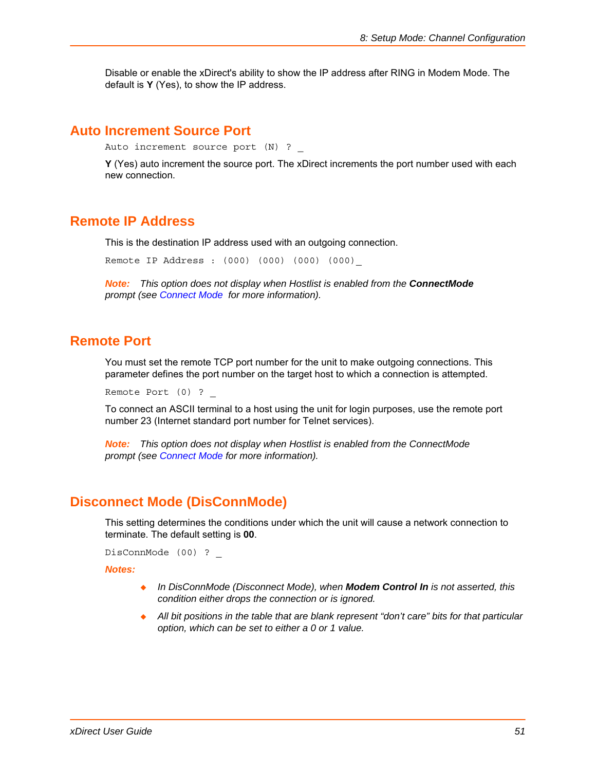Disable or enable the xDirect's ability to show the IP address after RING in Modem Mode. The default is **Y** (Yes), to show the IP address.

## Auto Increment Source Port

```
Auto increment source port (N) ? _
```

**Y** (Yes) auto increment the source port. The xDirect increments the port number used with each new connection.

## Remote IP Address

This is the destination IP address used with an outgoing connection.

```
Remote IP Address : (000) (000) (000) (000)_
```

***Note:*** *This option does not display when Hostlist is enabled from the **ConnectMode** prompt (see Connect Mode for more information).*

## Remote Port

You must set the remote TCP port number for the unit to make outgoing connections. This parameter defines the port number on the target host to which a connection is attempted.

```
Remote Port (0) ? _
```

To connect an ASCII terminal to a host using the unit for login purposes, use the remote port number 23 (Internet standard port number for Telnet services).

***Note:*** *This option does not display when Hostlist is enabled from the ConnectMode prompt (see Connect Mode for more information).*

## Disconnect Mode (DisConnMode)

This setting determines the conditions under which the unit will cause a network connection to terminate. The default setting is **00**.

```
DisConnMode (00) ? _
```

***Notes:***

- *In DisConnMode (Disconnect Mode), when **Modem Control In** is not asserted, this condition either drops the connection or is ignored.*
- *All bit positions in the table that are blank represent “don’t care” bits for that particular option, which can be set to either a 0 or 1 value.*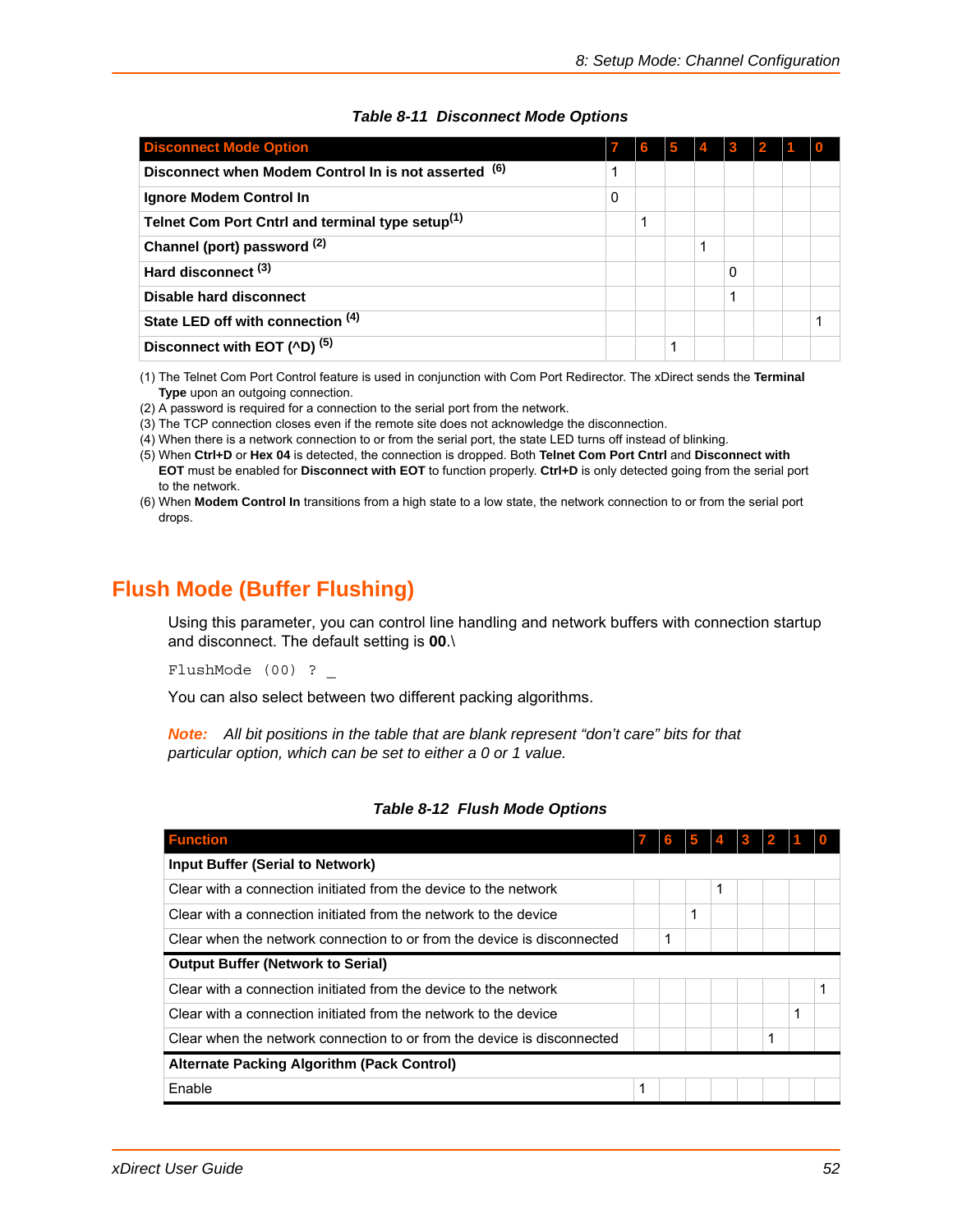**Table 8-11 Disconnect Mode Options**

| Disconnect Mode Option | 7 | 6 | 5 | 4 | 3 | 2 | 1 | 0 |
|---|---|---|---|---|---|---|---|---|
| **Disconnect when Modem Control In is not asserted** [6] | 1 | | | | | | | |
| **Ignore Modem Control In** | 0 | | | | | | | |
| **Telnet Com Port Cntrl and terminal type setup**[1] | | 1 | | | | | | |
| **Channel (port) password** [2] | | | | 1 | | | | |
| **Hard disconnect** [3] | | | | | 0 | | | |
| **Disable hard disconnect** | | | | | 1 | | | |
| **State LED off with connection** [4] | | | | | | | | 1 |
| **Disconnect with EOT (^D)** [5] | | | 1 | | | | | |

(1) The Telnet Com Port Control feature is used in conjunction with Com Port Redirector. The xDirect sends the **Terminal Type** upon an outgoing connection.

(2) A password is required for a connection to the serial port from the network.

(3) The TCP connection closes even if the remote site does not acknowledge the disconnection.

(4) When there is a network connection to or from the serial port, the state LED turns off instead of blinking.

(5) When **Ctrl+D** or **Hex 04** is detected, the connection is dropped. Both **Telnet Com Port Cntrl** and **Disconnect with EOT** must be enabled for **Disconnect with EOT** to function properly. **Ctrl+D** is only detected going from the serial port to the network.

(6) When **Modem Control In** transitions from a high state to a low state, the network connection to or from the serial port drops.

## Flush Mode (Buffer Flushing)

Using this parameter, you can control line handling and network buffers with connection startup and disconnect. The default setting is **00**.\

```
FlushMode (00) ? _
```

You can also select between two different packing algorithms.

***Note:*** *All bit positions in the table that are blank represent "don't care" bits for that particular option, which can be set to either a 0 or 1 value.*

**Table 8-12 Flush Mode Options**

| Function | 7 | 6 | 5 | 4 | 3 | 2 | 1 | 0 |
|---|---|---|---|---|---|---|---|---|
| **Input Buffer (Serial to Network)** | | | | | | | | |
| Clear with a connection initiated from the device to the network | | | | 1 | | | | |
| Clear with a connection initiated from the network to the device | | | 1 | | | | | |
| Clear when the network connection to or from the device is disconnected | | 1 | | | | | | |
| **Output Buffer (Network to Serial)** | | | | | | | | |
| Clear with a connection initiated from the device to the network | | | | | | | | 1 |
| Clear with a connection initiated from the network to the device | | | | | | | 1 | |
| Clear when the network connection to or from the device is disconnected | | | | | | 1 | | |
| **Alternate Packing Algorithm (Pack Control)** | | | | | | | | |
| Enable | 1 | | | | | | | |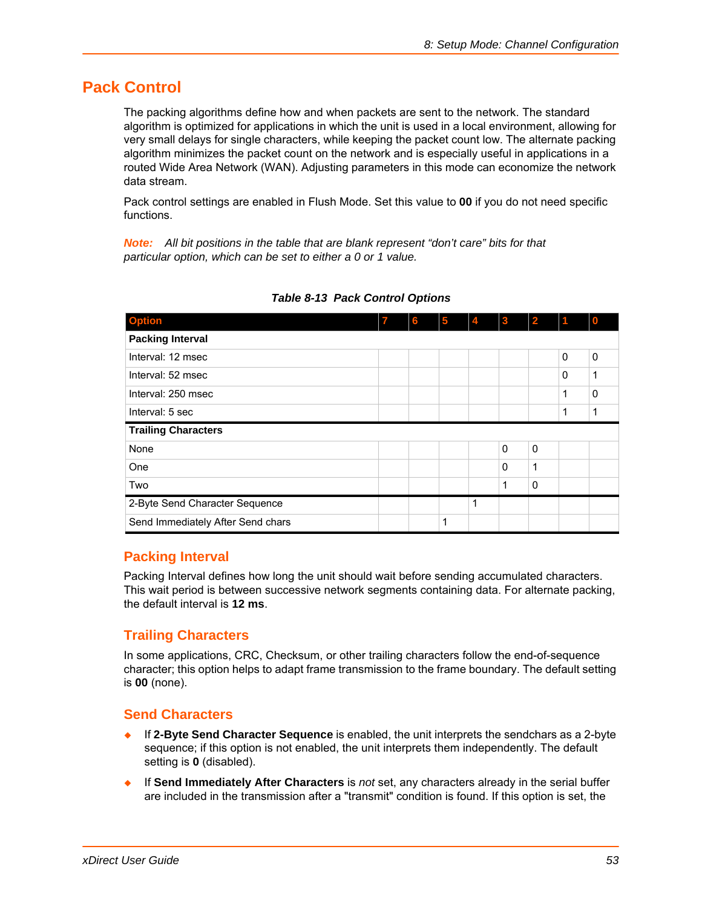# Pack Control

The packing algorithms define how and when packets are sent to the network. The standard algorithm is optimized for applications in which the unit is used in a local environment, allowing for very small delays for single characters, while keeping the packet count low. The alternate packing algorithm minimizes the packet count on the network and is especially useful in applications in a routed Wide Area Network (WAN). Adjusting parameters in this mode can economize the network data stream.

Pack control settings are enabled in Flush Mode. Set this value to **00** if you do not need specific functions.

***Note:*** *All bit positions in the table that are blank represent "don't care" bits for that particular option, which can be set to either a 0 or 1 value.*

***Table 8-13 Pack Control Options***

| Option | 7 | 6 | 5 | 4 | 3 | 2 | 1 | 0 |
|---|---|---|---|---|---|---|---|---|
| **Packing Interval** | | | | | | | | |
| Interval: 12 msec | | | | | | | 0 | 0 |
| Interval: 52 msec | | | | | | | 0 | 1 |
| Interval: 250 msec | | | | | | | 1 | 0 |
| Interval: 5 sec | | | | | | | 1 | 1 |
| **Trailing Characters** | | | | | | | | |
| None | | | | | 0 | 0 | | |
| One | | | | | 0 | 1 | | |
| Two | | | | | 1 | 0 | | |
| 2-Byte Send Character Sequence | | | | 1 | | | | |
| Send Immediately After Send chars | | | 1 | | | | | |

## Packing Interval

Packing Interval defines how long the unit should wait before sending accumulated characters. This wait period is between successive network segments containing data. For alternate packing, the default interval is **12 ms**.

## Trailing Characters

In some applications, CRC, Checksum, or other trailing characters follow the end-of-sequence character; this option helps to adapt frame transmission to the frame boundary. The default setting is **00** (none).

## Send Characters

- If **2-Byte Send Character Sequence** is enabled, the unit interprets the sendchars as a 2-byte sequence; if this option is not enabled, the unit interprets them independently. The default setting is **0** (disabled).
- If **Send Immediately After Characters** is *not* set, any characters already in the serial buffer are included in the transmission after a "transmit" condition is found. If this option is set, the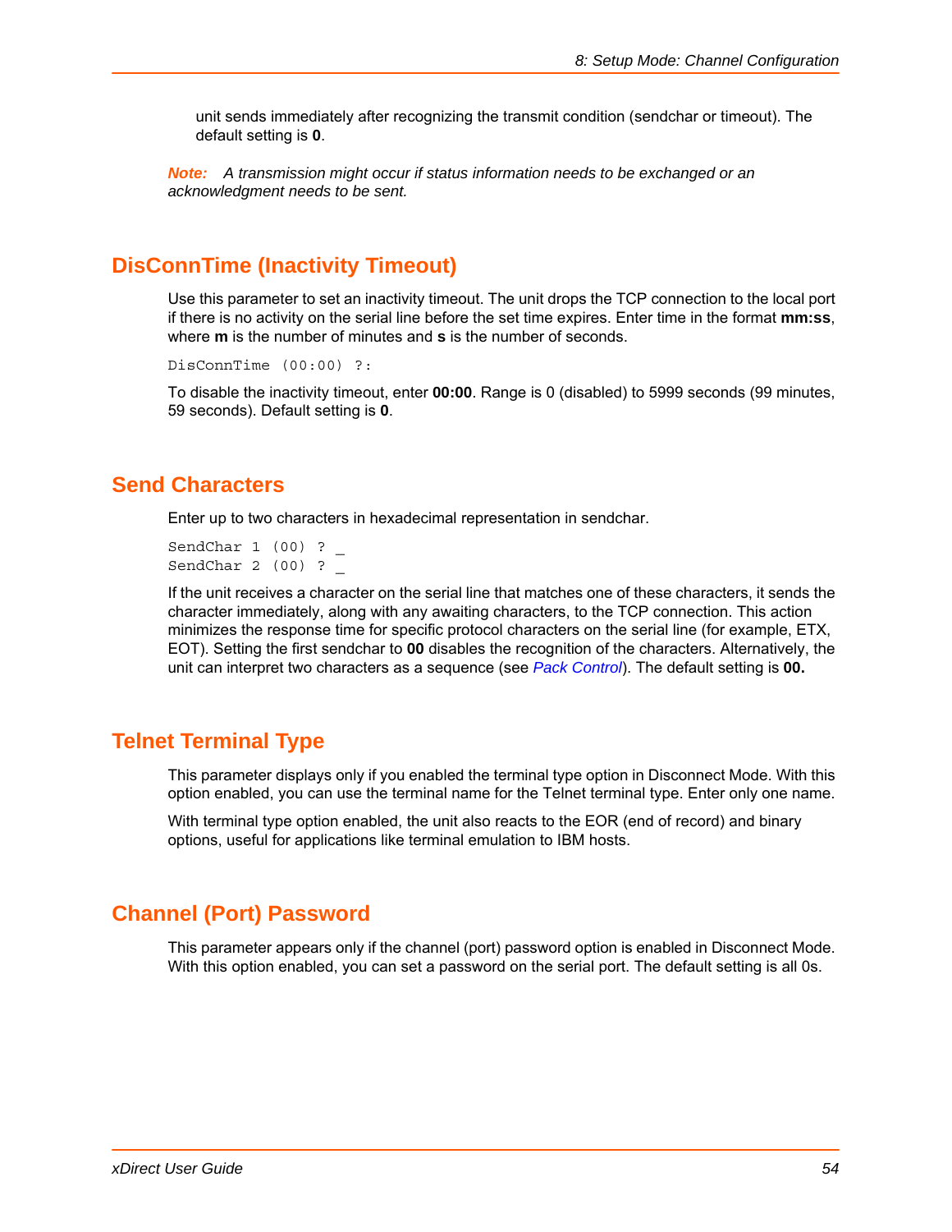unit sends immediately after recognizing the transmit condition (sendchar or timeout). The default setting is **0**.

***Note:*** *A transmission might occur if status information needs to be exchanged or an acknowledgment needs to be sent.*

## DisConnTime (Inactivity Timeout)

Use this parameter to set an inactivity timeout. The unit drops the TCP connection to the local port if there is no activity on the serial line before the set time expires. Enter time in the format **mm:ss**, where **m** is the number of minutes and **s** is the number of seconds.

```
DisConnTime (00:00) ?:
```

To disable the inactivity timeout, enter **00:00**. Range is 0 (disabled) to 5999 seconds (99 minutes, 59 seconds). Default setting is **0**.

## Send Characters

Enter up to two characters in hexadecimal representation in sendchar.

```
SendChar 1 (00) ? _
SendChar 2 (00) ? _
```

If the unit receives a character on the serial line that matches one of these characters, it sends the character immediately, along with any awaiting characters, to the TCP connection. This action minimizes the response time for specific protocol characters on the serial line (for example, ETX, EOT). Setting the first sendchar to **00** disables the recognition of the characters. Alternatively, the unit can interpret two characters as a sequence (see *Pack Control*). The default setting is **00.**

## Telnet Terminal Type

This parameter displays only if you enabled the terminal type option in Disconnect Mode. With this option enabled, you can use the terminal name for the Telnet terminal type. Enter only one name.

With terminal type option enabled, the unit also reacts to the EOR (end of record) and binary options, useful for applications like terminal emulation to IBM hosts.

## Channel (Port) Password

This parameter appears only if the channel (port) password option is enabled in Disconnect Mode. With this option enabled, you can set a password on the serial port. The default setting is all 0s.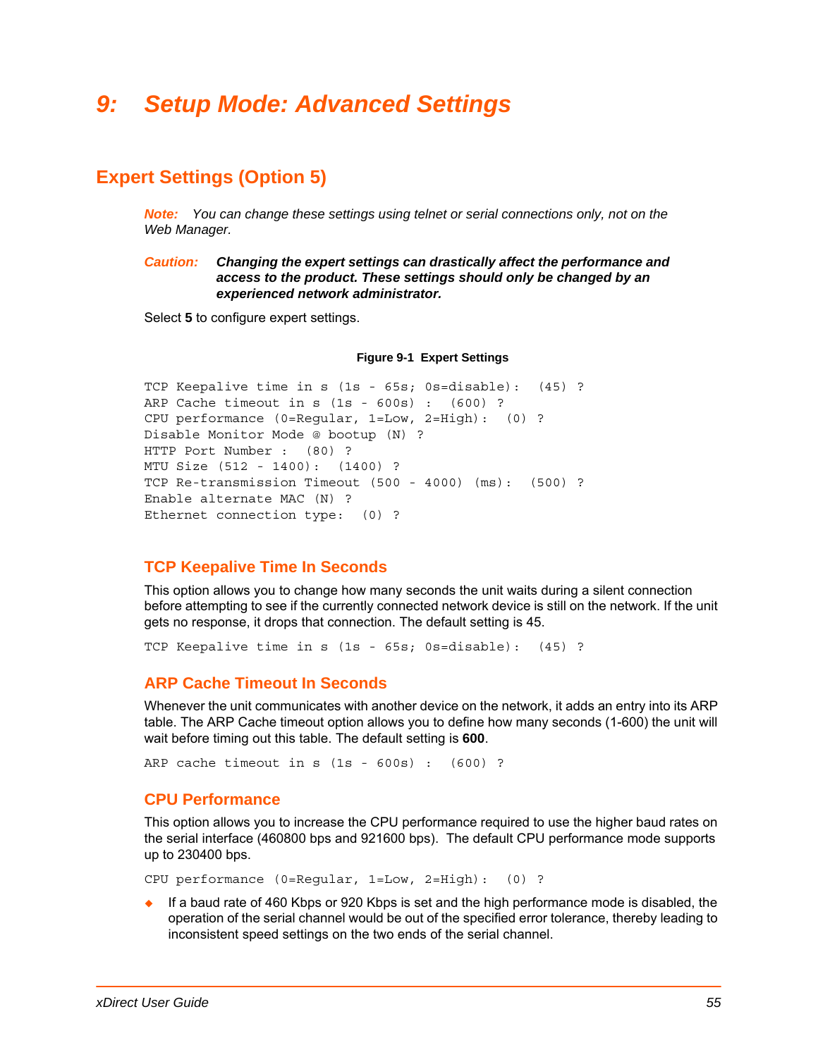# 9: Setup Mode: Advanced Settings

## Expert Settings (Option 5)

***Note:*** *You can change these settings using telnet or serial connections only, not on the Web Manager.*

***Caution:*** ***Changing the expert settings can drastically affect the performance and access to the product. These settings should only be changed by an experienced network administrator.***

Select **5** to configure expert settings.

**Figure 9-1 Expert Settings**

```
TCP Keepalive time in s (1s - 65s; 0s=disable):  (45) ?
ARP Cache timeout in s (1s - 600s) :  (600) ?
CPU performance (0=Regular, 1=Low, 2=High):  (0) ?
Disable Monitor Mode @ bootup (N) ?
HTTP Port Number :  (80) ?
MTU Size (512 - 1400):  (1400) ?
TCP Re-transmission Timeout (500 - 4000) (ms):  (500) ?
Enable alternate MAC (N) ?
Ethernet connection type:  (0) ?
```

### TCP Keepalive Time In Seconds

This option allows you to change how many seconds the unit waits during a silent connection before attempting to see if the currently connected network device is still on the network. If the unit gets no response, it drops that connection. The default setting is 45.

```
TCP Keepalive time in s (1s - 65s; 0s=disable):  (45) ?
```

### ARP Cache Timeout In Seconds

Whenever the unit communicates with another device on the network, it adds an entry into its ARP table. The ARP Cache timeout option allows you to define how many seconds (1-600) the unit will wait before timing out this table. The default setting is **600**.

```
ARP cache timeout in s (1s - 600s) :  (600) ?
```

### CPU Performance

This option allows you to increase the CPU performance required to use the higher baud rates on the serial interface (460800 bps and 921600 bps). The default CPU performance mode supports up to 230400 bps.

```
CPU performance (0=Regular, 1=Low, 2=High):  (0) ?
```

- If a baud rate of 460 Kbps or 920 Kbps is set and the high performance mode is disabled, the operation of the serial channel would be out of the specified error tolerance, thereby leading to inconsistent speed settings on the two ends of the serial channel.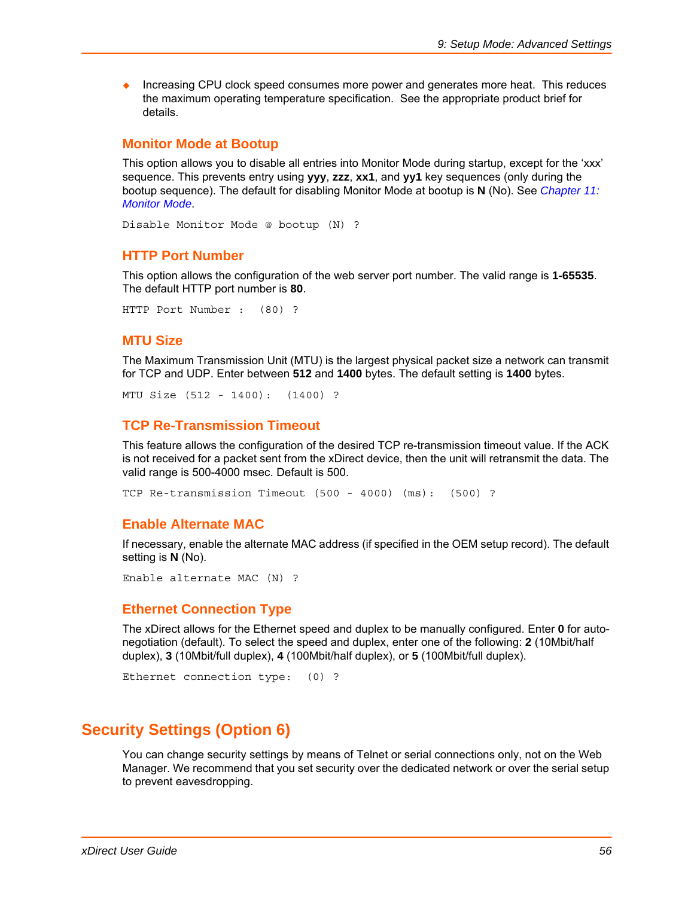- Increasing CPU clock speed consumes more power and generates more heat. This reduces the maximum operating temperature specification. See the appropriate product brief for details.

### Monitor Mode at Bootup

This option allows you to disable all entries into Monitor Mode during startup, except for the 'xxx' sequence. This prevents entry using **yyy**, **zzz**, **xx1**, and **yy1** key sequences (only during the bootup sequence). The default for disabling Monitor Mode at bootup is **N** (No). See *Chapter 11: Monitor Mode*.

```
Disable Monitor Mode @ bootup (N) ?
```

### HTTP Port Number

This option allows the configuration of the web server port number. The valid range is **1-65535**. The default HTTP port number is **80**.

```
HTTP Port Number :  (80) ?
```

### MTU Size

The Maximum Transmission Unit (MTU) is the largest physical packet size a network can transmit for TCP and UDP. Enter between **512** and **1400** bytes. The default setting is **1400** bytes.

```
MTU Size (512 - 1400):  (1400) ?
```

### TCP Re-Transmission Timeout

This feature allows the configuration of the desired TCP re-transmission timeout value. If the ACK is not received for a packet sent from the xDirect device, then the unit will retransmit the data. The valid range is 500-4000 msec. Default is 500.

```
TCP Re-transmission Timeout (500 - 4000) (ms):  (500) ?
```

### Enable Alternate MAC

If necessary, enable the alternate MAC address (if specified in the OEM setup record). The default setting is **N** (No).

```
Enable alternate MAC (N) ?
```

### Ethernet Connection Type

The xDirect allows for the Ethernet speed and duplex to be manually configured. Enter **0** for auto-negotiation (default). To select the speed and duplex, enter one of the following: **2** (10Mbit/half duplex), **3** (10Mbit/full duplex), **4** (100Mbit/half duplex), or **5** (100Mbit/full duplex).

```
Ethernet connection type:  (0) ?
```

## Security Settings (Option 6)

You can change security settings by means of Telnet or serial connections only, not on the Web Manager. We recommend that you set security over the dedicated network or over the serial setup to prevent eavesdropping.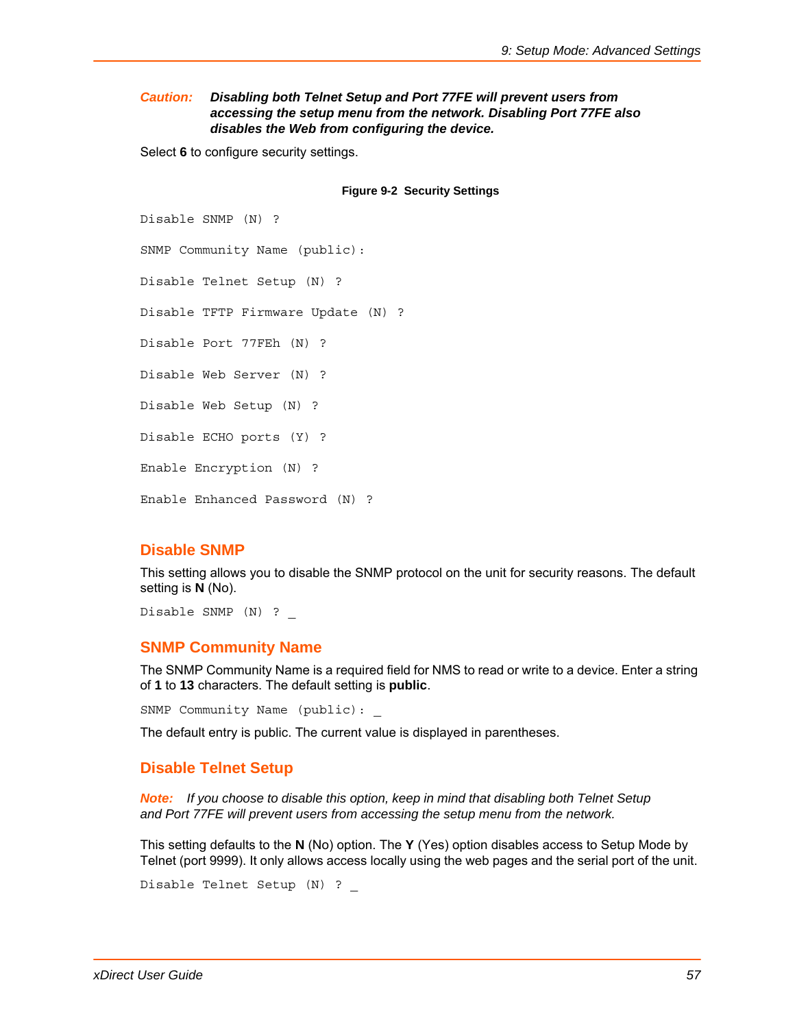***Caution:*** ***Disabling both Telnet Setup and Port 77FE will prevent users from accessing the setup menu from the network. Disabling Port 77FE also disables the Web from configuring the device.***

Select **6** to configure security settings.

**Figure 9-2 Security Settings**

```
Disable SNMP (N) ?

SNMP Community Name (public):

Disable Telnet Setup (N) ?

Disable TFTP Firmware Update (N) ?

Disable Port 77FEh (N) ?

Disable Web Server (N) ?

Disable Web Setup (N) ?

Disable ECHO ports (Y) ?

Enable Encryption (N) ?

Enable Enhanced Password (N) ?
```

## Disable SNMP

This setting allows you to disable the SNMP protocol on the unit for security reasons. The default setting is **N** (No).

```
Disable SNMP (N) ? _
```

## SNMP Community Name

The SNMP Community Name is a required field for NMS to read or write to a device. Enter a string of **1** to **13** characters. The default setting is **public**.

```
SNMP Community Name (public): _
```

The default entry is public. The current value is displayed in parentheses.

## Disable Telnet Setup

***Note:*** *If you choose to disable this option, keep in mind that disabling both Telnet Setup and Port 77FE will prevent users from accessing the setup menu from the network.*

This setting defaults to the **N** (No) option. The **Y** (Yes) option disables access to Setup Mode by Telnet (port 9999). It only allows access locally using the web pages and the serial port of the unit.

```
Disable Telnet Setup (N) ? _
```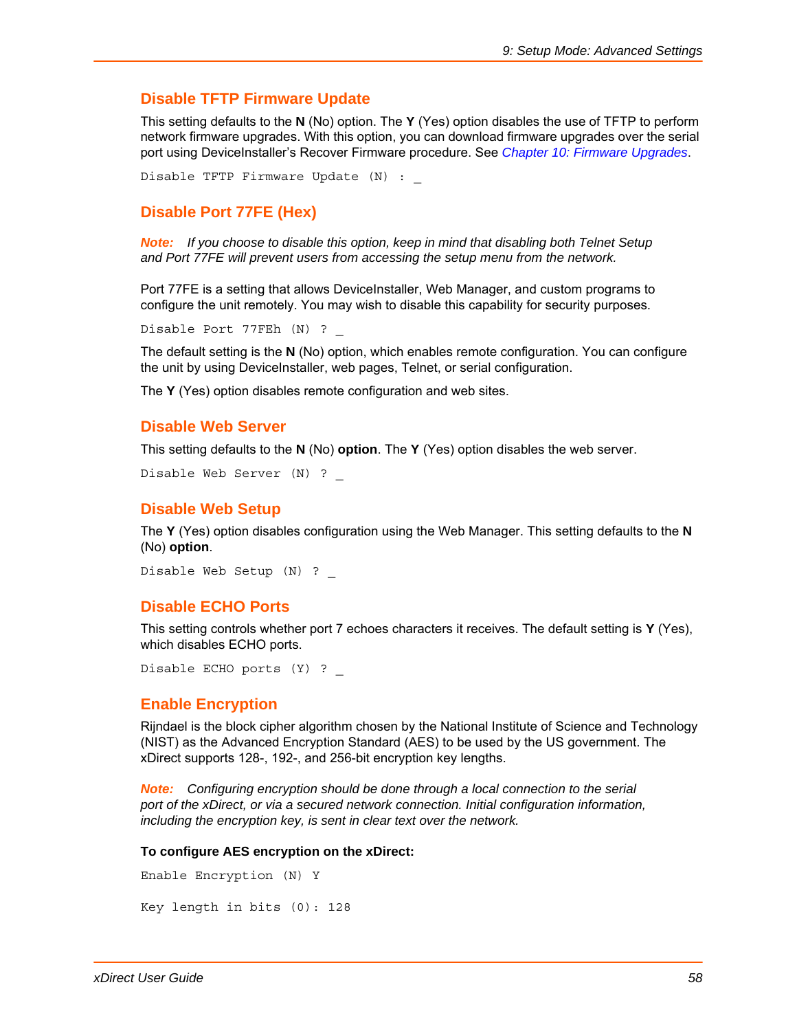## Disable TFTP Firmware Update

This setting defaults to the **N** (No) option. The **Y** (Yes) option disables the use of TFTP to perform network firmware upgrades. With this option, you can download firmware upgrades over the serial port using DeviceInstaller's Recover Firmware procedure. See *Chapter 10: Firmware Upgrades*.

```
Disable TFTP Firmware Update (N) : _
```

## Disable Port 77FE (Hex)

***Note:*** *If you choose to disable this option, keep in mind that disabling both Telnet Setup and Port 77FE will prevent users from accessing the setup menu from the network.*

Port 77FE is a setting that allows DeviceInstaller, Web Manager, and custom programs to configure the unit remotely. You may wish to disable this capability for security purposes.

```
Disable Port 77FEh (N) ? _
```

The default setting is the **N** (No) option, which enables remote configuration. You can configure the unit by using DeviceInstaller, web pages, Telnet, or serial configuration.

The **Y** (Yes) option disables remote configuration and web sites.

## Disable Web Server

This setting defaults to the **N** (No) **option**. The **Y** (Yes) option disables the web server.

```
Disable Web Server (N) ? _
```

## Disable Web Setup

The **Y** (Yes) option disables configuration using the Web Manager. This setting defaults to the **N** (No) **option**.

```
Disable Web Setup (N) ? _
```

## Disable ECHO Ports

This setting controls whether port 7 echoes characters it receives. The default setting is **Y** (Yes), which disables ECHO ports.

```
Disable ECHO ports (Y) ? _
```

## Enable Encryption

Rijndael is the block cipher algorithm chosen by the National Institute of Science and Technology (NIST) as the Advanced Encryption Standard (AES) to be used by the US government. The xDirect supports 128-, 192-, and 256-bit encryption key lengths.

***Note:*** *Configuring encryption should be done through a local connection to the serial port of the xDirect, or via a secured network connection. Initial configuration information, including the encryption key, is sent in clear text over the network.*

**To configure AES encryption on the xDirect:**

```
Enable Encryption (N) Y

Key length in bits (0): 128
```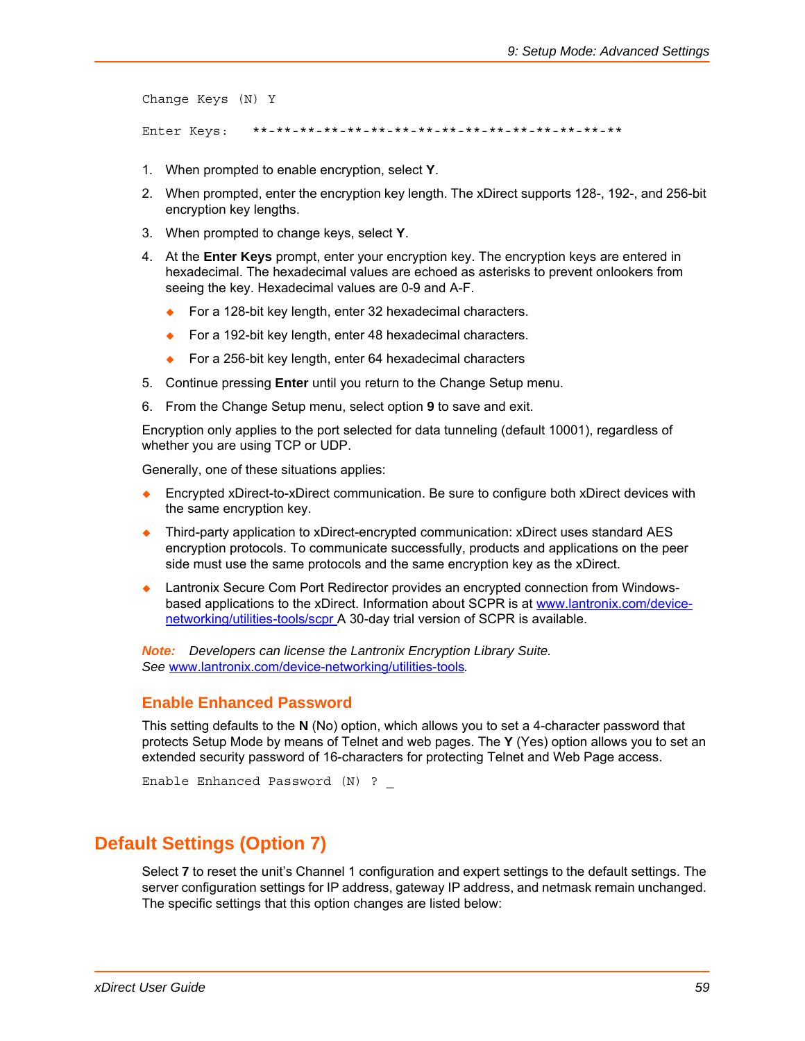```
Change Keys (N) Y

Enter Keys:   **-**-**-**-**-**-**-**-**-**-**-**-**-**-**-**
```

1. When prompted to enable encryption, select **Y**.
2. When prompted, enter the encryption key length. The xDirect supports 128-, 192-, and 256-bit encryption key lengths.
3. When prompted to change keys, select **Y**.
4. At the **Enter Keys** prompt, enter your encryption key. The encryption keys are entered in hexadecimal. The hexadecimal values are echoed as asterisks to prevent onlookers from seeing the key. Hexadecimal values are 0-9 and A-F.
   - For a 128-bit key length, enter 32 hexadecimal characters.
   - For a 192-bit key length, enter 48 hexadecimal characters.
   - For a 256-bit key length, enter 64 hexadecimal characters
5. Continue pressing **Enter** until you return to the Change Setup menu.
6. From the Change Setup menu, select option **9** to save and exit.

Encryption only applies to the port selected for data tunneling (default 10001), regardless of whether you are using TCP or UDP.

Generally, one of these situations applies:

- Encrypted xDirect-to-xDirect communication. Be sure to configure both xDirect devices with the same encryption key.
- Third-party application to xDirect-encrypted communication: xDirect uses standard AES encryption protocols. To communicate successfully, products and applications on the peer side must use the same protocols and the same encryption key as the xDirect.
- Lantronix Secure Com Port Redirector provides an encrypted connection from Windows-based applications to the xDirect. Information about SCPR is at www.lantronix.com/device-networking/utilities-tools/scpr A 30-day trial version of SCPR is available.

***Note:*** *Developers can license the Lantronix Encryption Library Suite. See* www.lantronix.com/device-networking/utilities-tools.

### Enable Enhanced Password

This setting defaults to the **N** (No) option, which allows you to set a 4-character password that protects Setup Mode by means of Telnet and web pages. The **Y** (Yes) option allows you to set an extended security password of 16-characters for protecting Telnet and Web Page access.

```
Enable Enhanced Password (N) ? _
```

## Default Settings (Option 7)

Select **7** to reset the unit's Channel 1 configuration and expert settings to the default settings. The server configuration settings for IP address, gateway IP address, and netmask remain unchanged. The specific settings that this option changes are listed below: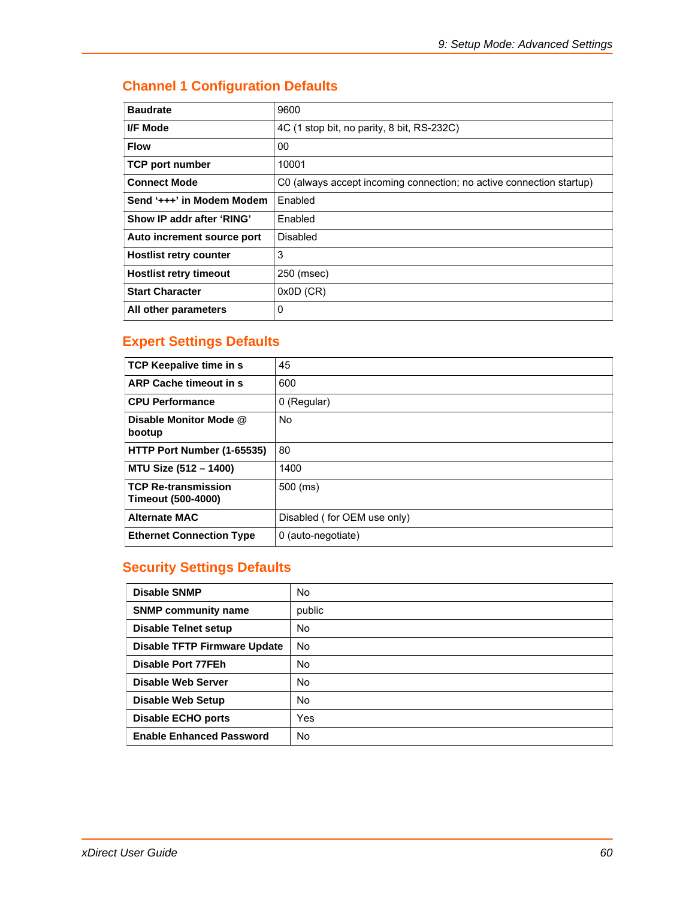## Channel 1 Configuration Defaults

| | |
|---|---|
| **Baudrate** | 9600 |
| **I/F Mode** | 4C (1 stop bit, no parity, 8 bit, RS-232C) |
| **Flow** | 00 |
| **TCP port number** | 10001 |
| **Connect Mode** | C0 (always accept incoming connection; no active connection startup) |
| **Send '+++' in Modem Modem** | Enabled |
| **Show IP addr after 'RING'** | Enabled |
| **Auto increment source port** | Disabled |
| **Hostlist retry counter** | 3 |
| **Hostlist retry timeout** | 250 (msec) |
| **Start Character** | 0x0D (CR) |
| **All other parameters** | 0 |

## Expert Settings Defaults

| | |
|---|---|
| **TCP Keepalive time in s** | 45 |
| **ARP Cache timeout in s** | 600 |
| **CPU Performance** | 0 (Regular) |
| **Disable Monitor Mode @ bootup** | No |
| **HTTP Port Number (1-65535)** | 80 |
| **MTU Size (512 – 1400)** | 1400 |
| **TCP Re-transmission Timeout (500-4000)** | 500 (ms) |
| **Alternate MAC** | Disabled ( for OEM use only) |
| **Ethernet Connection Type** | 0 (auto-negotiate) |

## Security Settings Defaults

| | |
|---|---|
| **Disable SNMP** | No |
| **SNMP community name** | public |
| **Disable Telnet setup** | No |
| **Disable TFTP Firmware Update** | No |
| **Disable Port 77FEh** | No |
| **Disable Web Server** | No |
| **Disable Web Setup** | No |
| **Disable ECHO ports** | Yes |
| **Enable Enhanced Password** | No |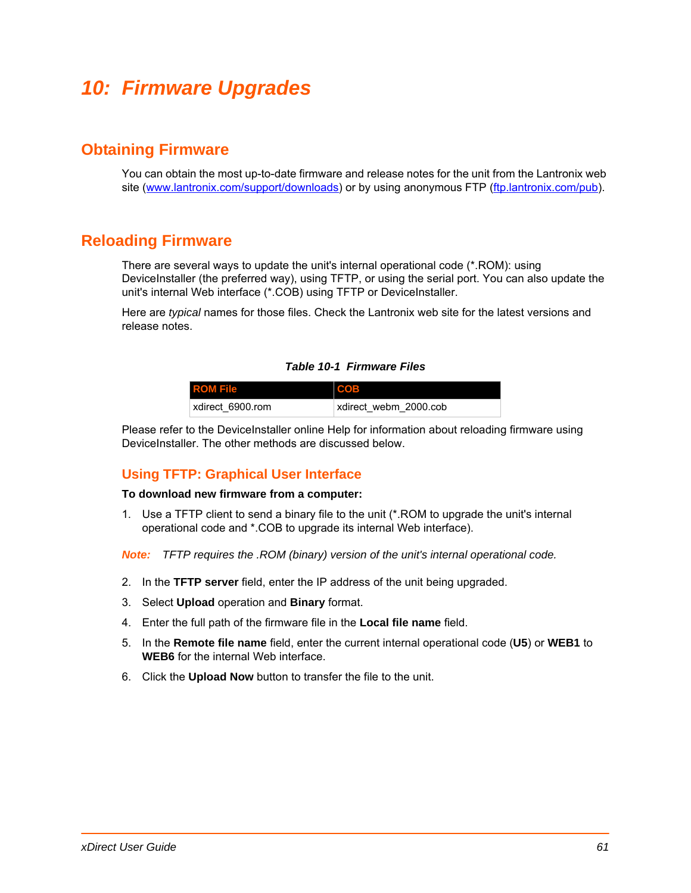# 10: Firmware Upgrades

## Obtaining Firmware

You can obtain the most up-to-date firmware and release notes for the unit from the Lantronix web site (www.lantronix.com/support/downloads) or by using anonymous FTP (ftp.lantronix.com/pub).

## Reloading Firmware

There are several ways to update the unit's internal operational code (*.ROM): using DeviceInstaller (the preferred way), using TFTP, or using the serial port. You can also update the unit's internal Web interface (*.COB) using TFTP or DeviceInstaller.

Here are *typical* names for those files. Check the Lantronix web site for the latest versions and release notes.

***Table 10-1 Firmware Files***

| ROM File | COB |
|---|---|
| xdirect_6900.rom | xdirect_webm_2000.cob |

Please refer to the DeviceInstaller online Help for information about reloading firmware using DeviceInstaller. The other methods are discussed below.

### Using TFTP: Graphical User Interface

**To download new firmware from a computer:**

1. Use a TFTP client to send a binary file to the unit (*.ROM to upgrade the unit's internal operational code and *.COB to upgrade its internal Web interface).

***Note:*** *TFTP requires the .ROM (binary) version of the unit's internal operational code.*

2. In the **TFTP server** field, enter the IP address of the unit being upgraded.
3. Select **Upload** operation and **Binary** format.
4. Enter the full path of the firmware file in the **Local file name** field.
5. In the **Remote file name** field, enter the current internal operational code (**U5**) or **WEB1** to **WEB6** for the internal Web interface.
6. Click the **Upload Now** button to transfer the file to the unit.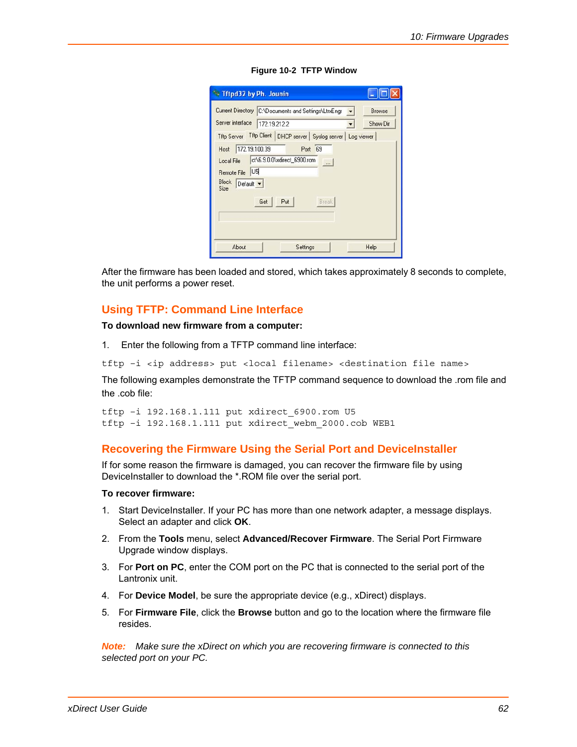**Figure 10-2 TFTP Window**

After the firmware has been loaded and stored, which takes approximately 8 seconds to complete, the unit performs a power reset.

## Using TFTP: Command Line Interface

**To download new firmware from a computer:**

1. Enter the following from a TFTP command line interface:

```
tftp -i <ip address> put <local filename> <destination file name>
```

The following examples demonstrate the TFTP command sequence to download the .rom file and the .cob file:

```
tftp -i 192.168.1.111 put xdirect_6900.rom U5
tftp -i 192.168.1.111 put xdirect_webm_2000.cob WEB1
```

## Recovering the Firmware Using the Serial Port and DeviceInstaller

If for some reason the firmware is damaged, you can recover the firmware file by using DeviceInstaller to download the *.ROM file over the serial port.

**To recover firmware:**

1. Start DeviceInstaller. If your PC has more than one network adapter, a message displays. Select an adapter and click **OK**.
2. From the **Tools** menu, select **Advanced/Recover Firmware**. The Serial Port Firmware Upgrade window displays.
3. For **Port on PC**, enter the COM port on the PC that is connected to the serial port of the Lantronix unit.
4. For **Device Model**, be sure the appropriate device (e.g., xDirect) displays.
5. For **Firmware File**, click the **Browse** button and go to the location where the firmware file resides.

***Note:*** *Make sure the xDirect on which you are recovering firmware is connected to this selected port on your PC.*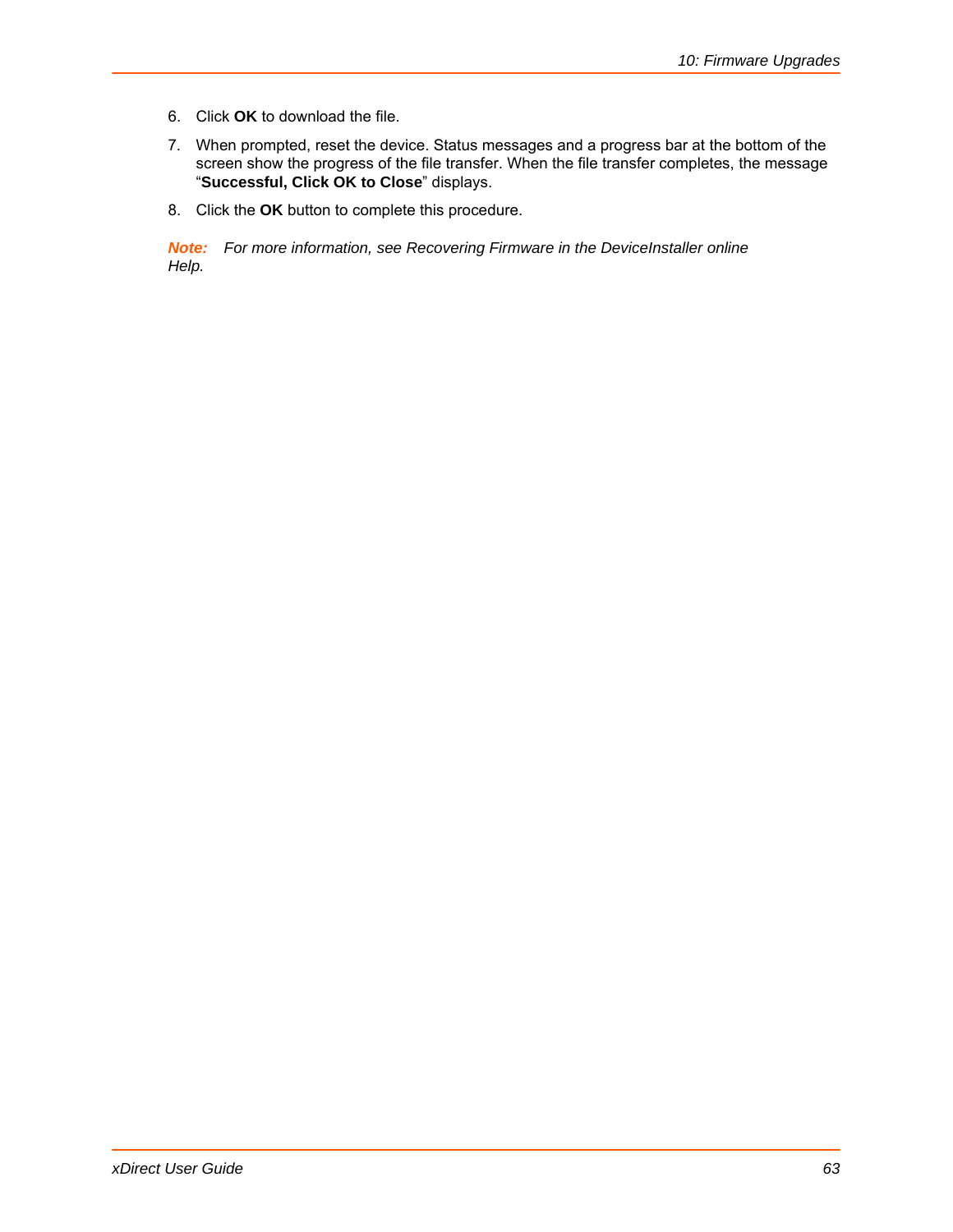6. Click **OK** to download the file.
7. When prompted, reset the device. Status messages and a progress bar at the bottom of the screen show the progress of the file transfer. When the file transfer completes, the message "**Successful, Click OK to Close**" displays.
8. Click the **OK** button to complete this procedure.

***Note:*** *For more information, see Recovering Firmware in the DeviceInstaller online Help.*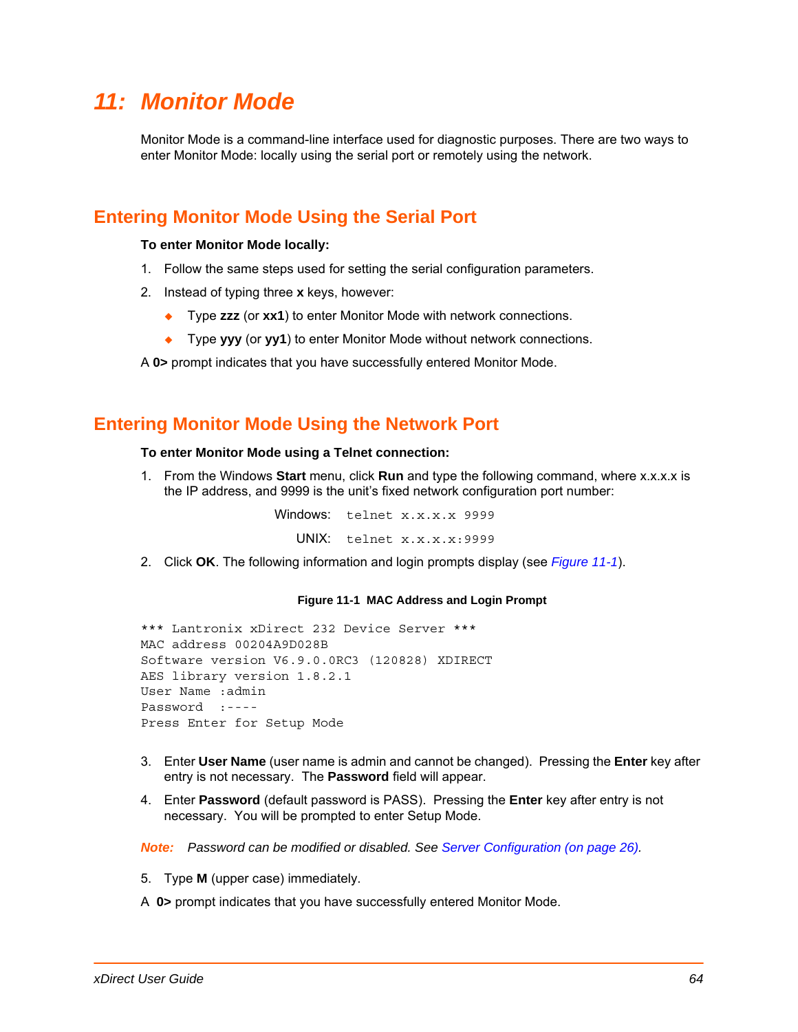# 11: Monitor Mode

Monitor Mode is a command-line interface used for diagnostic purposes. There are two ways to enter Monitor Mode: locally using the serial port or remotely using the network.

## Entering Monitor Mode Using the Serial Port

**To enter Monitor Mode locally:**

1. Follow the same steps used for setting the serial configuration parameters.
2. Instead of typing three **x** keys, however:
   - Type **zzz** (or **xx1**) to enter Monitor Mode with network connections.
   - Type **yyy** (or **yy1**) to enter Monitor Mode without network connections.

A **0>** prompt indicates that you have successfully entered Monitor Mode.

## Entering Monitor Mode Using the Network Port

**To enter Monitor Mode using a Telnet connection:**

1. From the Windows **Start** menu, click **Run** and type the following command, where x.x.x.x is the IP address, and 9999 is the unit's fixed network configuration port number:

   Windows: `telnet x.x.x.x 9999`

   UNIX: `telnet x.x.x.x:9999`

2. Click **OK**. The following information and login prompts display (see *Figure 11-1*).

**Figure 11-1 MAC Address and Login Prompt**

```
*** Lantronix xDirect 232 Device Server ***
MAC address 00204A9D028B
Software version V6.9.0.0RC3 (120828) XDIRECT
AES library version 1.8.2.1
User Name :admin
Password  :----
Press Enter for Setup Mode
```

3. Enter **User Name** (user name is admin and cannot be changed). Pressing the **Enter** key after entry is not necessary. The **Password** field will appear.
4. Enter **Password** (default password is PASS). Pressing the **Enter** key after entry is not necessary. You will be prompted to enter Setup Mode.

***Note:*** *Password can be modified or disabled. See Server Configuration (on page 26).*

5. Type **M** (upper case) immediately.

A **0>** prompt indicates that you have successfully entered Monitor Mode.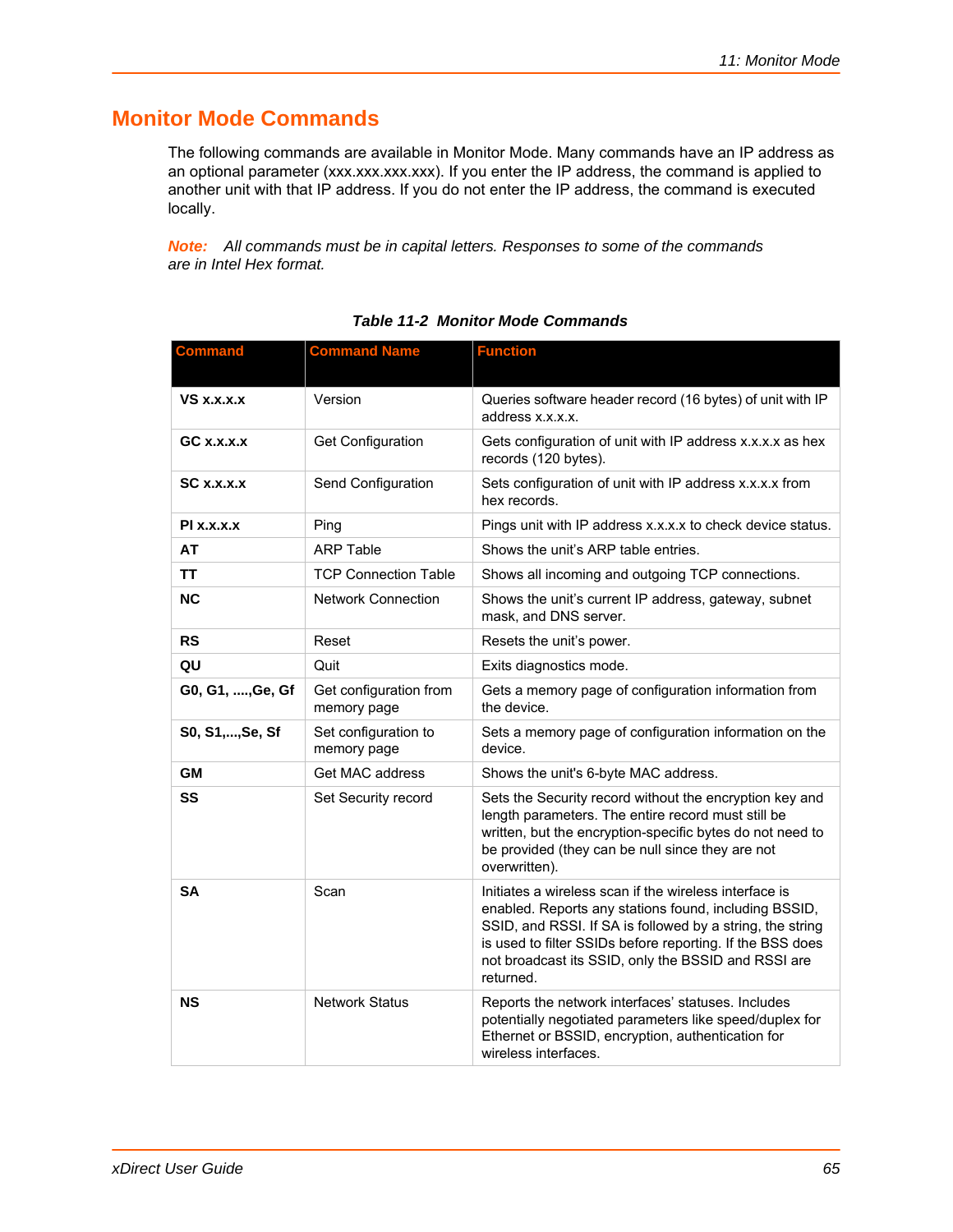## Monitor Mode Commands

The following commands are available in Monitor Mode. Many commands have an IP address as an optional parameter (xxx.xxx.xxx.xxx). If you enter the IP address, the command is applied to another unit with that IP address. If you do not enter the IP address, the command is executed locally.

***Note:*** *All commands must be in capital letters. Responses to some of the commands are in Intel Hex format.*

**Table 11-2 Monitor Mode Commands**

| Command | Command Name | Function |
|---|---|---|
| **VS x.x.x.x** | Version | Queries software header record (16 bytes) of unit with IP address x.x.x.x. |
| **GC x.x.x.x** | Get Configuration | Gets configuration of unit with IP address x.x.x.x as hex records (120 bytes). |
| **SC x.x.x.x** | Send Configuration | Sets configuration of unit with IP address x.x.x.x from hex records. |
| **PI x.x.x.x** | Ping | Pings unit with IP address x.x.x.x to check device status. |
| **AT** | ARP Table | Shows the unit's ARP table entries. |
| **TT** | TCP Connection Table | Shows all incoming and outgoing TCP connections. |
| **NC** | Network Connection | Shows the unit's current IP address, gateway, subnet mask, and DNS server. |
| **RS** | Reset | Resets the unit's power. |
| **QU** | Quit | Exits diagnostics mode. |
| **G0, G1, ....,Ge, Gf** | Get configuration from memory page | Gets a memory page of configuration information from the device. |
| **S0, S1,...,Se, Sf** | Set configuration to memory page | Sets a memory page of configuration information on the device. |
| **GM** | Get MAC address | Shows the unit's 6-byte MAC address. |
| **SS** | Set Security record | Sets the Security record without the encryption key and length parameters. The entire record must still be written, but the encryption-specific bytes do not need to be provided (they can be null since they are not overwritten). |
| **SA** | Scan | Initiates a wireless scan if the wireless interface is enabled. Reports any stations found, including BSSID, SSID, and RSSI. If SA is followed by a string, the string is used to filter SSIDs before reporting. If the BSS does not broadcast its SSID, only the BSSID and RSSI are returned. |
| **NS** | Network Status | Reports the network interfaces' statuses. Includes potentially negotiated parameters like speed/duplex for Ethernet or BSSID, encryption, authentication for wireless interfaces. |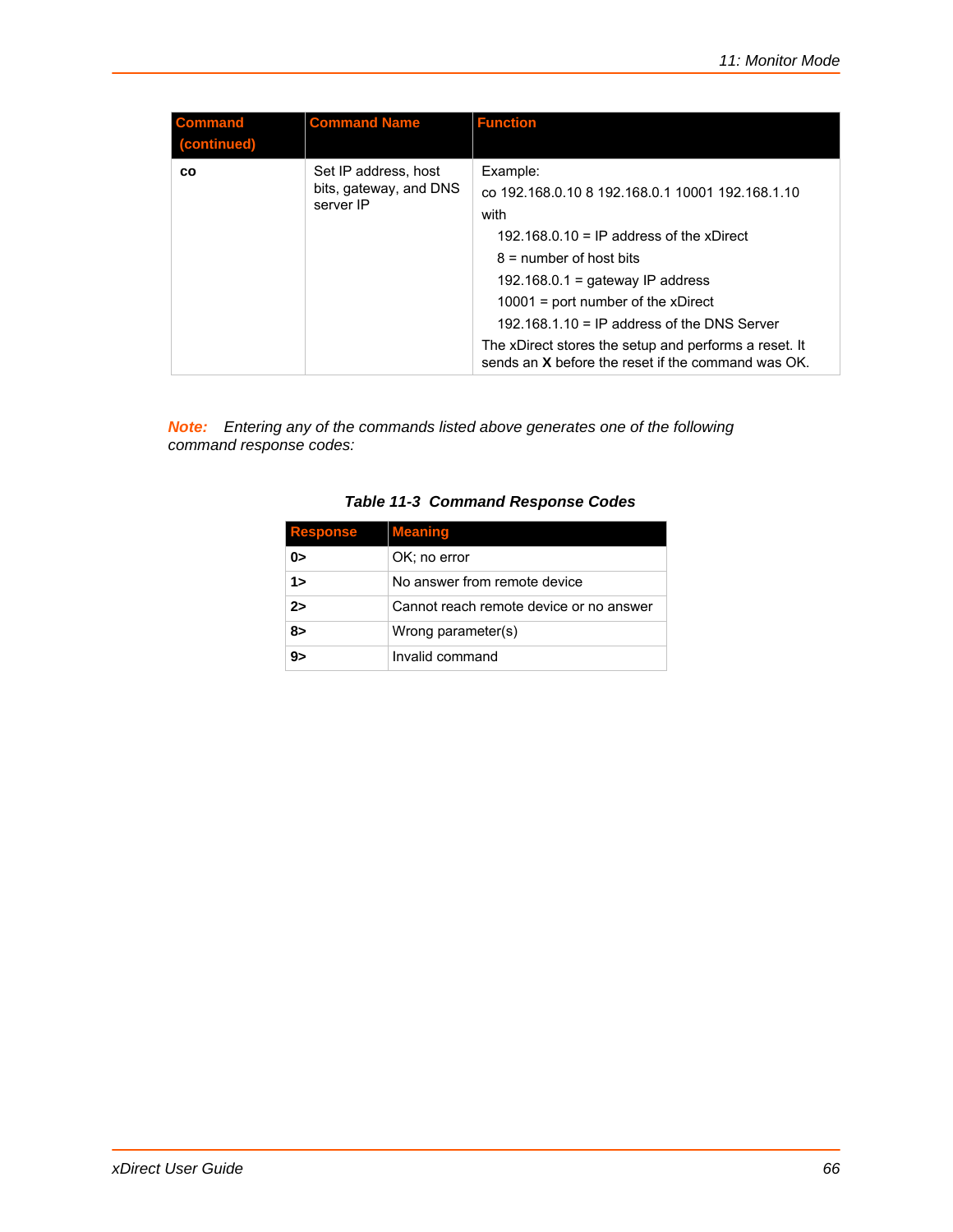| Command (continued) | Command Name | Function |
|---|---|---|
| **co** | Set IP address, host bits, gateway, and DNS server IP | Example:<br>co 192.168.0.10 8 192.168.0.1 10001 192.168.1.10<br>with<br>192.168.0.10 = IP address of the xDirect<br>8 = number of host bits<br>192.168.0.1 = gateway IP address<br>10001 = port number of the xDirect<br>192.168.1.10 = IP address of the DNS Server<br>The xDirect stores the setup and performs a reset. It sends an **X** before the reset if the command was OK. |

***Note:*** *Entering any of the commands listed above generates one of the following command response codes:*

***Table 11-3 Command Response Codes***

| Response | Meaning |
|---|---|
| **0>** | OK; no error |
| **1>** | No answer from remote device |
| **2>** | Cannot reach remote device or no answer |
| **8>** | Wrong parameter(s) |
| **9>** | Invalid command |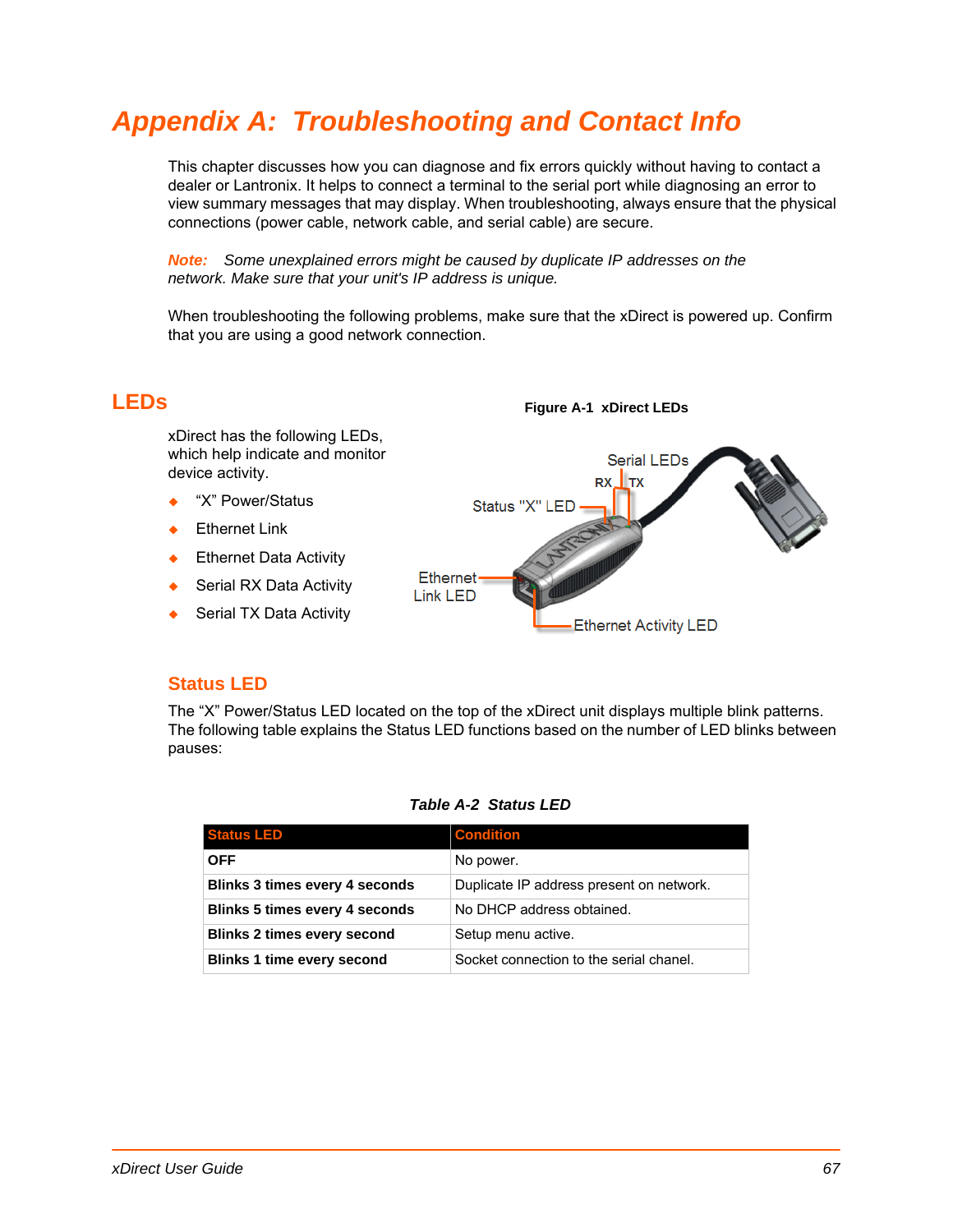# Appendix A: Troubleshooting and Contact Info

This chapter discusses how you can diagnose and fix errors quickly without having to contact a dealer or Lantronix. It helps to connect a terminal to the serial port while diagnosing an error to view summary messages that may display. When troubleshooting, always ensure that the physical connections (power cable, network cable, and serial cable) are secure.

**Note:** *Some unexplained errors might be caused by duplicate IP addresses on the network. Make sure that your unit's IP address is unique.*

When troubleshooting the following problems, make sure that the xDirect is powered up. Confirm that you are using a good network connection.

## LEDs

xDirect has the following LEDs, which help indicate and monitor device activity.

- "X" Power/Status
- Ethernet Link
- Ethernet Data Activity
- Serial RX Data Activity
- Serial TX Data Activity

**Figure A-1 xDirect LEDs**

### Status LED

The "X" Power/Status LED located on the top of the xDirect unit displays multiple blink patterns. The following table explains the Status LED functions based on the number of LED blinks between pauses:

***Table A-2 Status LED***

| Status LED | Condition |
|---|---|
| **OFF** | No power. |
| **Blinks 3 times every 4 seconds** | Duplicate IP address present on network. |
| **Blinks 5 times every 4 seconds** | No DHCP address obtained. |
| **Blinks 2 times every second** | Setup menu active. |
| **Blinks 1 time every second** | Socket connection to the serial chanel. |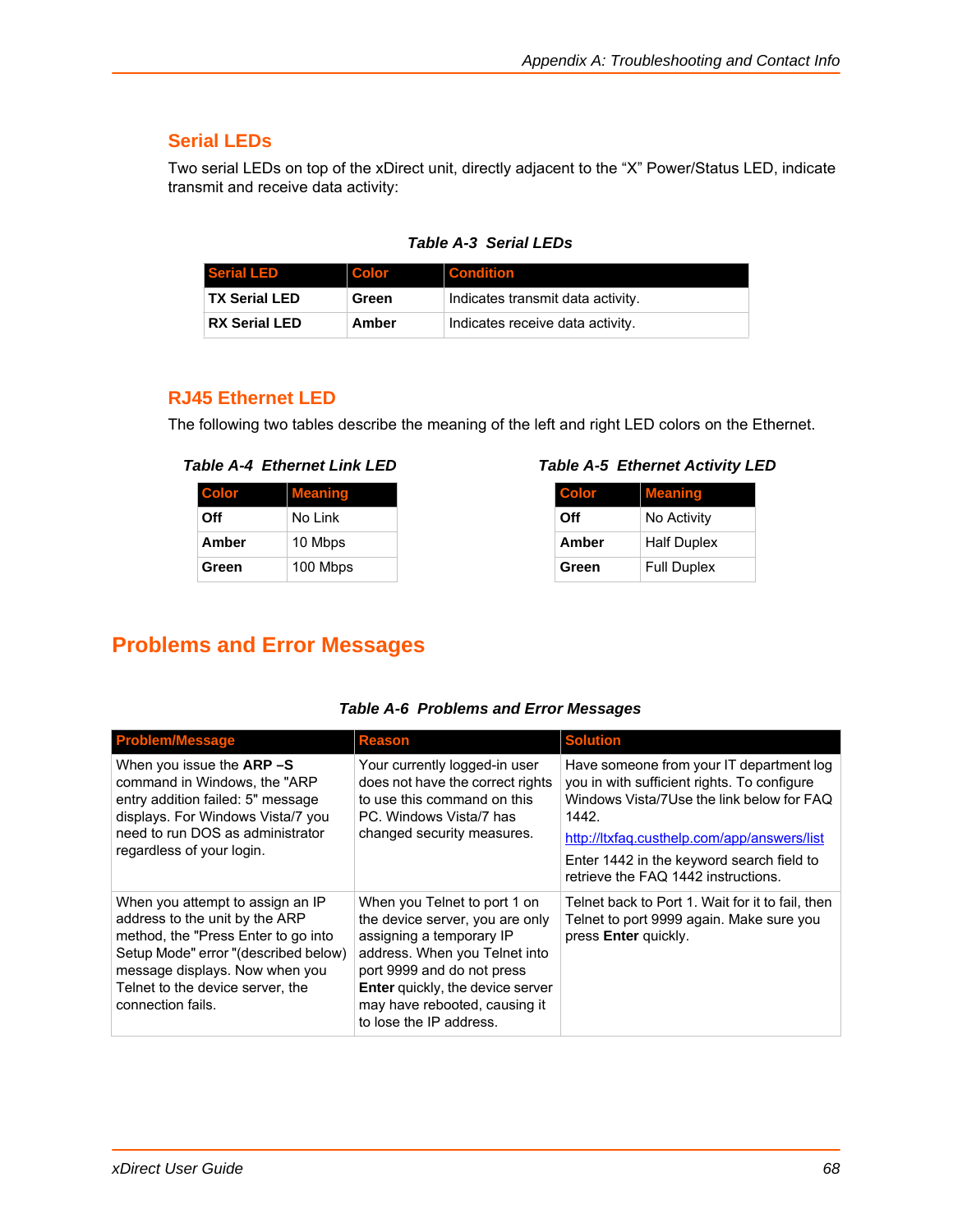## Serial LEDs

Two serial LEDs on top of the xDirect unit, directly adjacent to the “X” Power/Status LED, indicate transmit and receive data activity:

***Table A-3 Serial LEDs***

| Serial LED | Color | Condition |
| --- | --- | --- |
| **TX Serial LED** | **Green** | Indicates transmit data activity. |
| **RX Serial LED** | **Amber** | Indicates receive data activity. |

## RJ45 Ethernet LED

The following two tables describe the meaning of the left and right LED colors on the Ethernet.

***Table A-4 Ethernet Link LED***

| Color | Meaning |
| --- | --- |
| **Off** | No Link |
| **Amber** | 10 Mbps |
| **Green** | 100 Mbps |

***Table A-5 Ethernet Activity LED***

| Color | Meaning |
| --- | --- |
| **Off** | No Activity |
| **Amber** | Half Duplex |
| **Green** | Full Duplex |

# Problems and Error Messages

***Table A-6 Problems and Error Messages***

| Problem/Message | Reason | Solution |
| --- | --- | --- |
| When you issue the **ARP –S** command in Windows, the "ARP entry addition failed: 5" message displays. For Windows Vista/7 you need to run DOS as administrator regardless of your login. | Your currently logged-in user does not have the correct rights to use this command on this PC. Windows Vista/7 has changed security measures. | Have someone from your IT department log you in with sufficient rights. To configure Windows Vista/7Use the link below for FAQ 1442. http://ltxfaq.custhelp.com/app/answers/list Enter 1442 in the keyword search field to retrieve the FAQ 1442 instructions. |
| When you attempt to assign an IP address to the unit by the ARP method, the "Press Enter to go into Setup Mode" error "(described below) message displays. Now when you Telnet to the device server, the connection fails. | When you Telnet to port 1 on the device server, you are only assigning a temporary IP address. When you Telnet into port 9999 and do not press **Enter** quickly, the device server may have rebooted, causing it to lose the IP address. | Telnet back to Port 1. Wait for it to fail, then Telnet to port 9999 again. Make sure you press **Enter** quickly. |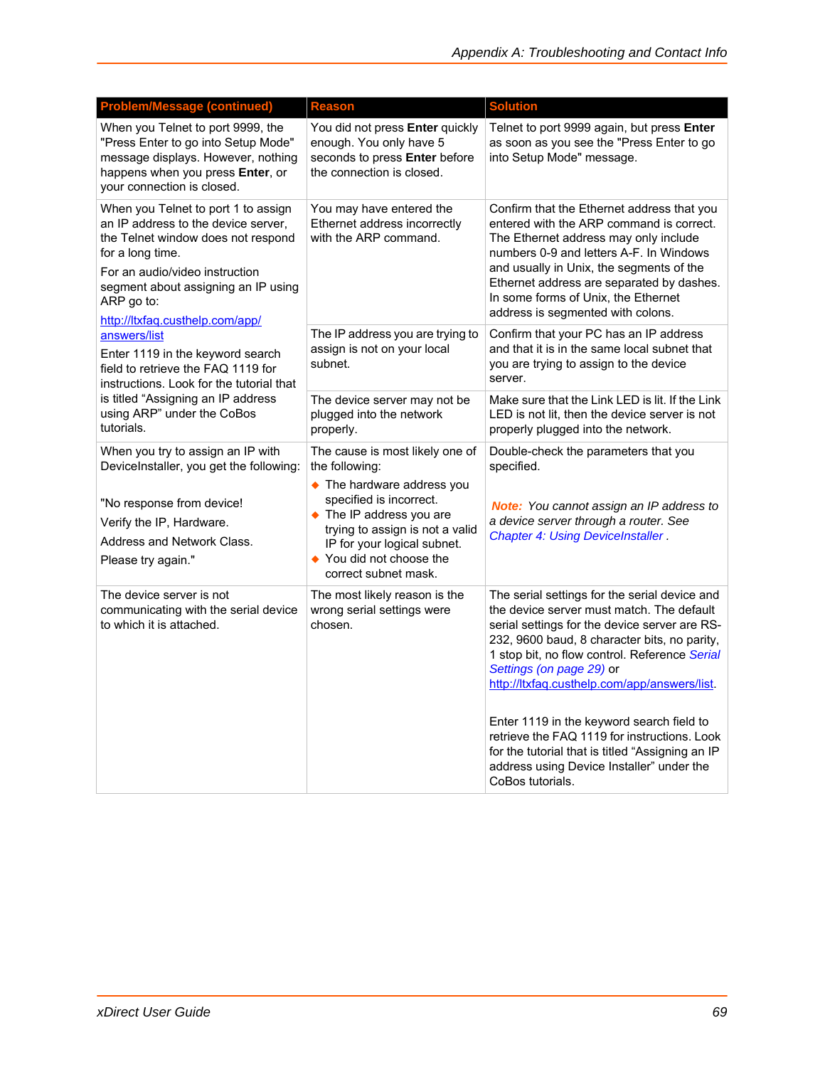| Problem/Message (continued) | Reason | Solution |
| --- | --- | --- |
| When you Telnet to port 9999, the "Press Enter to go into Setup Mode" message displays. However, nothing happens when you press **Enter**, or your connection is closed. | You did not press **Enter** quickly enough. You only have 5 seconds to press **Enter** before the connection is closed. | Telnet to port 9999 again, but press **Enter** as soon as you see the "Press Enter to go into Setup Mode" message. |
| When you Telnet to port 1 to assign an IP address to the device server, the Telnet window does not respond for a long time. For an audio/video instruction segment about assigning an IP using ARP go to: http://ltxfaq.custhelp.com/app/answers/list Enter 1119 in the keyword search field to retrieve the FAQ 1119 for instructions. Look for the tutorial that is titled "Assigning an IP address using ARP" under the CoBos tutorials. | You may have entered the Ethernet address incorrectly with the ARP command. | Confirm that the Ethernet address that you entered with the ARP command is correct. The Ethernet address may only include numbers 0-9 and letters A-F. In Windows and usually in Unix, the segments of the Ethernet address are separated by dashes. In some forms of Unix, the Ethernet address is segmented with colons. |
| | The IP address you are trying to assign is not on your local subnet. | Confirm that your PC has an IP address and that it is in the same local subnet that you are trying to assign to the device server. |
| | The device server may not be plugged into the network properly. | Make sure that the Link LED is lit. If the Link LED is not lit, then the device server is not properly plugged into the network. |
| When you try to assign an IP with DeviceInstaller, you get the following: "No response from device! Verify the IP, Hardware. Address and Network Class. Please try again." | The cause is most likely one of the following: ◆ The hardware address you specified is incorrect. ◆ The IP address you are trying to assign is not a valid IP for your logical subnet. ◆ You did not choose the correct subnet mask. | Double-check the parameters that you specified. ***Note:*** *You cannot assign an IP address to a device server through a router. See Chapter 4: Using DeviceInstaller .* |
| The device server is not communicating with the serial device to which it is attached. | The most likely reason is the wrong serial settings were chosen. | The serial settings for the serial device and the device server must match. The default serial settings for the device server are RS-232, 9600 baud, 8 character bits, no parity, 1 stop bit, no flow control. Reference *Serial Settings (on page 29)* or http://ltxfaq.custhelp.com/app/answers/list. Enter 1119 in the keyword search field to retrieve the FAQ 1119 for instructions. Look for the tutorial that is titled "Assigning an IP address using Device Installer" under the CoBos tutorials. |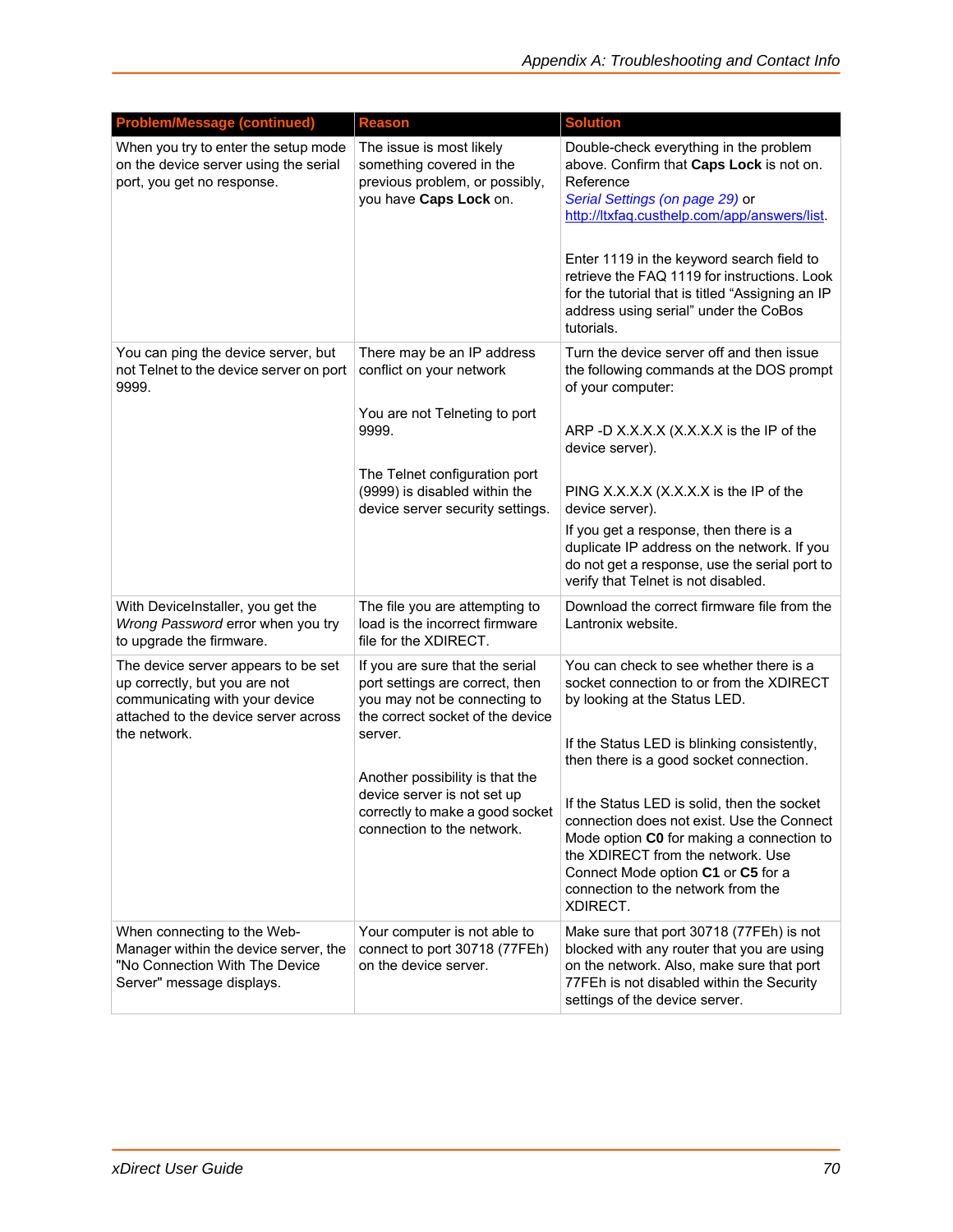| Problem/Message (continued) | Reason | Solution |
|---|---|---|
| When you try to enter the setup mode on the device server using the serial port, you get no response. | The issue is most likely something covered in the previous problem, or possibly, you have **Caps Lock** on. | Double-check everything in the problem above. Confirm that **Caps Lock** is not on. Reference *Serial Settings (on page 29)* or http://ltxfaq.custhelp.com/app/answers/list.<br><br>Enter 1119 in the keyword search field to retrieve the FAQ 1119 for instructions. Look for the tutorial that is titled "Assigning an IP address using serial" under the CoBos tutorials. |
| You can ping the device server, but not Telnet to the device server on port 9999. | There may be an IP address conflict on your network<br><br>You are not Telneting to port 9999.<br><br>The Telnet configuration port (9999) is disabled within the device server security settings. | Turn the device server off and then issue the following commands at the DOS prompt of your computer:<br><br>ARP -D X.X.X.X (X.X.X.X is the IP of the device server).<br><br>PING X.X.X.X (X.X.X.X is the IP of the device server).<br><br>If you get a response, then there is a duplicate IP address on the network. If you do not get a response, use the serial port to verify that Telnet is not disabled. |
| With DeviceInstaller, you get the *Wrong Password* error when you try to upgrade the firmware. | The file you are attempting to load is the incorrect firmware file for the XDIRECT. | Download the correct firmware file from the Lantronix website. |
| The device server appears to be set up correctly, but you are not communicating with your device attached to the device server across the network. | If you are sure that the serial port settings are correct, then you may not be connecting to the correct socket of the device server.<br><br>Another possibility is that the device server is not set up correctly to make a good socket connection to the network. | You can check to see whether there is a socket connection to or from the XDIRECT by looking at the Status LED.<br><br>If the Status LED is blinking consistently, then there is a good socket connection.<br><br>If the Status LED is solid, then the socket connection does not exist. Use the Connect Mode option **C0** for making a connection to the XDIRECT from the network. Use Connect Mode option **C1** or **C5** for a connection to the network from the XDIRECT. |
| When connecting to the Web-Manager within the device server, the "No Connection With The Device Server" message displays. | Your computer is not able to connect to port 30718 (77FEh) on the device server. | Make sure that port 30718 (77FEh) is not blocked with any router that you are using on the network. Also, make sure that port 77FEh is not disabled within the Security settings of the device server. |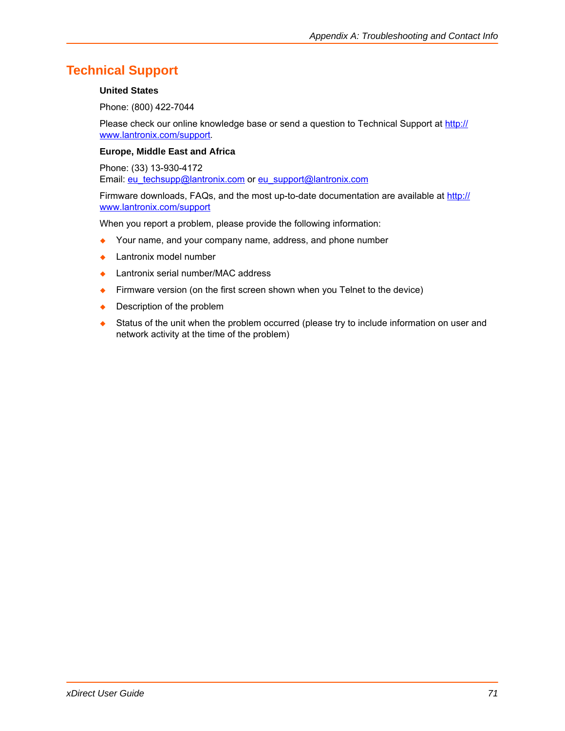## Technical Support

**United States**

Phone: (800) 422-7044

Please check our online knowledge base or send a question to Technical Support at http://www.lantronix.com/support.

**Europe, Middle East and Africa**

Phone: (33) 13-930-4172
Email: eu_techsupp@lantronix.com or eu_support@lantronix.com

Firmware downloads, FAQs, and the most up-to-date documentation are available at http://www.lantronix.com/support

When you report a problem, please provide the following information:

- Your name, and your company name, address, and phone number
- Lantronix model number
- Lantronix serial number/MAC address
- Firmware version (on the first screen shown when you Telnet to the device)
- Description of the problem
- Status of the unit when the problem occurred (please try to include information on user and network activity at the time of the problem)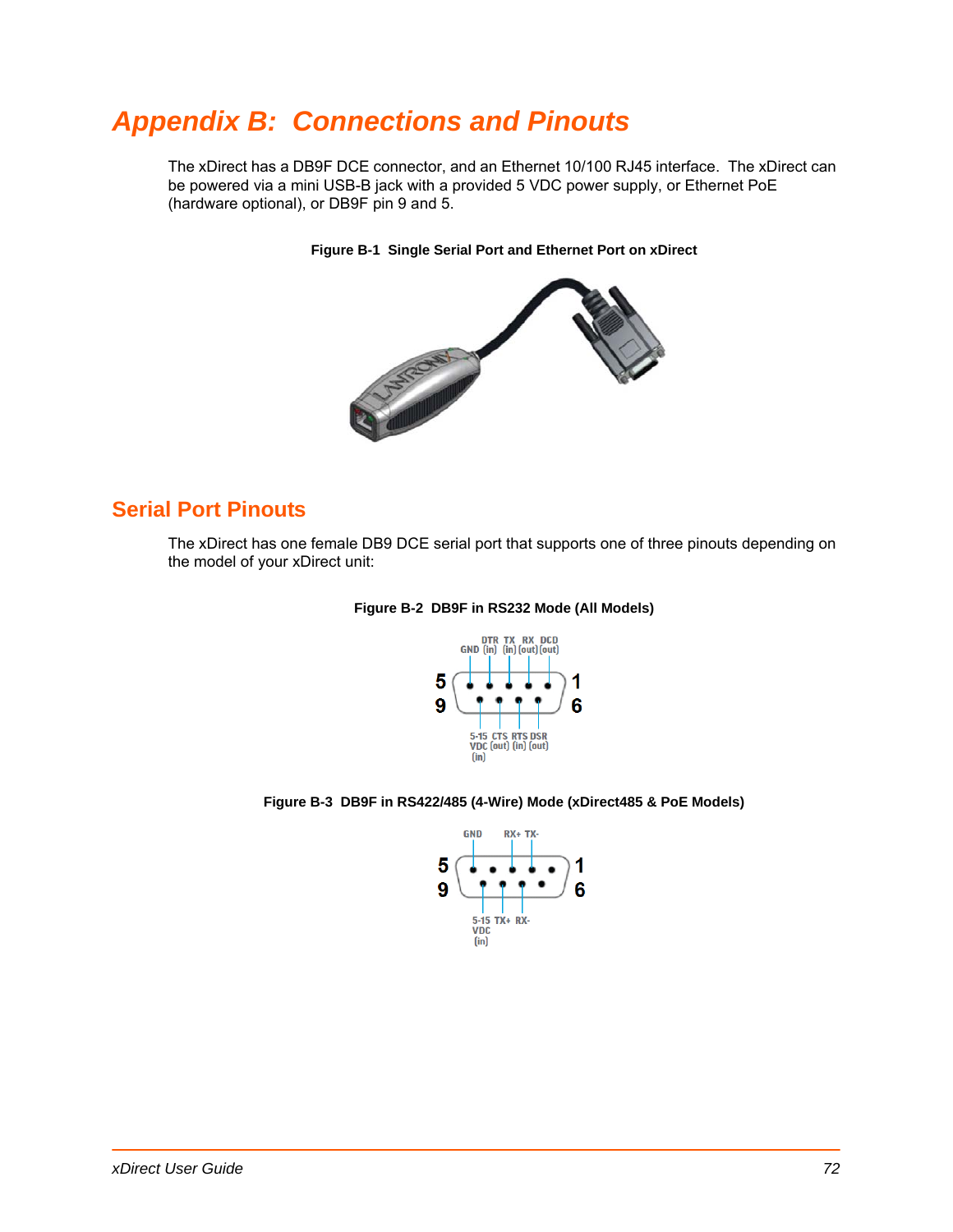# Appendix B: Connections and Pinouts

The xDirect has a DB9F DCE connector, and an Ethernet 10/100 RJ45 interface. The xDirect can be powered via a mini USB-B jack with a provided 5 VDC power supply, or Ethernet PoE (hardware optional), or DB9F pin 9 and 5.

**Figure B-1 Single Serial Port and Ethernet Port on xDirect**

## Serial Port Pinouts

The xDirect has one female DB9 DCE serial port that supports one of three pinouts depending on the model of your xDirect unit:

**Figure B-2 DB9F in RS232 Mode (All Models)**

**Figure B-3 DB9F in RS422/485 (4-Wire) Mode (xDirect485 & PoE Models)**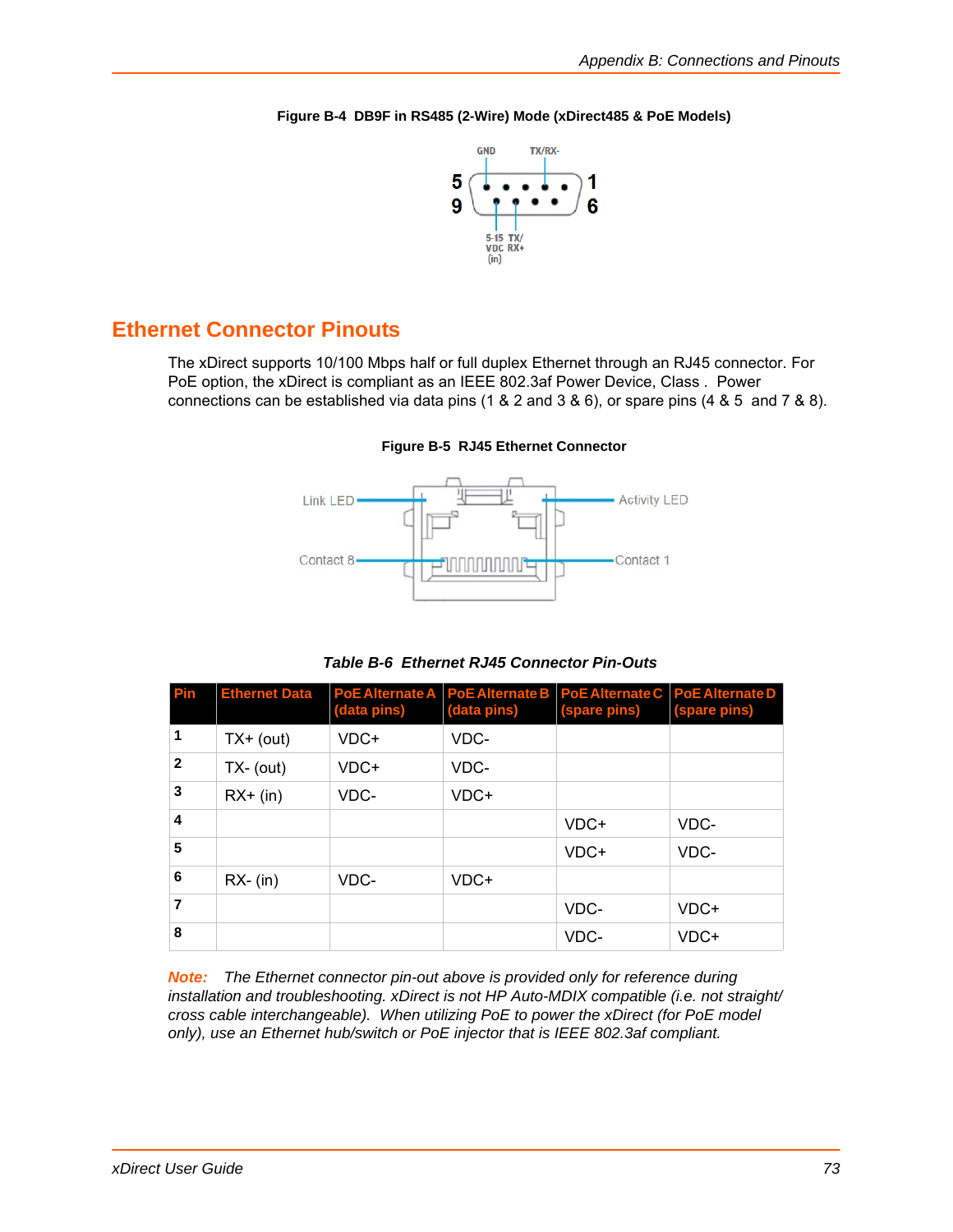**Figure B-4 DB9F in RS485 (2-Wire) Mode (xDirect485 & PoE Models)**

## Ethernet Connector Pinouts

The xDirect supports 10/100 Mbps half or full duplex Ethernet through an RJ45 connector. For PoE option, the xDirect is compliant as an IEEE 802.3af Power Device, Class . Power connections can be established via data pins (1 & 2 and 3 & 6), or spare pins (4 & 5 and 7 & 8).

**Figure B-5 RJ45 Ethernet Connector**

***Table B-6 Ethernet RJ45 Connector Pin-Outs***

| Pin | Ethernet Data | PoE Alternate A (data pins) | PoE Alternate B (data pins) | PoE Alternate C (spare pins) | PoE Alternate D (spare pins) |
|---|---|---|---|---|---|
| 1 | TX+ (out) | VDC+ | VDC- | | |
| 2 | TX- (out) | VDC+ | VDC- | | |
| 3 | RX+ (in) | VDC- | VDC+ | | |
| 4 | | | | VDC+ | VDC- |
| 5 | | | | VDC+ | VDC- |
| 6 | RX- (in) | VDC- | VDC+ | | |
| 7 | | | | VDC- | VDC+ |
| 8 | | | | VDC- | VDC+ |

*Note: The Ethernet connector pin-out above is provided only for reference during installation and troubleshooting. xDirect is not HP Auto-MDIX compatible (i.e. not straight/cross cable interchangeable). When utilizing PoE to power the xDirect (for PoE model only), use an Ethernet hub/switch or PoE injector that is IEEE 802.3af compliant.*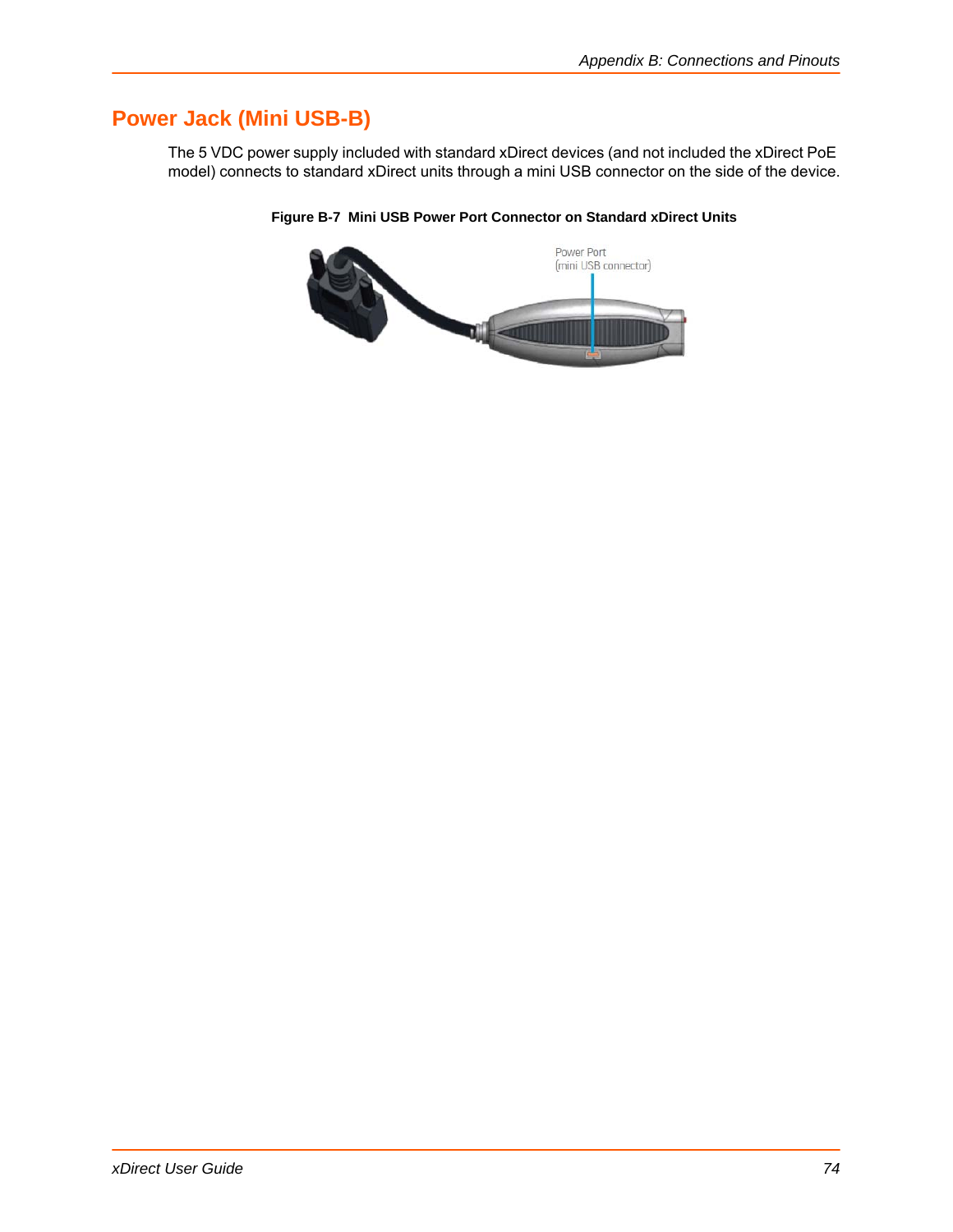## Power Jack (Mini USB-B)

The 5 VDC power supply included with standard xDirect devices (and not included the xDirect PoE model) connects to standard xDirect units through a mini USB connector on the side of the device.

**Figure B-7 Mini USB Power Port Connector on Standard xDirect Units**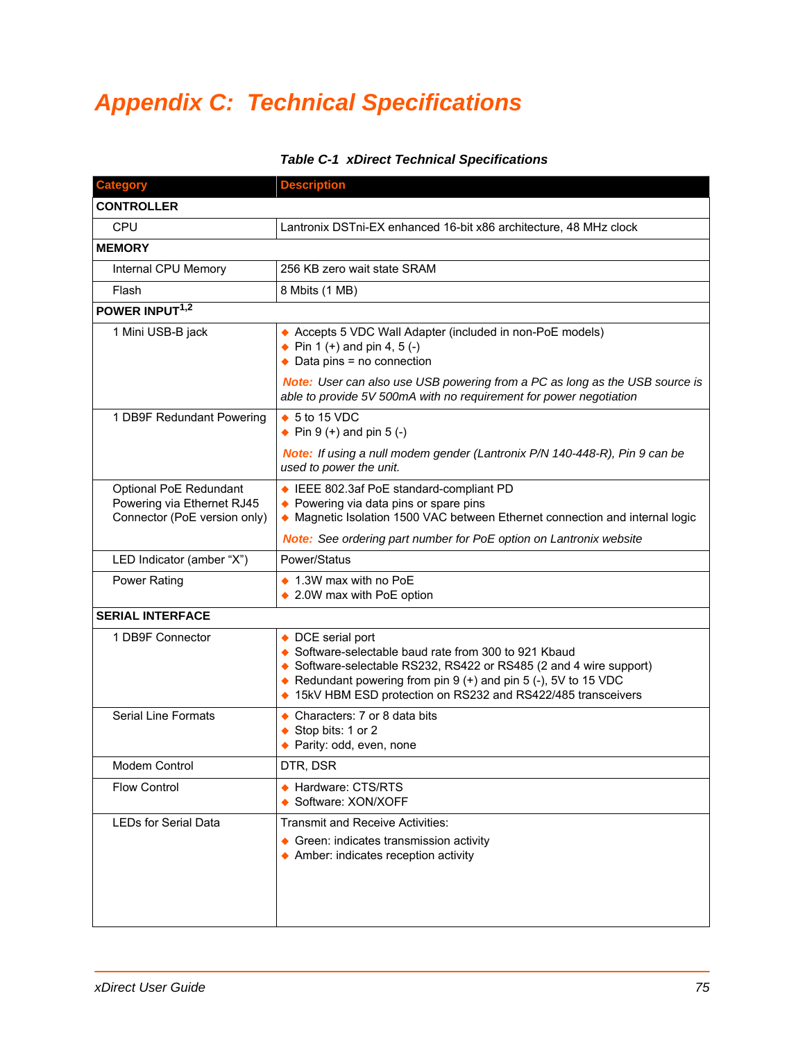# Appendix C: Technical Specifications

***Table C-1 xDirect Technical Specifications***

| Category | Description |
|---|---|
| **CONTROLLER** | |
| CPU | Lantronix DSTni-EX enhanced 16-bit x86 architecture, 48 MHz clock |
| **MEMORY** | |
| Internal CPU Memory | 256 KB zero wait state SRAM |
| Flash | 8 Mbits (1 MB) |
| **POWER INPUT[1,2]** | |
| 1 Mini USB-B jack | ◆ Accepts 5 VDC Wall Adapter (included in non-PoE models)<br>◆ Pin 1 (+) and pin 4, 5 (-)<br>◆ Data pins = no connection<br>*Note: User can also use USB powering from a PC as long as the USB source is able to provide 5V 500mA with no requirement for power negotiation* |
| 1 DB9F Redundant Powering | ◆ 5 to 15 VDC<br>◆ Pin 9 (+) and pin 5 (-)<br>*Note: If using a null modem gender (Lantronix P/N 140-448-R), Pin 9 can be used to power the unit.* |
| Optional PoE Redundant Powering via Ethernet RJ45 Connector (PoE version only) | ◆ IEEE 802.3af PoE standard-compliant PD<br>◆ Powering via data pins or spare pins<br>◆ Magnetic Isolation 1500 VAC between Ethernet connection and internal logic<br>*Note: See ordering part number for PoE option on Lantronix website* |
| LED Indicator (amber "X") | Power/Status |
| Power Rating | ◆ 1.3W max with no PoE<br>◆ 2.0W max with PoE option |
| **SERIAL INTERFACE** | |
| 1 DB9F Connector | ◆ DCE serial port<br>◆ Software-selectable baud rate from 300 to 921 Kbaud<br>◆ Software-selectable RS232, RS422 or RS485 (2 and 4 wire support)<br>◆ Redundant powering from pin 9 (+) and pin 5 (-), 5V to 15 VDC<br>◆ 15kV HBM ESD protection on RS232 and RS422/485 transceivers |
| Serial Line Formats | ◆ Characters: 7 or 8 data bits<br>◆ Stop bits: 1 or 2<br>◆ Parity: odd, even, none |
| Modem Control | DTR, DSR |
| Flow Control | ◆ Hardware: CTS/RTS<br>◆ Software: XON/XOFF |
| LEDs for Serial Data | Transmit and Receive Activities:<br>◆ Green: indicates transmission activity<br>◆ Amber: indicates reception activity |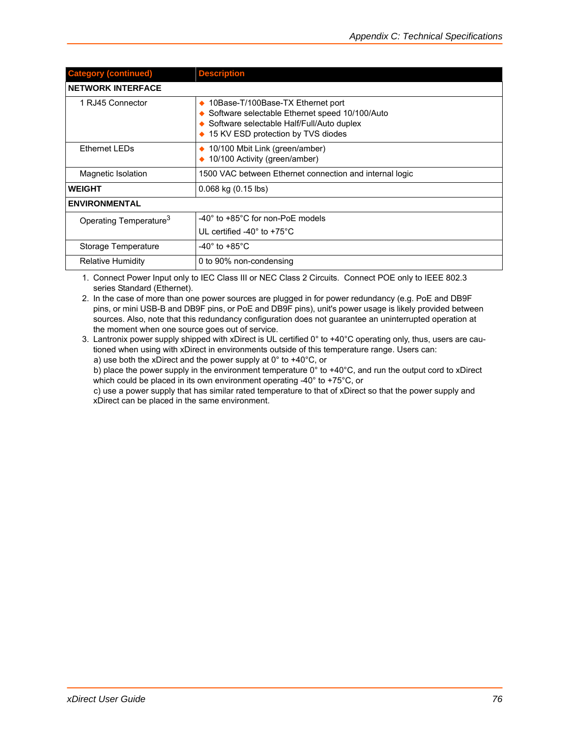| Category (continued) | Description |
|---|---|
| **NETWORK INTERFACE** | |
| 1 RJ45 Connector | ◆ 10Base-T/100Base-TX Ethernet port<br>◆ Software selectable Ethernet speed 10/100/Auto<br>◆ Software selectable Half/Full/Auto duplex<br>◆ 15 KV ESD protection by TVS diodes |
| Ethernet LEDs | ◆ 10/100 Mbit Link (green/amber)<br>◆ 10/100 Activity (green/amber) |
| Magnetic Isolation | 1500 VAC between Ethernet connection and internal logic |
| **WEIGHT** | 0.068 kg (0.15 lbs) |
| **ENVIRONMENTAL** | |
| Operating Temperature[3] | -40° to +85°C for non-PoE models<br>UL certified -40° to +75°C |
| Storage Temperature | -40° to +85°C |
| Relative Humidity | 0 to 90% non-condensing |

1. Connect Power Input only to IEC Class III or NEC Class 2 Circuits. Connect POE only to IEEE 802.3 series Standard (Ethernet).
2. In the case of more than one power sources are plugged in for power redundancy (e.g. PoE and DB9F pins, or mini USB-B and DB9F pins, or PoE and DB9F pins), unit's power usage is likely provided between sources. Also, note that this redundancy configuration does not guarantee an uninterrupted operation at the moment when one source goes out of service.
3. Lantronix power supply shipped with xDirect is UL certified 0° to +40°C operating only, thus, users are cautioned when using with xDirect in environments outside of this temperature range. Users can:
   a) use both the xDirect and the power supply at 0° to +40°C, or
   b) place the power supply in the environment temperature 0° to +40°C, and run the output cord to xDirect which could be placed in its own environment operating -40° to +75°C, or
   c) use a power supply that has similar rated temperature to that of xDirect so that the power supply and xDirect can be placed in the same environment.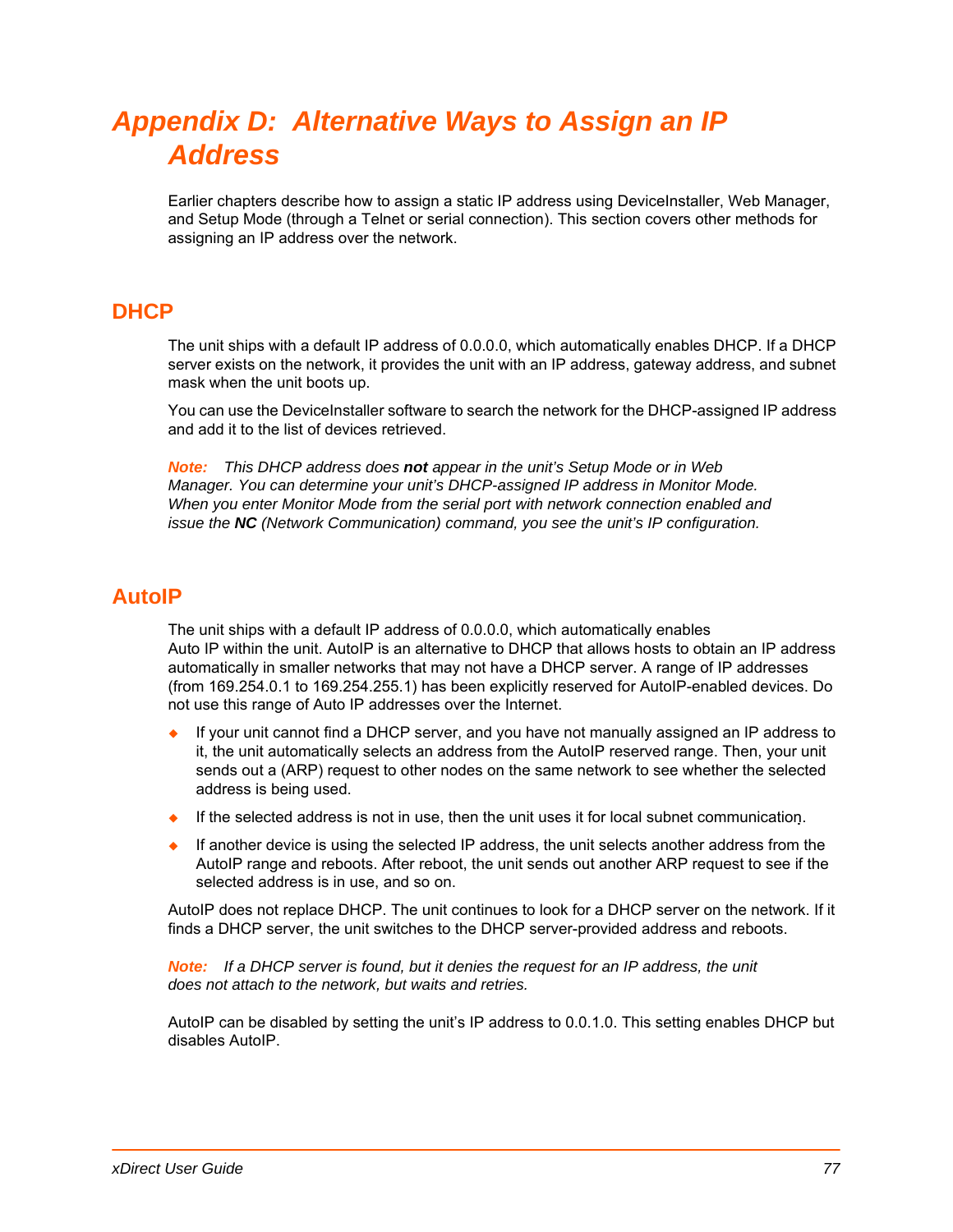# Appendix D: Alternative Ways to Assign an IP Address

Earlier chapters describe how to assign a static IP address using DeviceInstaller, Web Manager, and Setup Mode (through a Telnet or serial connection). This section covers other methods for assigning an IP address over the network.

## DHCP

The unit ships with a default IP address of 0.0.0.0, which automatically enables DHCP. If a DHCP server exists on the network, it provides the unit with an IP address, gateway address, and subnet mask when the unit boots up.

You can use the DeviceInstaller software to search the network for the DHCP-assigned IP address and add it to the list of devices retrieved.

***Note:*** *This DHCP address does **not** appear in the unit's Setup Mode or in Web Manager. You can determine your unit's DHCP-assigned IP address in Monitor Mode. When you enter Monitor Mode from the serial port with network connection enabled and issue the **NC** (Network Communication) command, you see the unit's IP configuration.*

## AutoIP

The unit ships with a default IP address of 0.0.0.0, which automatically enables Auto IP within the unit. AutoIP is an alternative to DHCP that allows hosts to obtain an IP address automatically in smaller networks that may not have a DHCP server. A range of IP addresses (from 169.254.0.1 to 169.254.255.1) has been explicitly reserved for AutoIP-enabled devices. Do not use this range of Auto IP addresses over the Internet.

- If your unit cannot find a DHCP server, and you have not manually assigned an IP address to it, the unit automatically selects an address from the AutoIP reserved range. Then, your unit sends out a (ARP) request to other nodes on the same network to see whether the selected address is being used.
- If the selected address is not in use, then the unit uses it for local subnet communication.
- If another device is using the selected IP address, the unit selects another address from the AutoIP range and reboots. After reboot, the unit sends out another ARP request to see if the selected address is in use, and so on.

AutoIP does not replace DHCP. The unit continues to look for a DHCP server on the network. If it finds a DHCP server, the unit switches to the DHCP server-provided address and reboots.

***Note:*** *If a DHCP server is found, but it denies the request for an IP address, the unit does not attach to the network, but waits and retries.*

AutoIP can be disabled by setting the unit's IP address to 0.0.1.0. This setting enables DHCP but disables AutoIP.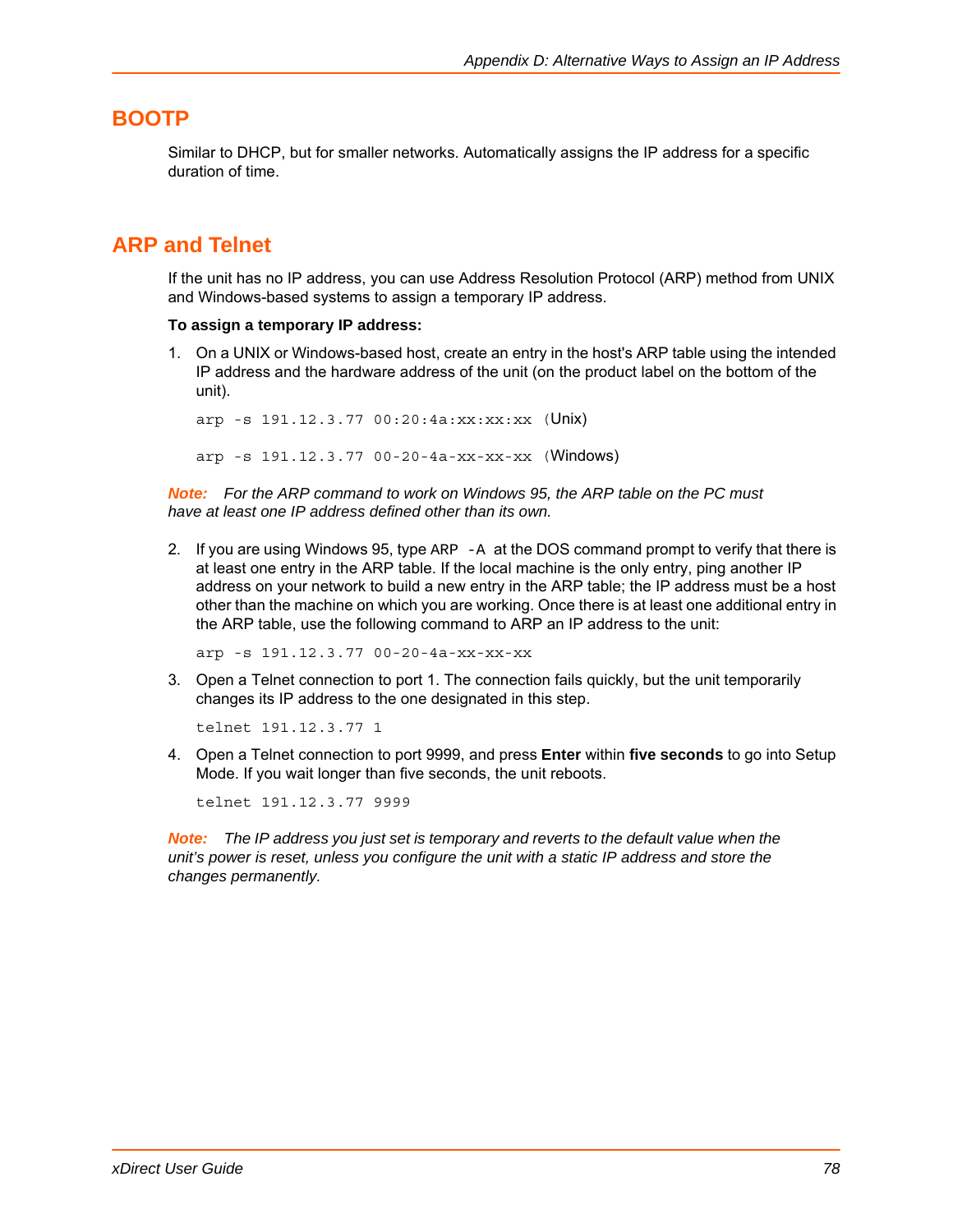## BOOTP

Similar to DHCP, but for smaller networks. Automatically assigns the IP address for a specific duration of time.

## ARP and Telnet

If the unit has no IP address, you can use Address Resolution Protocol (ARP) method from UNIX and Windows-based systems to assign a temporary IP address.

**To assign a temporary IP address:**

1. On a UNIX or Windows-based host, create an entry in the host's ARP table using the intended IP address and the hardware address of the unit (on the product label on the bottom of the unit).

   `arp -s 191.12.3.77 00:20:4a:xx:xx:xx` (Unix)

   `arp -s 191.12.3.77 00-20-4a-xx-xx-xx` (Windows)

***Note:*** *For the ARP command to work on Windows 95, the ARP table on the PC must have at least one IP address defined other than its own.*

2. If you are using Windows 95, type `ARP -A` at the DOS command prompt to verify that there is at least one entry in the ARP table. If the local machine is the only entry, ping another IP address on your network to build a new entry in the ARP table; the IP address must be a host other than the machine on which you are working. Once there is at least one additional entry in the ARP table, use the following command to ARP an IP address to the unit:

   ```
   arp -s 191.12.3.77 00-20-4a-xx-xx-xx
   ```

3. Open a Telnet connection to port 1. The connection fails quickly, but the unit temporarily changes its IP address to the one designated in this step.

   ```
   telnet 191.12.3.77 1
   ```

4. Open a Telnet connection to port 9999, and press **Enter** within **five seconds** to go into Setup Mode. If you wait longer than five seconds, the unit reboots.

   ```
   telnet 191.12.3.77 9999
   ```

***Note:*** *The IP address you just set is temporary and reverts to the default value when the unit's power is reset, unless you configure the unit with a static IP address and store the changes permanently.*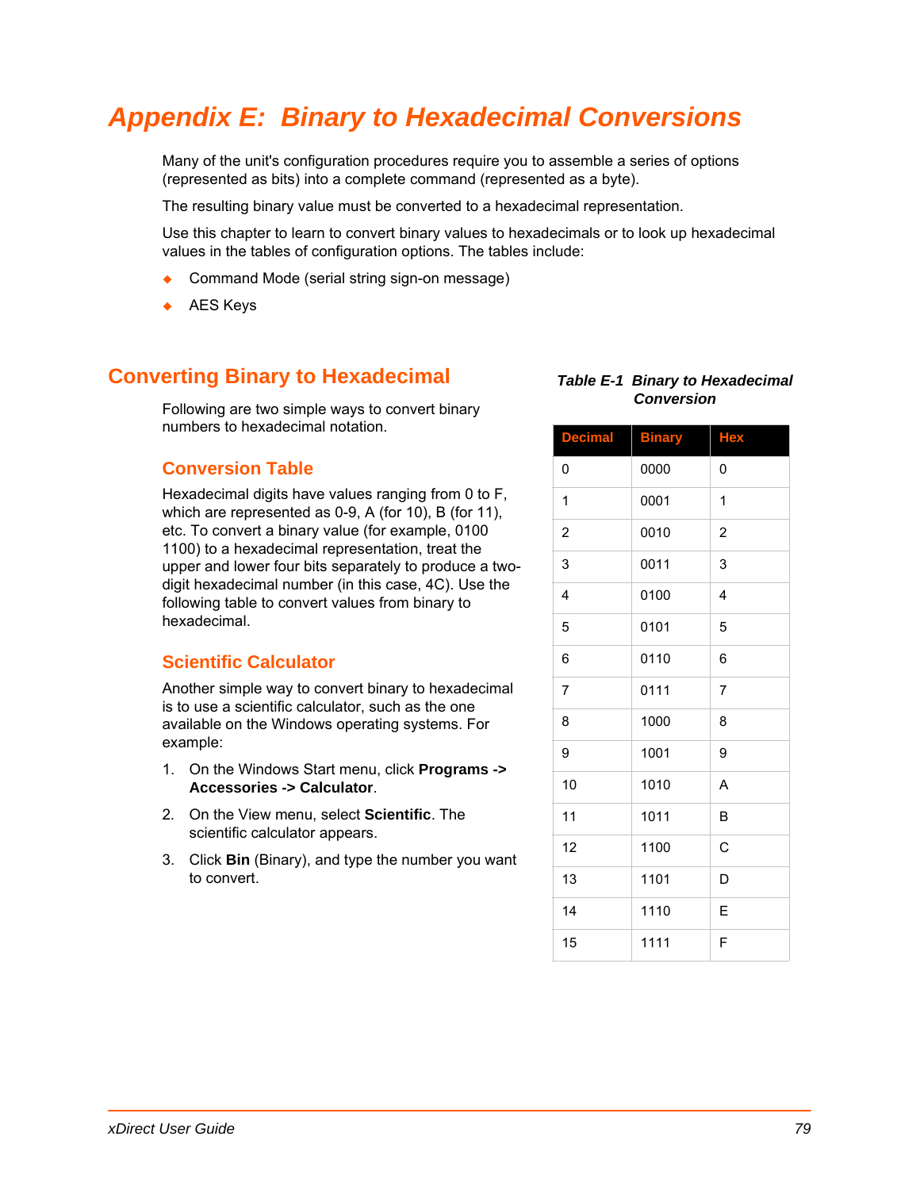# Appendix E: Binary to Hexadecimal Conversions

Many of the unit's configuration procedures require you to assemble a series of options (represented as bits) into a complete command (represented as a byte).

The resulting binary value must be converted to a hexadecimal representation.

Use this chapter to learn to convert binary values to hexadecimals or to look up hexadecimal values in the tables of configuration options. The tables include:

- Command Mode (serial string sign-on message)
- AES Keys

## Converting Binary to Hexadecimal

Following are two simple ways to convert binary numbers to hexadecimal notation.

### Conversion Table

Hexadecimal digits have values ranging from 0 to F, which are represented as 0-9, A (for 10), B (for 11), etc. To convert a binary value (for example, 0100 1100) to a hexadecimal representation, treat the upper and lower four bits separately to produce a two-digit hexadecimal number (in this case, 4C). Use the following table to convert values from binary to hexadecimal.

***Table E-1 Binary to Hexadecimal Conversion***

| Decimal | Binary | Hex |
|---|---|---|
| 0 | 0000 | 0 |
| 1 | 0001 | 1 |
| 2 | 0010 | 2 |
| 3 | 0011 | 3 |
| 4 | 0100 | 4 |
| 5 | 0101 | 5 |
| 6 | 0110 | 6 |
| 7 | 0111 | 7 |
| 8 | 1000 | 8 |
| 9 | 1001 | 9 |
| 10 | 1010 | A |
| 11 | 1011 | B |
| 12 | 1100 | C |
| 13 | 1101 | D |
| 14 | 1110 | E |
| 15 | 1111 | F |

### Scientific Calculator

Another simple way to convert binary to hexadecimal is to use a scientific calculator, such as the one available on the Windows operating systems. For example:

1. On the Windows Start menu, click **Programs -> Accessories -> Calculator**.
2. On the View menu, select **Scientific**. The scientific calculator appears.
3. Click **Bin** (Binary), and type the number you want to convert.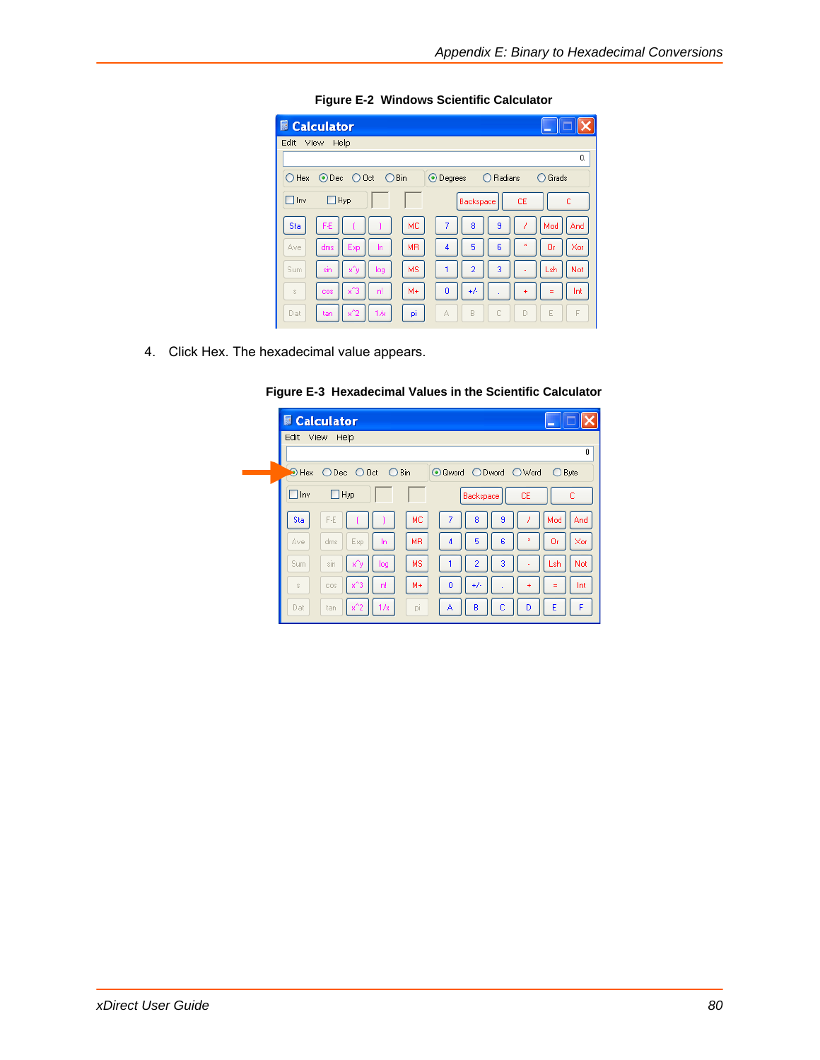**Figure E-2 Windows Scientific Calculator**

4. Click Hex. The hexadecimal value appears.

**Figure E-3 Hexadecimal Values in the Scientific Calculator**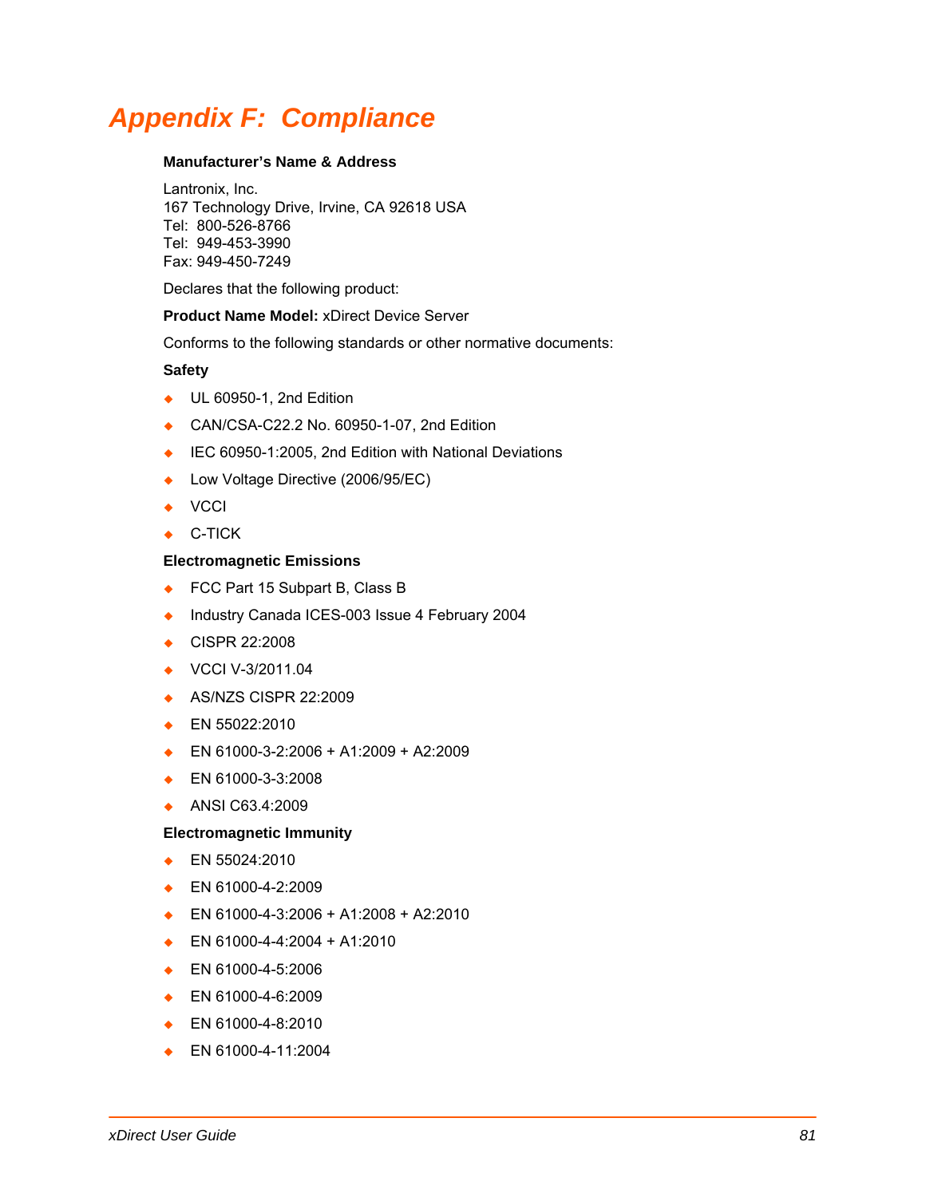# Appendix F: Compliance

**Manufacturer's Name & Address**

Lantronix, Inc.
167 Technology Drive, Irvine, CA 92618 USA
Tel: 800-526-8766
Tel: 949-453-3990
Fax: 949-450-7249

Declares that the following product:

**Product Name Model:** xDirect Device Server

Conforms to the following standards or other normative documents:

**Safety**

- UL 60950-1, 2nd Edition
- CAN/CSA-C22.2 No. 60950-1-07, 2nd Edition
- IEC 60950-1:2005, 2nd Edition with National Deviations
- Low Voltage Directive (2006/95/EC)
- VCCI
- C-TICK

**Electromagnetic Emissions**

- FCC Part 15 Subpart B, Class B
- Industry Canada ICES-003 Issue 4 February 2004
- CISPR 22:2008
- VCCI V-3/2011.04
- AS/NZS CISPR 22:2009
- EN 55022:2010
- EN 61000-3-2:2006 + A1:2009 + A2:2009
- EN 61000-3-3:2008
- ANSI C63.4:2009

**Electromagnetic Immunity**

- EN 55024:2010
- EN 61000-4-2:2009
- EN 61000-4-3:2006 + A1:2008 + A2:2010
- EN 61000-4-4:2004 + A1:2010
- EN 61000-4-5:2006
- EN 61000-4-6:2009
- EN 61000-4-8:2010
- EN 61000-4-11:2004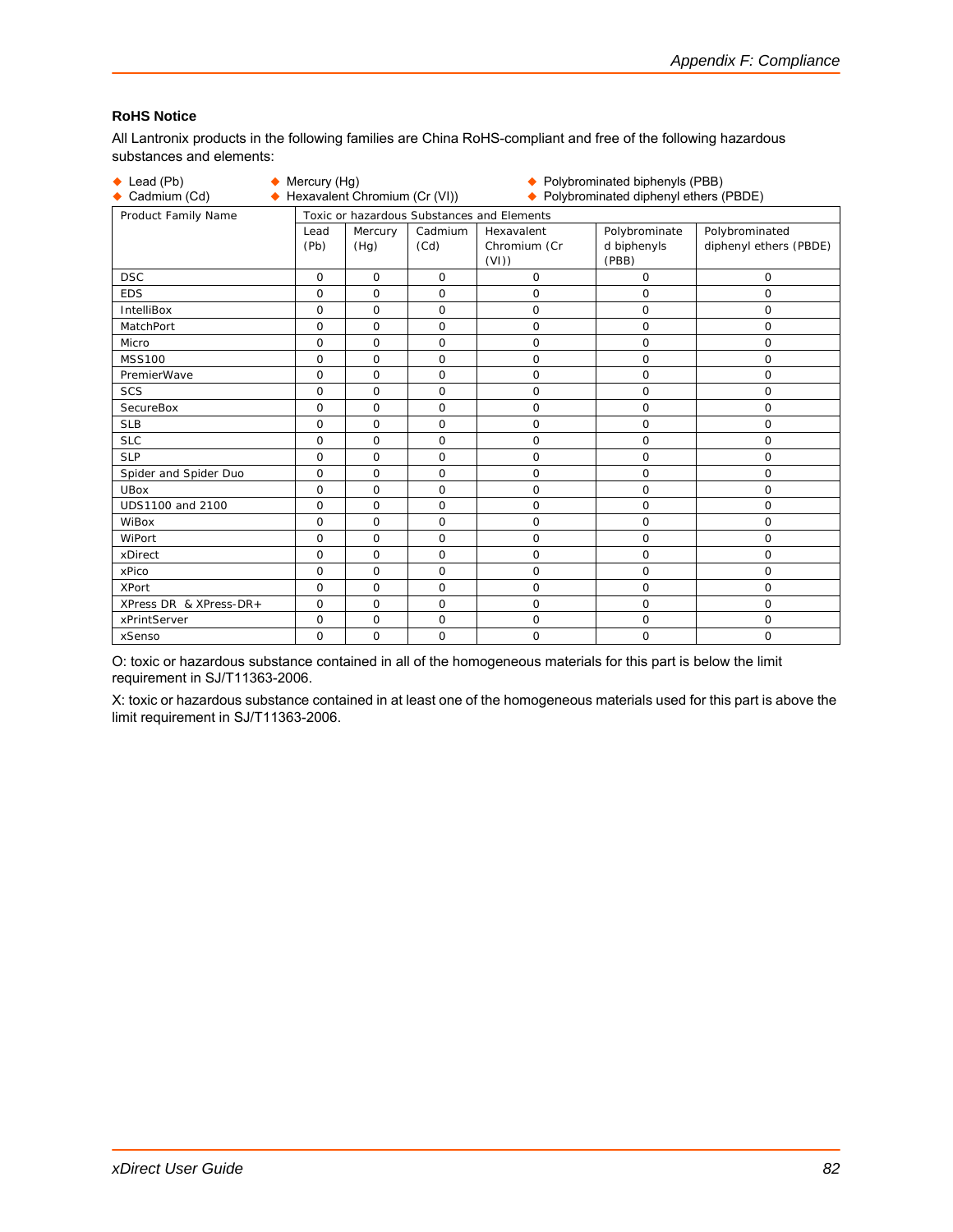### RoHS Notice

All Lantronix products in the following families are China RoHS-compliant and free of the following hazardous substances and elements:

- Lead (Pb)
- Cadmium (Cd)
- Mercury (Hg)
- Hexavalent Chromium (Cr (VI))
- Polybrominated biphenyls (PBB)
- Polybrominated diphenyl ethers (PBDE)

| Product Family Name | Toxic or hazardous Substances and Elements | | | | | |
|---|---|---|---|---|---|---|
| | Lead (Pb) | Mercury (Hg) | Cadmium (Cd) | Hexavalent Chromium (Cr (VI)) | Polybrominated biphenyls (PBB) | Polybrominated diphenyl ethers (PBDE) |
| DSC | 0 | 0 | 0 | 0 | 0 | 0 |
| EDS | 0 | 0 | 0 | 0 | 0 | 0 |
| IntelliBox | 0 | 0 | 0 | 0 | 0 | 0 |
| MatchPort | 0 | 0 | 0 | 0 | 0 | 0 |
| Micro | 0 | 0 | 0 | 0 | 0 | 0 |
| MSS100 | 0 | 0 | 0 | 0 | 0 | 0 |
| PremierWave | 0 | 0 | 0 | 0 | 0 | 0 |
| SCS | 0 | 0 | 0 | 0 | 0 | 0 |
| SecureBox | 0 | 0 | 0 | 0 | 0 | 0 |
| SLB | 0 | 0 | 0 | 0 | 0 | 0 |
| SLC | 0 | 0 | 0 | 0 | 0 | 0 |
| SLP | 0 | 0 | 0 | 0 | 0 | 0 |
| Spider and Spider Duo | 0 | 0 | 0 | 0 | 0 | 0 |
| UBox | 0 | 0 | 0 | 0 | 0 | 0 |
| UDS1100 and 2100 | 0 | 0 | 0 | 0 | 0 | 0 |
| WiBox | 0 | 0 | 0 | 0 | 0 | 0 |
| WiPort | 0 | 0 | 0 | 0 | 0 | 0 |
| xDirect | 0 | 0 | 0 | 0 | 0 | 0 |
| xPico | 0 | 0 | 0 | 0 | 0 | 0 |
| XPort | 0 | 0 | 0 | 0 | 0 | 0 |
| XPress DR & XPress-DR+ | 0 | 0 | 0 | 0 | 0 | 0 |
| xPrintServer | 0 | 0 | 0 | 0 | 0 | 0 |
| xSenso | 0 | 0 | 0 | 0 | 0 | 0 |

O: toxic or hazardous substance contained in all of the homogeneous materials for this part is below the limit requirement in SJ/T11363-2006.

X: toxic or hazardous substance contained in at least one of the homogeneous materials used for this part is above the limit requirement in SJ/T11363-2006.